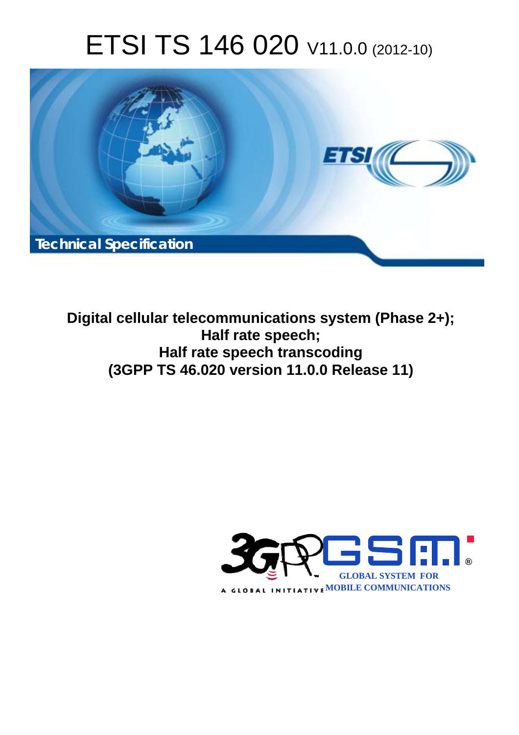# ETSI TS 146 020 V11.0.0 (2012-10)

Technical Specification

**Digital cellular telecommunications system (Phase 2+);**
**Half rate speech;**
**Half rate speech transcoding**
**(3GPP TS 46.020 version 11.0.0 Release 11)**

GLOBAL SYSTEM FOR MOBILE COMMUNICATIONS

A GLOBAL INITIATIVE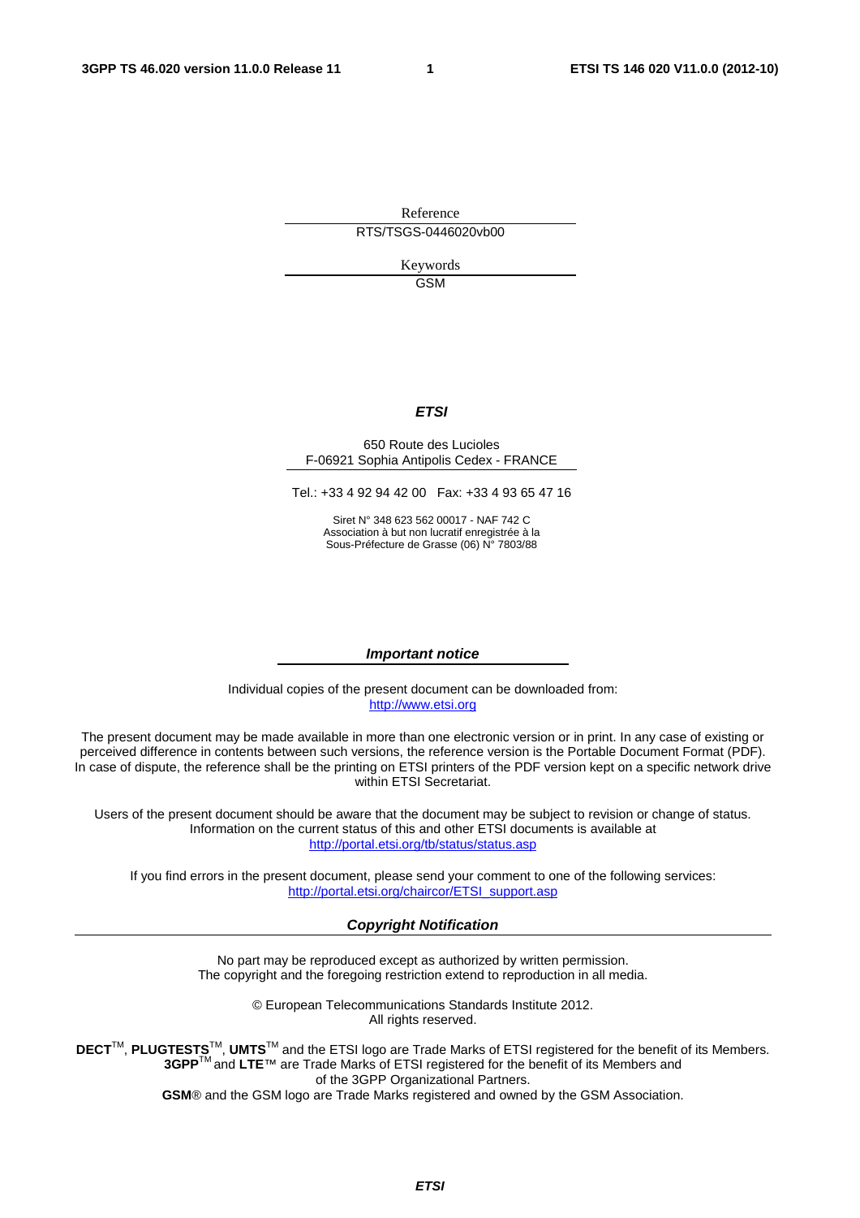Reference

RTS/TSGS-0446020vb00

Keywords

GSM

***ETSI***

650 Route des Lucioles
F-06921 Sophia Antipolis Cedex - FRANCE

Tel.: +33 4 92 94 42 00 Fax: +33 4 93 65 47 16

Siret N° 348 623 562 00017 - NAF 742 C
Association à but non lucratif enregistrée à la
Sous-Préfecture de Grasse (06) N° 7803/88

***Important notice***

Individual copies of the present document can be downloaded from:
http://www.etsi.org

The present document may be made available in more than one electronic version or in print. In any case of existing or perceived difference in contents between such versions, the reference version is the Portable Document Format (PDF). In case of dispute, the reference shall be the printing on ETSI printers of the PDF version kept on a specific network drive within ETSI Secretariat.

Users of the present document should be aware that the document may be subject to revision or change of status. Information on the current status of this and other ETSI documents is available at
http://portal.etsi.org/tb/status/status.asp

If you find errors in the present document, please send your comment to one of the following services:
http://portal.etsi.org/chaircor/ETSI_support.asp

***Copyright Notification***

No part may be reproduced except as authorized by written permission.
The copyright and the foregoing restriction extend to reproduction in all media.

© European Telecommunications Standards Institute 2012.
All rights reserved.

**DECT**™, **PLUGTESTS**™, **UMTS**™ and the ETSI logo are Trade Marks of ETSI registered for the benefit of its Members.
**3GPP**™ and **LTE**™ are Trade Marks of ETSI registered for the benefit of its Members and
of the 3GPP Organizational Partners.
**GSM**® and the GSM logo are Trade Marks registered and owned by the GSM Association.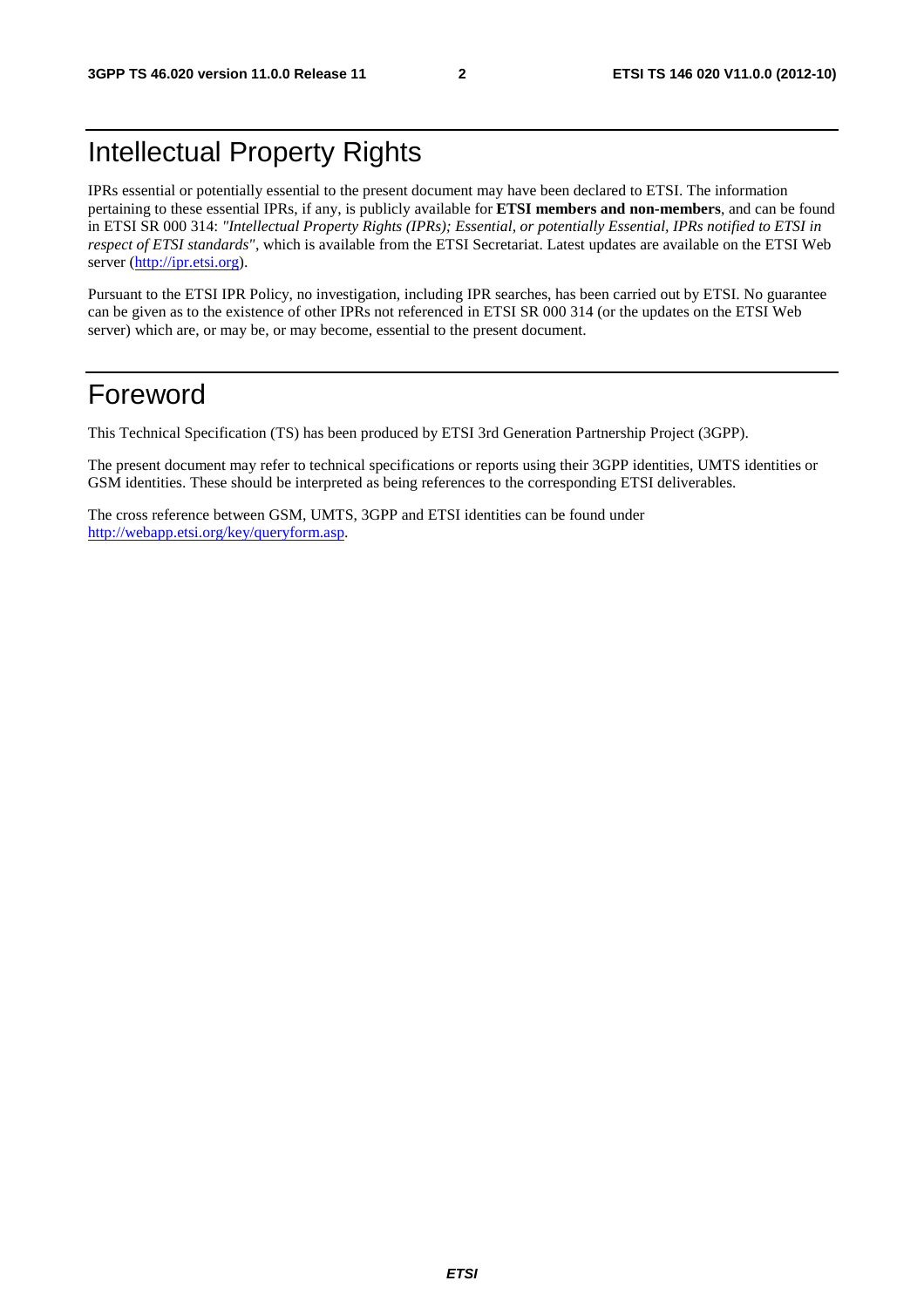# Intellectual Property Rights

IPRs essential or potentially essential to the present document may have been declared to ETSI. The information pertaining to these essential IPRs, if any, is publicly available for **ETSI members and non-members**, and can be found in ETSI SR 000 314: *"Intellectual Property Rights (IPRs); Essential, or potentially Essential, IPRs notified to ETSI in respect of ETSI standards"*, which is available from the ETSI Secretariat. Latest updates are available on the ETSI Web server (http://ipr.etsi.org).

Pursuant to the ETSI IPR Policy, no investigation, including IPR searches, has been carried out by ETSI. No guarantee can be given as to the existence of other IPRs not referenced in ETSI SR 000 314 (or the updates on the ETSI Web server) which are, or may be, or may become, essential to the present document.

# Foreword

This Technical Specification (TS) has been produced by ETSI 3rd Generation Partnership Project (3GPP).

The present document may refer to technical specifications or reports using their 3GPP identities, UMTS identities or GSM identities. These should be interpreted as being references to the corresponding ETSI deliverables.

The cross reference between GSM, UMTS, 3GPP and ETSI identities can be found under http://webapp.etsi.org/key/queryform.asp.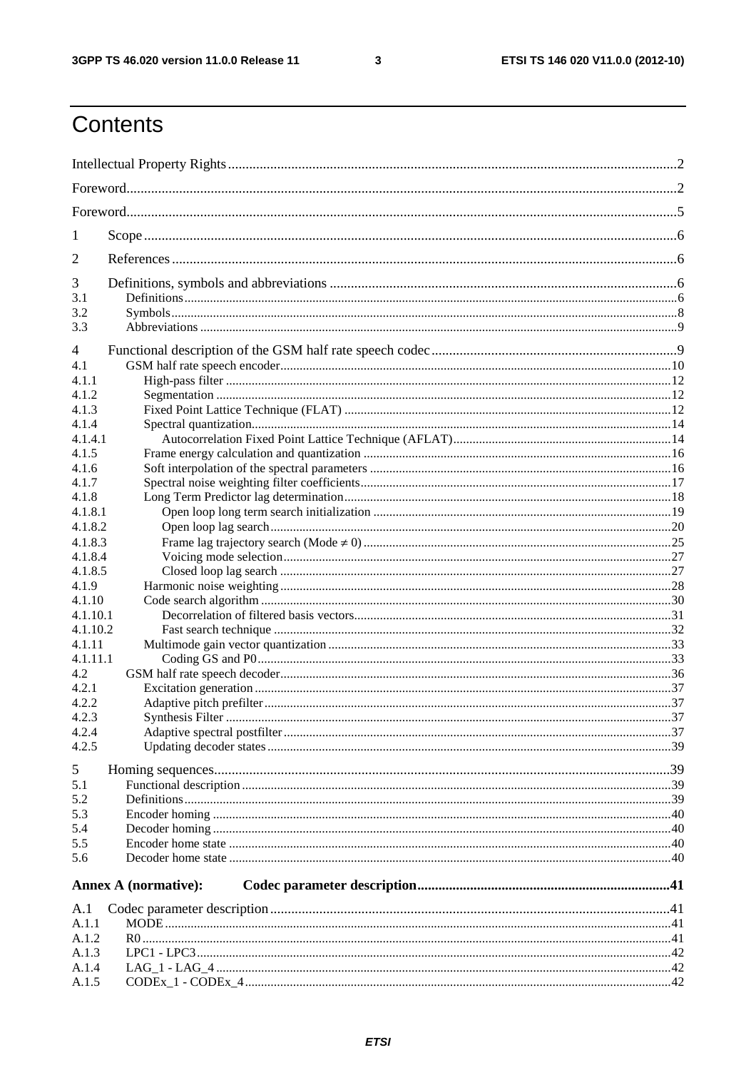# Contents

Intellectual Property Rights ............................................................ 2

Foreword ............................................................ 2

Foreword ............................................................ 5

1 Scope ............................................................ 6

2 References ............................................................ 6

3 Definitions, symbols and abbreviations ............................................................ 6

3.1 Definitions ............................................................ 6

3.2 Symbols ............................................................ 8

3.3 Abbreviations ............................................................ 9

4 Functional description of the GSM half rate speech codec ............................................................ 9

4.1 GSM half rate speech encoder ............................................................ 10

4.1.1 High-pass filter ............................................................ 12

4.1.2 Segmentation ............................................................ 12

4.1.3 Fixed Point Lattice Technique (FLAT) ............................................................ 12

4.1.4 Spectral quantization ............................................................ 14

4.1.4.1 Autocorrelation Fixed Point Lattice Technique (AFLAT) ............................................................ 14

4.1.5 Frame energy calculation and quantization ............................................................ 16

4.1.6 Soft interpolation of the spectral parameters ............................................................ 16

4.1.7 Spectral noise weighting filter coefficients ............................................................ 17

4.1.8 Long Term Predictor lag determination ............................................................ 18

4.1.8.1 Open loop long term search initialization ............................................................ 19

4.1.8.2 Open loop lag search ............................................................ 20

4.1.8.3 Frame lag trajectory search (Mode ≠ 0) ............................................................ 25

4.1.8.4 Voicing mode selection ............................................................ 27

4.1.8.5 Closed loop lag search ............................................................ 27

4.1.9 Harmonic noise weighting ............................................................ 28

4.1.10 Code search algorithm ............................................................ 30

4.1.10.1 Decorrelation of filtered basis vectors ............................................................ 31

4.1.10.2 Fast search technique ............................................................ 32

4.1.11 Multimode gain vector quantization ............................................................ 33

4.1.11.1 Coding GS and P0 ............................................................ 33

4.2 GSM half rate speech decoder ............................................................ 36

4.2.1 Excitation generation ............................................................ 37

4.2.2 Adaptive pitch prefilter ............................................................ 37

4.2.3 Synthesis Filter ............................................................ 37

4.2.4 Adaptive spectral postfilter ............................................................ 37

4.2.5 Updating decoder states ............................................................ 39

5 Homing sequences ............................................................ 39

5.1 Functional description ............................................................ 39

5.2 Definitions ............................................................ 39

5.3 Encoder homing ............................................................ 40

5.4 Decoder homing ............................................................ 40

5.5 Encoder home state ............................................................ 40

5.6 Decoder home state ............................................................ 40

**Annex A (normative): Codec parameter description ............................................................ 41**

A.1 Codec parameter description ............................................................ 41

A.1.1 MODE ............................................................ 41

A.1.2 R0 ............................................................ 41

A.1.3 LPC1 - LPC3 ............................................................ 42

A.1.4 LAG_1 - LAG_4 ............................................................ 42

A.1.5 CODEx_1 - CODEx_4 ............................................................ 42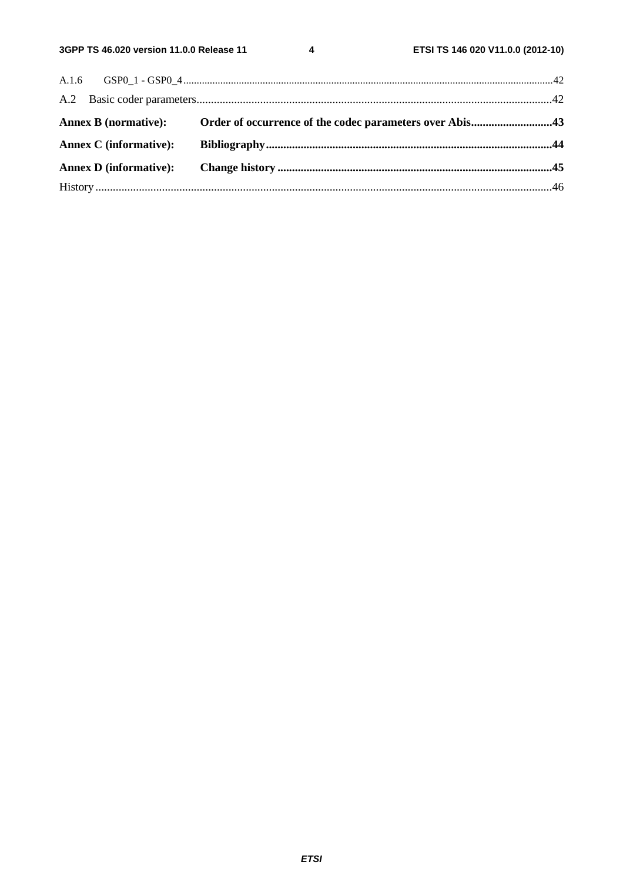A.1.6 GSP0_1 - GSP0_4 ....................................................................................................................................................42

A.2 Basic coder parameters .........................................................................................................................42

**Annex B (normative): Order of occurrence of the codec parameters over Abis ..........................43**

**Annex C (informative): Bibliography ..................................................................................................44**

**Annex D (informative): Change history ..............................................................................................45**

History ..............................................................................................................................................................46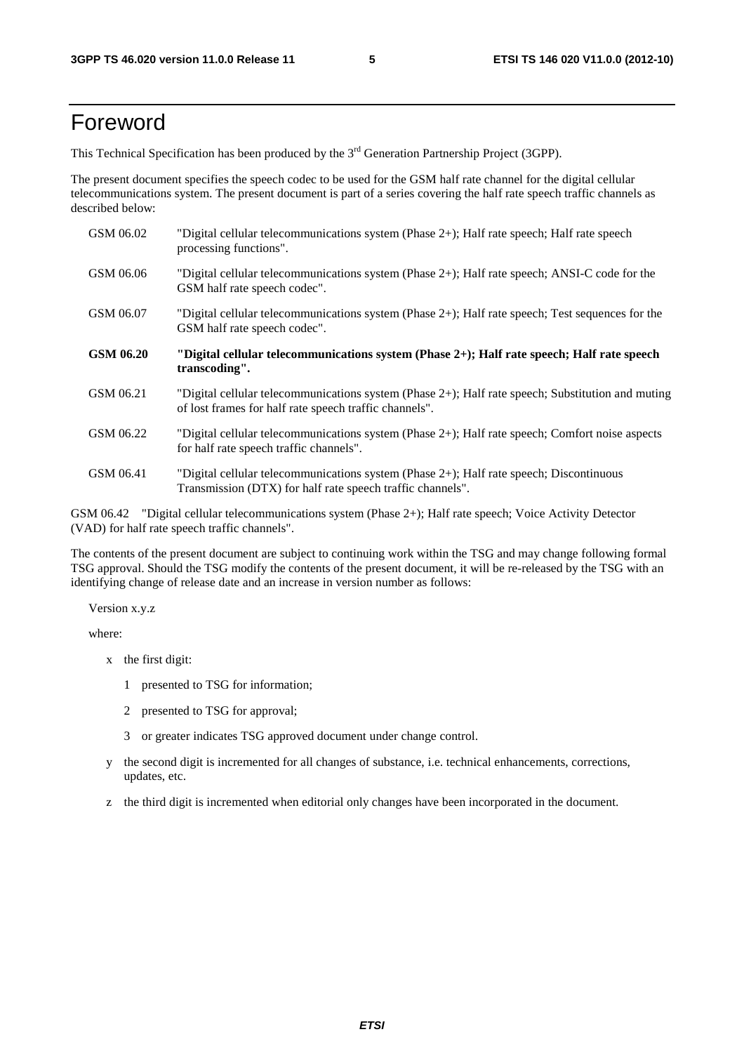# Foreword

This Technical Specification has been produced by the 3rd Generation Partnership Project (3GPP).

The present document specifies the speech codec to be used for the GSM half rate channel for the digital cellular telecommunications system. The present document is part of a series covering the half rate speech traffic channels as described below:

GSM 06.02 "Digital cellular telecommunications system (Phase 2+); Half rate speech; Half rate speech processing functions".

GSM 06.06 "Digital cellular telecommunications system (Phase 2+); Half rate speech; ANSI-C code for the GSM half rate speech codec".

GSM 06.07 "Digital cellular telecommunications system (Phase 2+); Half rate speech; Test sequences for the GSM half rate speech codec".

**GSM 06.20 "Digital cellular telecommunications system (Phase 2+); Half rate speech; Half rate speech transcoding".**

GSM 06.21 "Digital cellular telecommunications system (Phase 2+); Half rate speech; Substitution and muting of lost frames for half rate speech traffic channels".

GSM 06.22 "Digital cellular telecommunications system (Phase 2+); Half rate speech; Comfort noise aspects for half rate speech traffic channels".

GSM 06.41 "Digital cellular telecommunications system (Phase 2+); Half rate speech; Discontinuous Transmission (DTX) for half rate speech traffic channels".

GSM 06.42 "Digital cellular telecommunications system (Phase 2+); Half rate speech; Voice Activity Detector (VAD) for half rate speech traffic channels".

The contents of the present document are subject to continuing work within the TSG and may change following formal TSG approval. Should the TSG modify the contents of the present document, it will be re-released by the TSG with an identifying change of release date and an increase in version number as follows:

Version x.y.z

where:

- x the first digit:
  - 1 presented to TSG for information;
  - 2 presented to TSG for approval;
  - 3 or greater indicates TSG approved document under change control.
- y the second digit is incremented for all changes of substance, i.e. technical enhancements, corrections, updates, etc.
- z the third digit is incremented when editorial only changes have been incorporated in the document.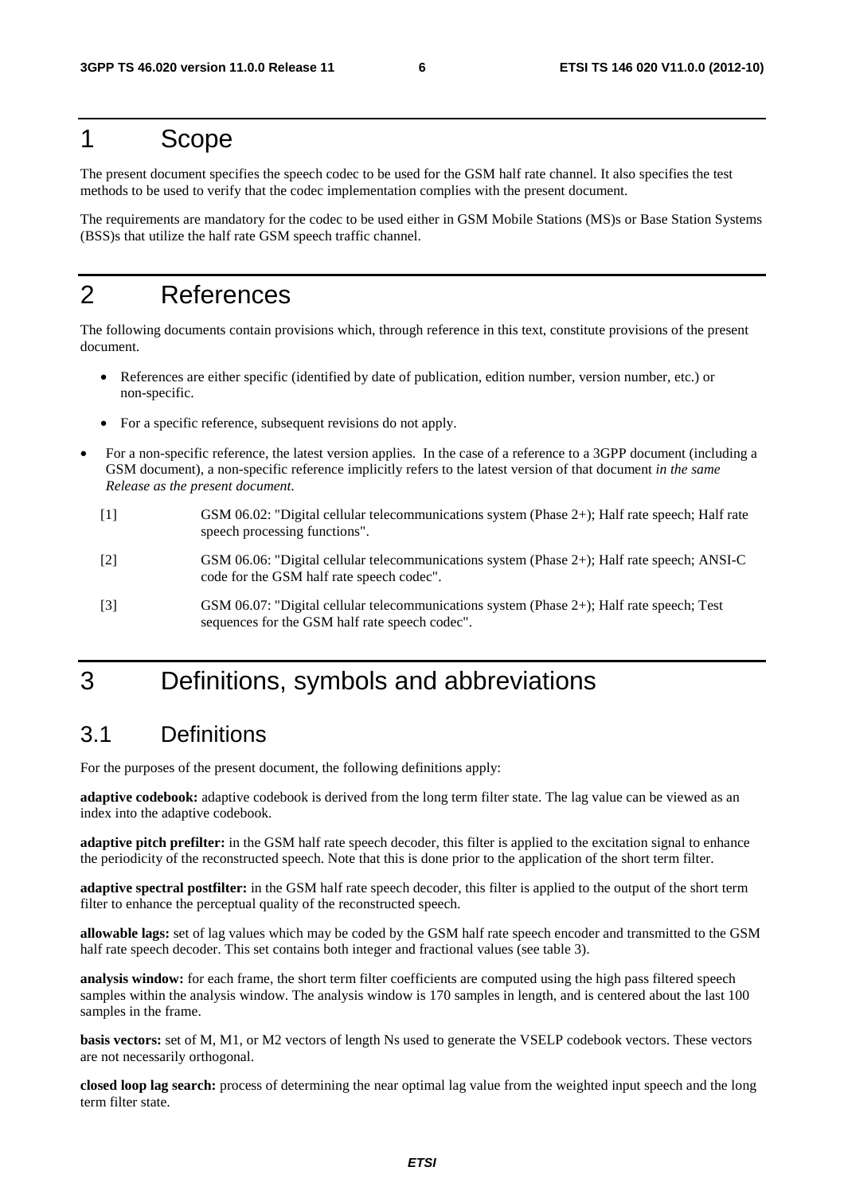# 1 Scope

The present document specifies the speech codec to be used for the GSM half rate channel. It also specifies the test methods to be used to verify that the codec implementation complies with the present document.

The requirements are mandatory for the codec to be used either in GSM Mobile Stations (MS)s or Base Station Systems (BSS)s that utilize the half rate GSM speech traffic channel.

# 2 References

The following documents contain provisions which, through reference in this text, constitute provisions of the present document.

- References are either specific (identified by date of publication, edition number, version number, etc.) or non-specific.
- For a specific reference, subsequent revisions do not apply.
- For a non-specific reference, the latest version applies. In the case of a reference to a 3GPP document (including a GSM document), a non-specific reference implicitly refers to the latest version of that document *in the same Release as the present document*.

[1] GSM 06.02: "Digital cellular telecommunications system (Phase 2+); Half rate speech; Half rate speech processing functions".

[2] GSM 06.06: "Digital cellular telecommunications system (Phase 2+); Half rate speech; ANSI-C code for the GSM half rate speech codec".

[3] GSM 06.07: "Digital cellular telecommunications system (Phase 2+); Half rate speech; Test sequences for the GSM half rate speech codec".

# 3 Definitions, symbols and abbreviations

## 3.1 Definitions

For the purposes of the present document, the following definitions apply:

**adaptive codebook:** adaptive codebook is derived from the long term filter state. The lag value can be viewed as an index into the adaptive codebook.

**adaptive pitch prefilter:** in the GSM half rate speech decoder, this filter is applied to the excitation signal to enhance the periodicity of the reconstructed speech. Note that this is done prior to the application of the short term filter.

**adaptive spectral postfilter:** in the GSM half rate speech decoder, this filter is applied to the output of the short term filter to enhance the perceptual quality of the reconstructed speech.

**allowable lags:** set of lag values which may be coded by the GSM half rate speech encoder and transmitted to the GSM half rate speech decoder. This set contains both integer and fractional values (see table 3).

**analysis window:** for each frame, the short term filter coefficients are computed using the high pass filtered speech samples within the analysis window. The analysis window is 170 samples in length, and is centered about the last 100 samples in the frame.

**basis vectors:** set of M, M1, or M2 vectors of length Ns used to generate the VSELP codebook vectors. These vectors are not necessarily orthogonal.

**closed loop lag search:** process of determining the near optimal lag value from the weighted input speech and the long term filter state.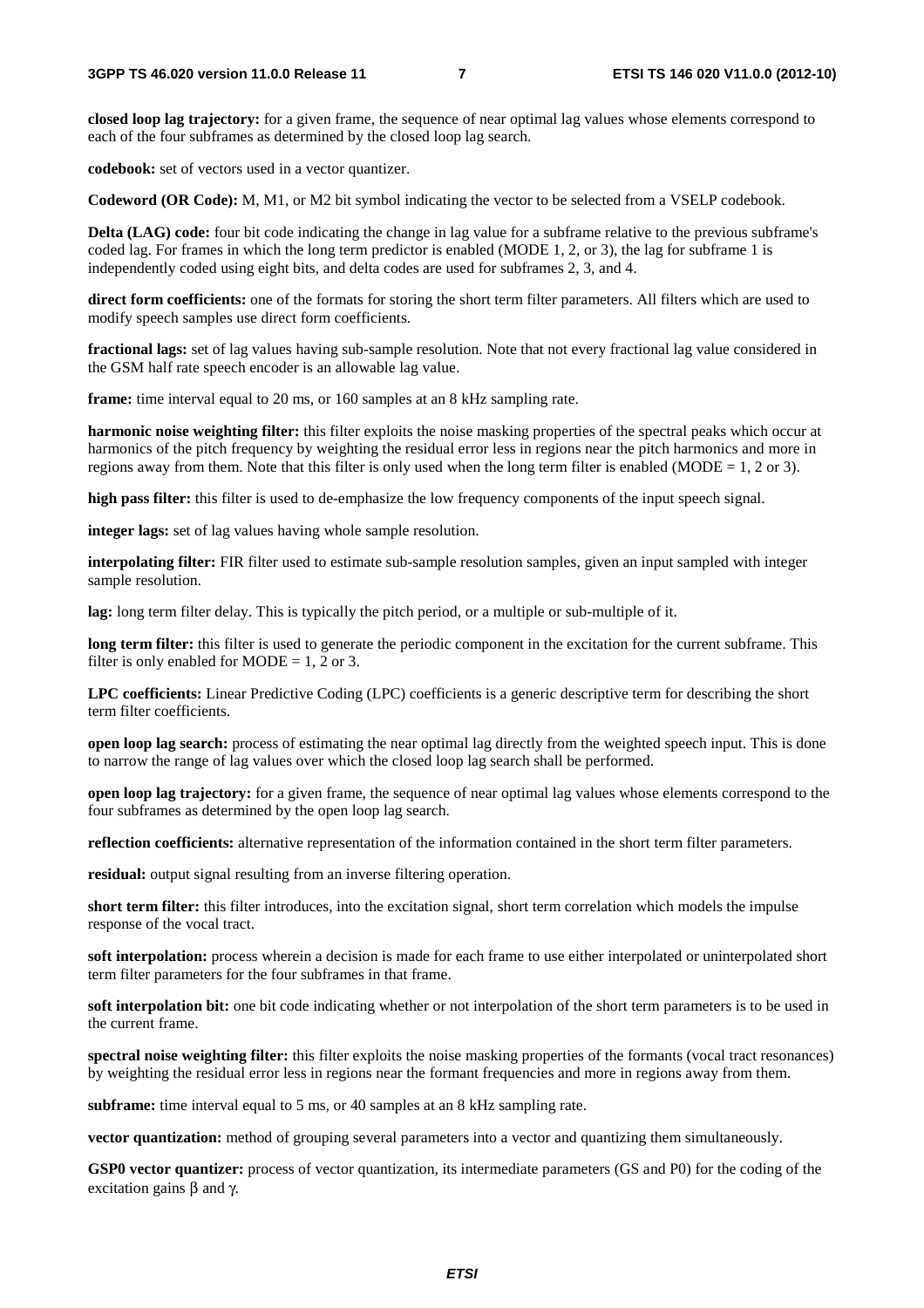**closed loop lag trajectory:** for a given frame, the sequence of near optimal lag values whose elements correspond to each of the four subframes as determined by the closed loop lag search.

**codebook:** set of vectors used in a vector quantizer.

**Codeword (OR Code):** M, M1, or M2 bit symbol indicating the vector to be selected from a VSELP codebook.

**Delta (LAG) code:** four bit code indicating the change in lag value for a subframe relative to the previous subframe's coded lag. For frames in which the long term predictor is enabled (MODE 1, 2, or 3), the lag for subframe 1 is independently coded using eight bits, and delta codes are used for subframes 2, 3, and 4.

**direct form coefficients:** one of the formats for storing the short term filter parameters. All filters which are used to modify speech samples use direct form coefficients.

**fractional lags:** set of lag values having sub-sample resolution. Note that not every fractional lag value considered in the GSM half rate speech encoder is an allowable lag value.

**frame:** time interval equal to 20 ms, or 160 samples at an 8 kHz sampling rate.

**harmonic noise weighting filter:** this filter exploits the noise masking properties of the spectral peaks which occur at harmonics of the pitch frequency by weighting the residual error less in regions near the pitch harmonics and more in regions away from them. Note that this filter is only used when the long term filter is enabled (MODE = 1, 2 or 3).

**high pass filter:** this filter is used to de-emphasize the low frequency components of the input speech signal.

**integer lags:** set of lag values having whole sample resolution.

**interpolating filter:** FIR filter used to estimate sub-sample resolution samples, given an input sampled with integer sample resolution.

**lag:** long term filter delay. This is typically the pitch period, or a multiple or sub-multiple of it.

**long term filter:** this filter is used to generate the periodic component in the excitation for the current subframe. This filter is only enabled for MODE = 1, 2 or 3.

**LPC coefficients:** Linear Predictive Coding (LPC) coefficients is a generic descriptive term for describing the short term filter coefficients.

**open loop lag search:** process of estimating the near optimal lag directly from the weighted speech input. This is done to narrow the range of lag values over which the closed loop lag search shall be performed.

**open loop lag trajectory:** for a given frame, the sequence of near optimal lag values whose elements correspond to the four subframes as determined by the open loop lag search.

**reflection coefficients:** alternative representation of the information contained in the short term filter parameters.

**residual:** output signal resulting from an inverse filtering operation.

**short term filter:** this filter introduces, into the excitation signal, short term correlation which models the impulse response of the vocal tract.

**soft interpolation:** process wherein a decision is made for each frame to use either interpolated or uninterpolated short term filter parameters for the four subframes in that frame.

**soft interpolation bit:** one bit code indicating whether or not interpolation of the short term parameters is to be used in the current frame.

**spectral noise weighting filter:** this filter exploits the noise masking properties of the formants (vocal tract resonances) by weighting the residual error less in regions near the formant frequencies and more in regions away from them.

**subframe:** time interval equal to 5 ms, or 40 samples at an 8 kHz sampling rate.

**vector quantization:** method of grouping several parameters into a vector and quantizing them simultaneously.

**GSP0 vector quantizer:** process of vector quantization, its intermediate parameters (GS and P0) for the coding of the excitation gains $\beta$ and $\gamma$.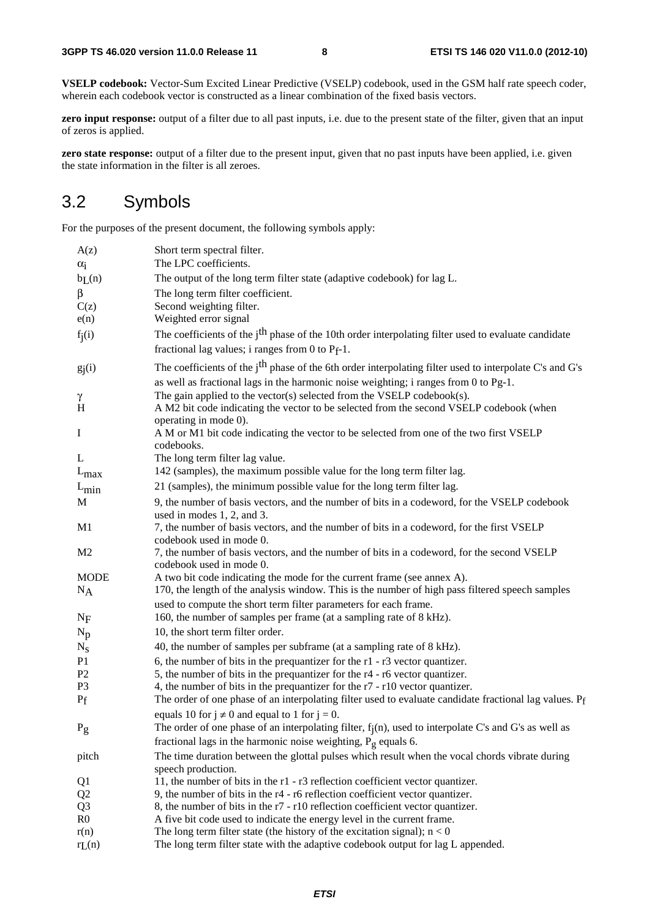**VSELP codebook:** Vector-Sum Excited Linear Predictive (VSELP) codebook, used in the GSM half rate speech coder, wherein each codebook vector is constructed as a linear combination of the fixed basis vectors.

**zero input response:** output of a filter due to all past inputs, i.e. due to the present state of the filter, given that an input of zeros is applied.

**zero state response:** output of a filter due to the present input, given that no past inputs have been applied, i.e. given the state information in the filter is all zeroes.

## 3.2 Symbols

For the purposes of the present document, the following symbols apply:

| | |
|---|---|
| $A(z)$ | Short term spectral filter. |
| $\alpha_i$ | The LPC coefficients. |
| $b_L(n)$ | The output of the long term filter state (adaptive codebook) for lag L. |
| $\beta$ | The long term filter coefficient. |
| $C(z)$ | Second weighting filter. |
| $e(n)$ | Weighted error signal |
| $f_j(i)$ | The coefficients of the $j^{th}$ phase of the 10th order interpolating filter used to evaluate candidate fractional lag values; i ranges from 0 to $P_f$-1. |
| $g_j(i)$ | The coefficients of the $j^{th}$ phase of the 6th order interpolating filter used to interpolate C's and G's as well as fractional lags in the harmonic noise weighting; i ranges from 0 to Pg-1. |
| $\gamma$ | The gain applied to the vector(s) selected from the VSELP codebook(s). |
| H | A M2 bit code indicating the vector to be selected from the second VSELP codebook (when operating in mode 0). |
| I | A M or M1 bit code indicating the vector to be selected from one of the two first VSELP codebooks. |
| L | The long term filter lag value. |
| $L_{max}$ | 142 (samples), the maximum possible value for the long term filter lag. |
| $L_{min}$ | 21 (samples), the minimum possible value for the long term filter lag. |
| M | 9, the number of basis vectors, and the number of bits in a codeword, for the VSELP codebook used in modes 1, 2, and 3. |
| M1 | 7, the number of basis vectors, and the number of bits in a codeword, for the first VSELP codebook used in mode 0. |
| M2 | 7, the number of basis vectors, and the number of bits in a codeword, for the second VSELP codebook used in mode 0. |
| MODE | A two bit code indicating the mode for the current frame (see annex A). |
| $N_A$ | 170, the length of the analysis window. This is the number of high pass filtered speech samples used to compute the short term filter parameters for each frame. |
| $N_F$ | 160, the number of samples per frame (at a sampling rate of 8 kHz). |
| $N_p$ | 10, the short term filter order. |
| $N_s$ | 40, the number of samples per subframe (at a sampling rate of 8 kHz). |
| P1 | 6, the number of bits in the prequantizer for the r1 - r3 vector quantizer. |
| P2 | 5, the number of bits in the prequantizer for the r4 - r6 vector quantizer. |
| P3 | 4, the number of bits in the prequantizer for the r7 - r10 vector quantizer. |
| $P_f$ | The order of one phase of an interpolating filter used to evaluate candidate fractional lag values. $P_f$ equals 10 for $j \neq 0$ and equal to 1 for $j = 0$. |
| $P_g$ | The order of one phase of an interpolating filter, $f_j(n)$, used to interpolate C's and G's as well as fractional lags in the harmonic noise weighting, $P_g$ equals 6. |
| pitch | The time duration between the glottal pulses which result when the vocal chords vibrate during speech production. |
| Q1 | 11, the number of bits in the r1 - r3 reflection coefficient vector quantizer. |
| Q2 | 9, the number of bits in the r4 - r6 reflection coefficient vector quantizer. |
| Q3 | 8, the number of bits in the r7 - r10 reflection coefficient vector quantizer. |
| R0 | A five bit code used to indicate the energy level in the current frame. |
| $r(n)$ | The long term filter state (the history of the excitation signal); $n < 0$ |
| $r_L(n)$ | The long term filter state with the adaptive codebook output for lag L appended. |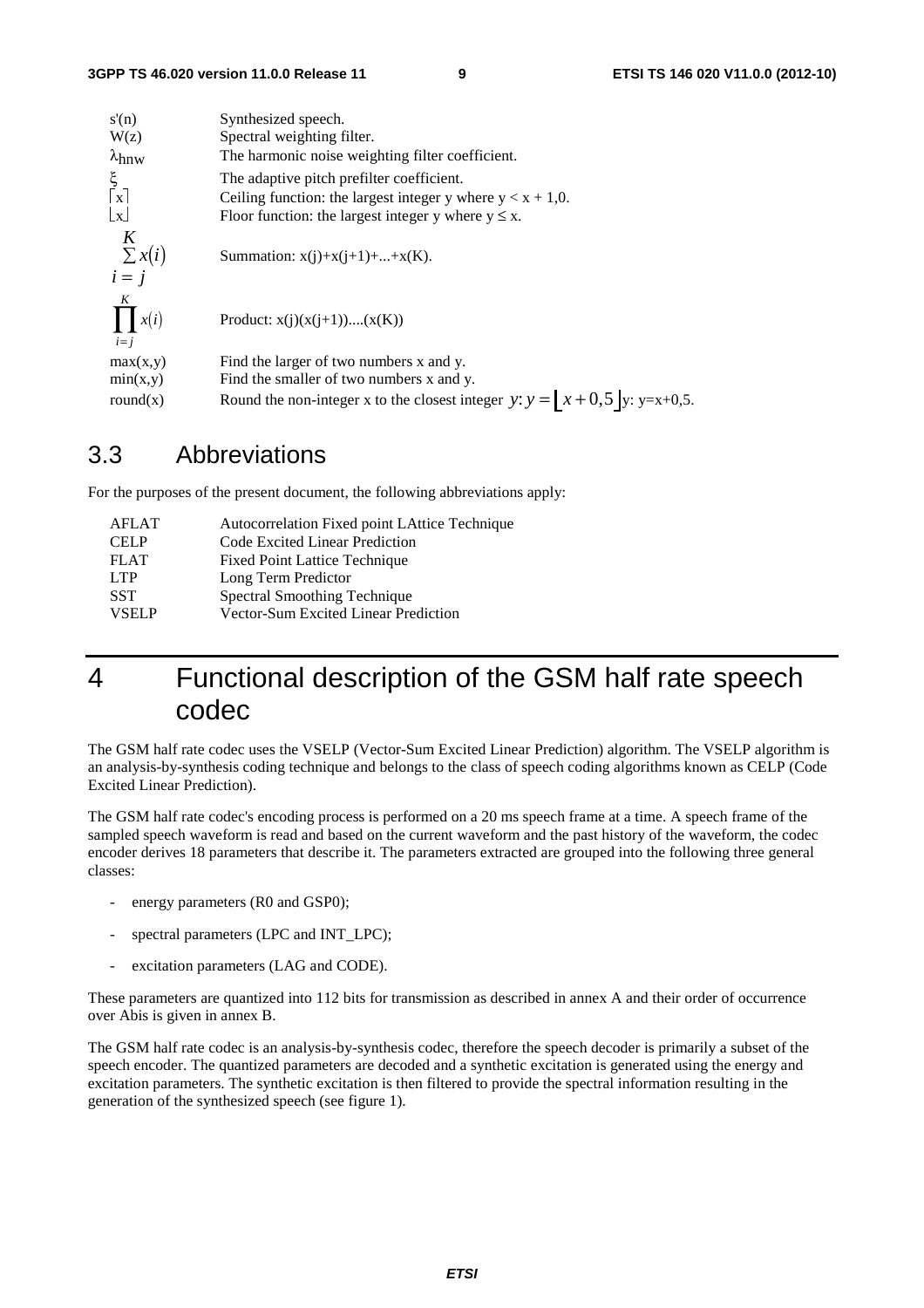| | |
|---|---|
| s'(n) | Synthesized speech. |
| W(z) | Spectral weighting filter. |
| $\lambda_{hnw}$ | The harmonic noise weighting filter coefficient. |
| $\xi$ | The adaptive pitch prefilter coefficient. |
| $\lceil x \rceil$ | Ceiling function: the largest integer y where y < x + 1,0. |
| $\lfloor x \rfloor$ | Floor function: the largest integer y where y ≤ x. |
| $\sum_{i=j}^{K} x(i)$ | Summation: x(j)+x(j+1)+...+x(K). |
| $\prod_{i=j}^{K} x(i)$ | Product: x(j)(x(j+1))....(x(K)) |
| max(x,y) | Find the larger of two numbers x and y. |
| min(x,y) | Find the smaller of two numbers x and y. |
| round(x) | Round the non-integer x to the closest integer $y$: $y = \lfloor x + 0{,}5 \rfloor$ y: y=x+0,5. |

## 3.3 Abbreviations

For the purposes of the present document, the following abbreviations apply:

| | |
|---|---|
| AFLAT | Autocorrelation Fixed point LAttice Technique |
| CELP | Code Excited Linear Prediction |
| FLAT | Fixed Point Lattice Technique |
| LTP | Long Term Predictor |
| SST | Spectral Smoothing Technique |
| VSELP | Vector-Sum Excited Linear Prediction |

# 4 Functional description of the GSM half rate speech codec

The GSM half rate codec uses the VSELP (Vector-Sum Excited Linear Prediction) algorithm. The VSELP algorithm is an analysis-by-synthesis coding technique and belongs to the class of speech coding algorithms known as CELP (Code Excited Linear Prediction).

The GSM half rate codec's encoding process is performed on a 20 ms speech frame at a time. A speech frame of the sampled speech waveform is read and based on the current waveform and the past history of the waveform, the codec encoder derives 18 parameters that describe it. The parameters extracted are grouped into the following three general classes:

- energy parameters (R0 and GSP0);
- spectral parameters (LPC and INT_LPC);
- excitation parameters (LAG and CODE).

These parameters are quantized into 112 bits for transmission as described in annex A and their order of occurrence over Abis is given in annex B.

The GSM half rate codec is an analysis-by-synthesis codec, therefore the speech decoder is primarily a subset of the speech encoder. The quantized parameters are decoded and a synthetic excitation is generated using the energy and excitation parameters. The synthetic excitation is then filtered to provide the spectral information resulting in the generation of the synthesized speech (see figure 1).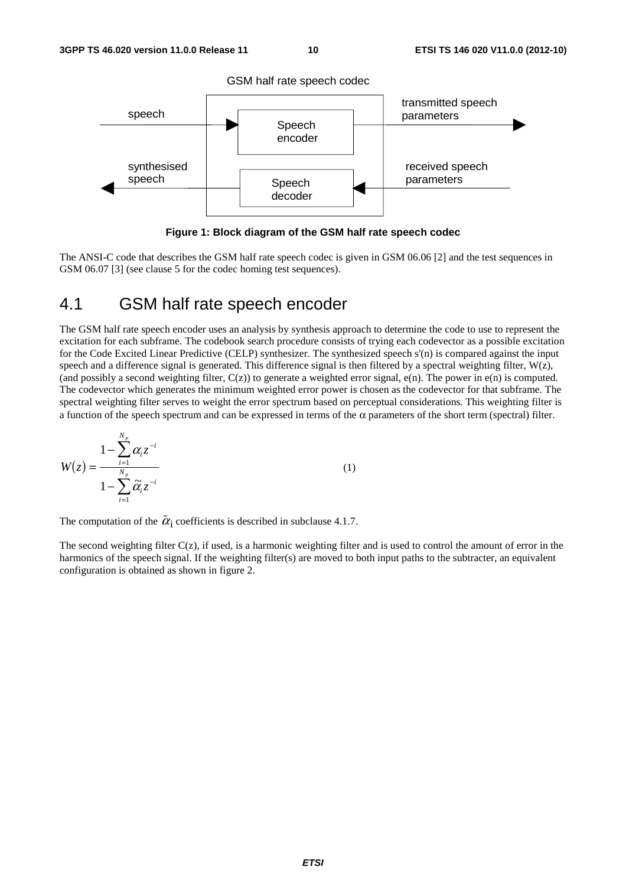GSM half rate speech codec

| speech → | Speech encoder | → transmitted speech parameters |
| --- | --- | --- |
| ← synthesised speech | Speech decoder | ← received speech parameters |

**Figure 1: Block diagram of the GSM half rate speech codec**

The ANSI-C code that describes the GSM half rate speech codec is given in GSM 06.06 [2] and the test sequences in GSM 06.07 [3] (see clause 5 for the codec homing test sequences).

## 4.1 GSM half rate speech encoder

The GSM half rate speech encoder uses an analysis by synthesis approach to determine the code to use to represent the excitation for each subframe. The codebook search procedure consists of trying each codevector as a possible excitation for the Code Excited Linear Predictive (CELP) synthesizer. The synthesized speech s'(n) is compared against the input speech and a difference signal is generated. This difference signal is then filtered by a spectral weighting filter, W(z), (and possibly a second weighting filter, C(z)) to generate a weighted error signal, e(n). The power in e(n) is computed. The codevector which generates the minimum weighted error power is chosen as the codevector for that subframe. The spectral weighting filter serves to weight the error spectrum based on perceptual considerations. This weighting filter is a function of the speech spectrum and can be expressed in terms of the $\alpha$ parameters of the short term (spectral) filter.

$$W(z) = \frac{1 - \sum_{i=1}^{N_p} \alpha_i z^{-i}}{1 - \sum_{i=1}^{N_p} \tilde{\alpha}_i z^{-i}} \tag{1}$$

The computation of the $\tilde{\alpha}_i$ coefficients is described in subclause 4.1.7.

The second weighting filter C(z), if used, is a harmonic weighting filter and is used to control the amount of error in the harmonics of the speech signal. If the weighting filter(s) are moved to both input paths to the subtracter, an equivalent configuration is obtained as shown in figure 2.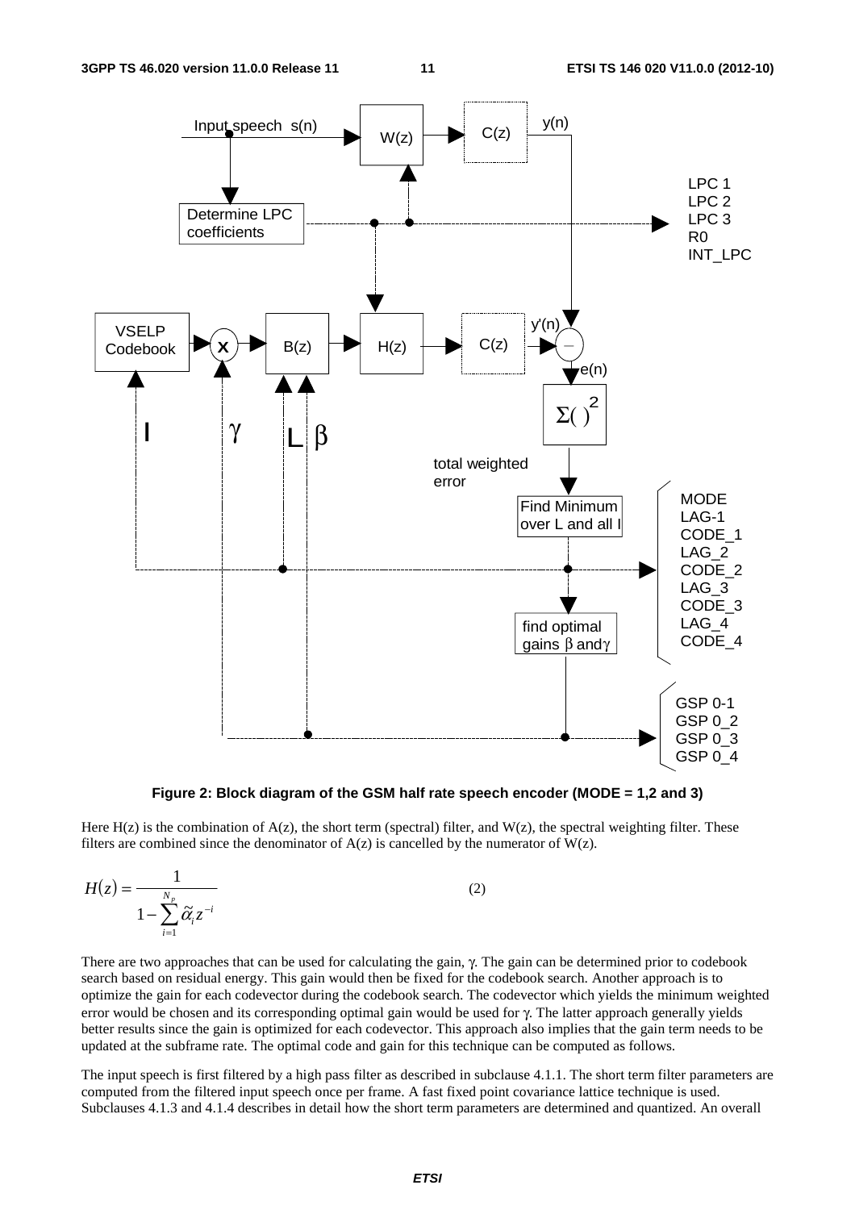**Figure 2: Block diagram of the GSM half rate speech encoder (MODE = 1,2 and 3)**

Here H(z) is the combination of A(z), the short term (spectral) filter, and W(z), the spectral weighting filter. These filters are combined since the denominator of A(z) is cancelled by the numerator of W(z).

$$H(z) = \frac{1}{1 - \sum_{i=1}^{N_p} \tilde{\alpha}_i z^{-i}} \tag{2}$$

There are two approaches that can be used for calculating the gain, γ. The gain can be determined prior to codebook search based on residual energy. This gain would then be fixed for the codebook search. Another approach is to optimize the gain for each codevector during the codebook search. The codevector which yields the minimum weighted error would be chosen and its corresponding optimal gain would be used for γ. The latter approach generally yields better results since the gain is optimized for each codevector. This approach also implies that the gain term needs to be updated at the subframe rate. The optimal code and gain for this technique can be computed as follows.

The input speech is first filtered by a high pass filter as described in subclause 4.1.1. The short term filter parameters are computed from the filtered input speech once per frame. A fast fixed point covariance lattice technique is used. Subclauses 4.1.3 and 4.1.4 describes in detail how the short term parameters are determined and quantized. An overall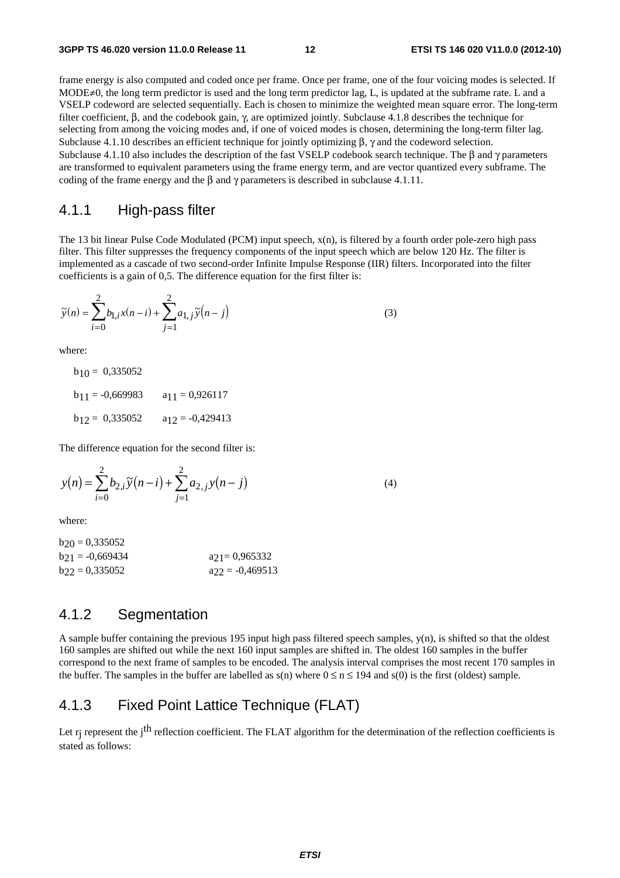frame energy is also computed and coded once per frame. Once per frame, one of the four voicing modes is selected. If MODE≠0, the long term predictor is used and the long term predictor lag, L, is updated at the subframe rate. L and a VSELP codeword are selected sequentially. Each is chosen to minimize the weighted mean square error. The long-term filter coefficient, β, and the codebook gain, γ, are optimized jointly. Subclause 4.1.8 describes the technique for selecting from among the voicing modes and, if one of voiced modes is chosen, determining the long-term filter lag. Subclause 4.1.10 describes an efficient technique for jointly optimizing β, γ and the codeword selection. Subclause 4.1.10 also includes the description of the fast VSELP codebook search technique. The β and γ parameters are transformed to equivalent parameters using the frame energy term, and are vector quantized every subframe. The coding of the frame energy and the β and γ parameters is described in subclause 4.1.11.

### 4.1.1 High-pass filter

The 13 bit linear Pulse Code Modulated (PCM) input speech, x(n), is filtered by a fourth order pole-zero high pass filter. This filter suppresses the frequency components of the input speech which are below 120 Hz. The filter is implemented as a cascade of two second-order Infinite Impulse Response (IIR) filters. Incorporated into the filter coefficients is a gain of 0,5. The difference equation for the first filter is:

$$\tilde{y}(n) = \sum_{i=0}^{2} b_{1,i}\, x(n-i) + \sum_{j=1}^{2} a_{1,j}\, \tilde{y}(n-j) \tag{3}$$

where:

$b_{10}$ = 0,335052

$b_{11}$ = -0,669983 $a_{11}$ = 0,926117

$b_{12}$ = 0,335052 $a_{12}$ = -0,429413

The difference equation for the second filter is:

$$y(n) = \sum_{i=0}^{2} b_{2,i}\, \tilde{y}(n-i) + \sum_{j=1}^{2} a_{2,j}\, y(n-j) \tag{4}$$

where:

$b_{20}$ = 0,335052

$b_{21}$ = -0,669434 $a_{21}$= 0,965332

$b_{22}$ = 0,335052 $a_{22}$ = -0,469513

### 4.1.2 Segmentation

A sample buffer containing the previous 195 input high pass filtered speech samples, y(n), is shifted so that the oldest 160 samples are shifted out while the next 160 input samples are shifted in. The oldest 160 samples in the buffer correspond to the next frame of samples to be encoded. The analysis interval comprises the most recent 170 samples in the buffer. The samples in the buffer are labelled as s(n) where $0 \le n \le 194$ and s(0) is the first (oldest) sample.

### 4.1.3 Fixed Point Lattice Technique (FLAT)

Let $r_j$ represent the $j^{th}$ reflection coefficient. The FLAT algorithm for the determination of the reflection coefficients is stated as follows: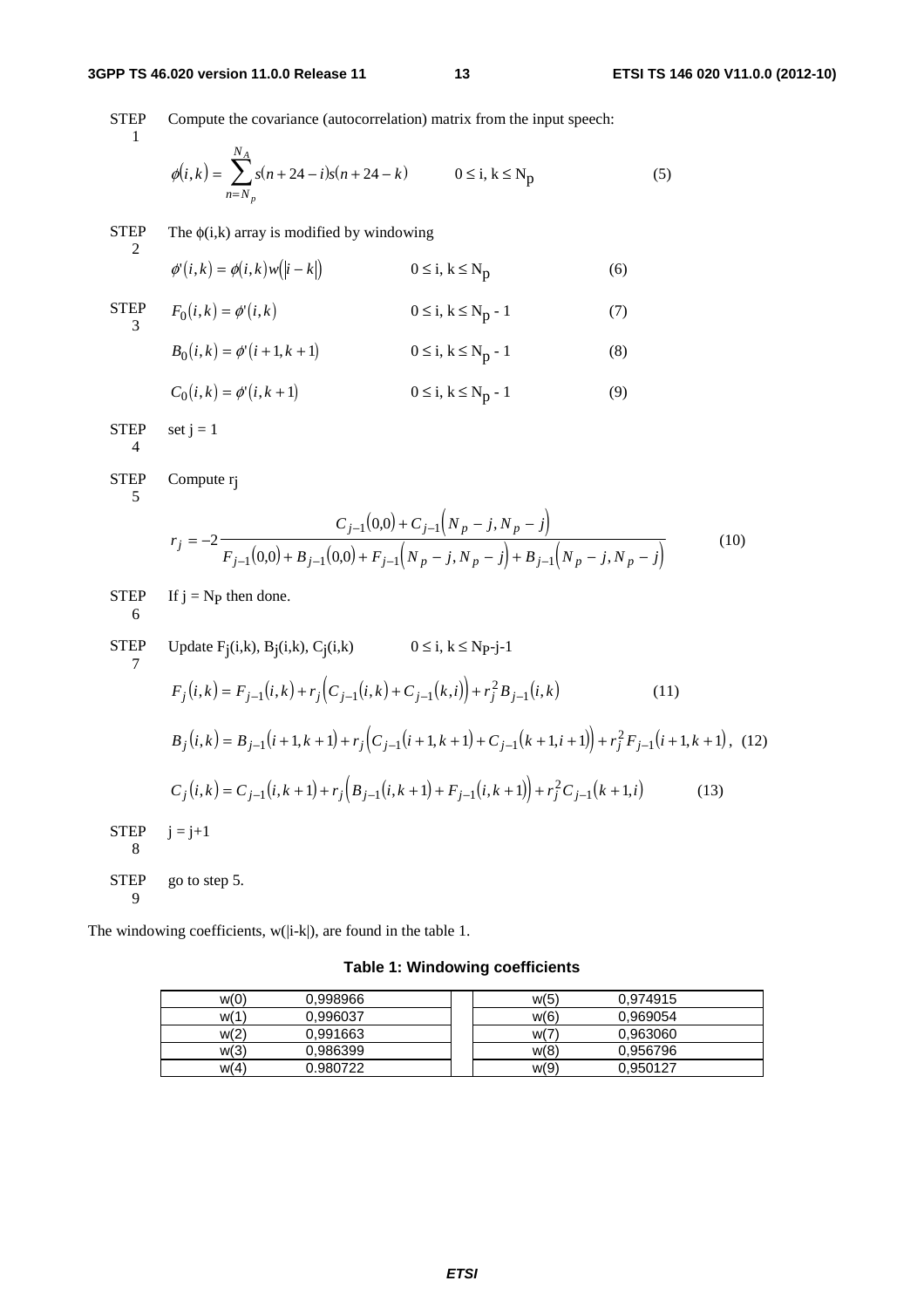STEP 1 Compute the covariance (autocorrelation) matrix from the input speech:

$$\phi(i,k) = \sum_{n=N_p}^{N_A} s(n+24-i)s(n+24-k) \qquad 0 \le i, k \le N_p \qquad (5)$$

STEP 2 The $\phi(i,k)$ array is modified by windowing

$$\phi'(i,k) = \phi(i,k)w(|i-k|) \qquad 0 \le i, k \le N_p \qquad (6)$$

STEP 3

$$F_0(i,k) = \phi'(i,k) \qquad 0 \le i, k \le N_p - 1 \qquad (7)$$

$$B_0(i,k) = \phi'(i+1,k+1) \qquad 0 \le i, k \le N_p - 1 \qquad (8)$$

$$C_0(i,k) = \phi'(i,k+1) \qquad 0 \le i, k \le N_p - 1 \qquad (9)$$

STEP 4 set j = 1

STEP 5 Compute $r_j$

$$r_j = -2\frac{C_{j-1}(0,0) + C_{j-1}(N_p - j, N_p - j)}{F_{j-1}(0,0) + B_{j-1}(0,0) + F_{j-1}(N_p - j, N_p - j) + B_{j-1}(N_p - j, N_p - j)} \qquad (10)$$

STEP 6 If $j = N_p$ then done.

STEP 7 Update $F_j(i,k)$, $B_j(i,k)$, $C_j(i,k)$ $\qquad 0 \le i, k \le N_p-j-1$

$$F_j(i,k) = F_{j-1}(i,k) + r_j\left(C_{j-1}(i,k) + C_{j-1}(k,i)\right) + r_j^2 B_{j-1}(i,k) \qquad (11)$$

$$B_j(i,k) = B_{j-1}(i+1,k+1) + r_j\left(C_{j-1}(i+1,k+1) + C_{j-1}(k+1,i+1)\right) + r_j^2 F_{j-1}(i+1,k+1), \quad (12)$$

$$C_j(i,k) = C_{j-1}(i,k+1) + r_j\left(B_{j-1}(i,k+1) + F_{j-1}(i,k+1)\right) + r_j^2 C_{j-1}(k+1,i) \qquad (13)$$

STEP 8 j = j+1

STEP 9 go to step 5.

The windowing coefficients, w(|i-k|), are found in the table 1.

**Table 1: Windowing coefficients**

| | | | | |
|---|---|---|---|---|
| w(0) | 0,998966 | | w(5) | 0,974915 |
| w(1) | 0,996037 | | w(6) | 0,969054 |
| w(2) | 0,991663 | | w(7) | 0,963060 |
| w(3) | 0,986399 | | w(8) | 0,956796 |
| w(4) | 0.980722 | | w(9) | 0,950127 |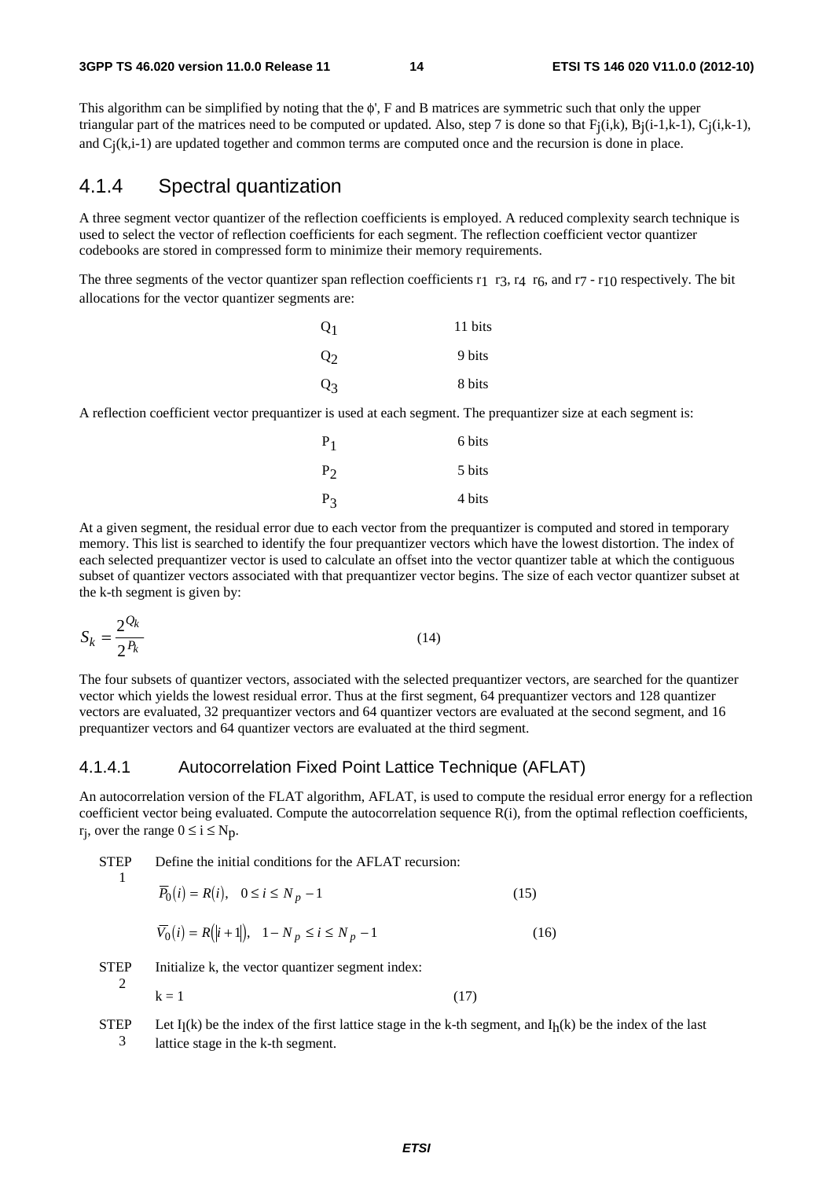This algorithm can be simplified by noting that the ϕ', F and B matrices are symmetric such that only the upper triangular part of the matrices need to be computed or updated. Also, step 7 is done so that $F_j(i,k)$, $B_j(i-1,k-1)$, $C_j(i,k-1)$, and $C_j(k,i-1)$ are updated together and common terms are computed once and the recursion is done in place.

## 4.1.4 Spectral quantization

A three segment vector quantizer of the reflection coefficients is employed. A reduced complexity search technique is used to select the vector of reflection coefficients for each segment. The reflection coefficient vector quantizer codebooks are stored in compressed form to minimize their memory requirements.

The three segments of the vector quantizer span reflection coefficients $r_1$ $r_3$, $r_4$ $r_6$, and $r_7$ - $r_{10}$ respectively. The bit allocations for the vector quantizer segments are:

| | |
|---|---|
| $Q_1$ | 11 bits |
| $Q_2$ | 9 bits |
| $Q_3$ | 8 bits |

A reflection coefficient vector prequantizer is used at each segment. The prequantizer size at each segment is:

| | |
|---|---|
| $P_1$ | 6 bits |
| $P_2$ | 5 bits |
| $P_3$ | 4 bits |

At a given segment, the residual error due to each vector from the prequantizer is computed and stored in temporary memory. This list is searched to identify the four prequantizer vectors which have the lowest distortion. The index of each selected prequantizer vector is used to calculate an offset into the vector quantizer table at which the contiguous subset of quantizer vectors associated with that prequantizer vector begins. The size of each vector quantizer subset at the k-th segment is given by:

$$S_k = \frac{2^{Q_k}}{2^{P_k}} \tag{14}$$

The four subsets of quantizer vectors, associated with the selected prequantizer vectors, are searched for the quantizer vector which yields the lowest residual error. Thus at the first segment, 64 prequantizer vectors and 128 quantizer vectors are evaluated, 32 prequantizer vectors and 64 quantizer vectors are evaluated at the second segment, and 16 prequantizer vectors and 64 quantizer vectors are evaluated at the third segment.

### 4.1.4.1 Autocorrelation Fixed Point Lattice Technique (AFLAT)

An autocorrelation version of the FLAT algorithm, AFLAT, is used to compute the residual error energy for a reflection coefficient vector being evaluated. Compute the autocorrelation sequence R(i), from the optimal reflection coefficients, $r_j$, over the range $0 \leq i \leq N_p$.

STEP 1 Define the initial conditions for the AFLAT recursion:

$$\overline{P}_0(i) = R(i), \quad 0 \leq i \leq N_p - 1 \tag{15}$$

$$\overline{V}_0(i) = R(|i+1|), \quad 1 - N_p \leq i \leq N_p - 1 \tag{16}$$

STEP 2 Initialize k, the vector quantizer segment index:

$$k = 1 \tag{17}$$

STEP 3 Let $I_l(k)$ be the index of the first lattice stage in the k-th segment, and $I_h(k)$ be the index of the last lattice stage in the k-th segment.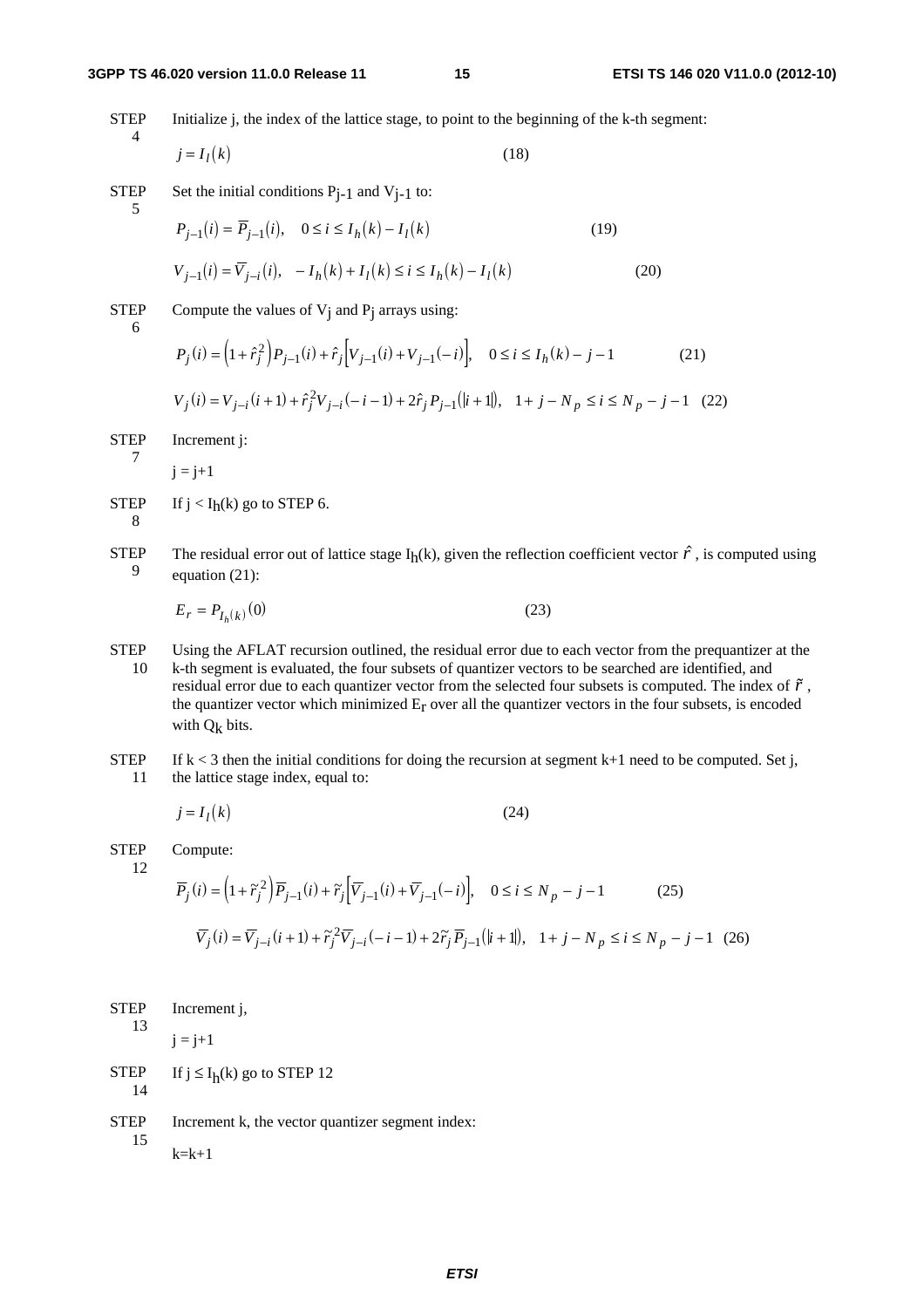STEP 4 Initialize j, the index of the lattice stage, to point to the beginning of the k-th segment:

$$j = I_l(k) \qquad (18)$$

STEP 5 Set the initial conditions $P_{j-1}$ and $V_{j-1}$ to:

$$P_{j-1}(i) = \overline{P}_{j-1}(i), \quad 0 \le i \le I_h(k) - I_l(k) \qquad (19)$$

$$V_{j-1}(i) = \overline{V}_{j-i}(i), \quad -I_h(k) + I_l(k) \le i \le I_h(k) - I_l(k) \qquad (20)$$

STEP 6 Compute the values of $V_j$ and $P_j$ arrays using:

$$P_j(i) = \left(1 + \hat{r}_j^2\right) P_{j-1}(i) + \hat{r}_j \left[V_{j-1}(i) + V_{j-1}(-i)\right], \quad 0 \le i \le I_h(k) - j - 1 \qquad (21)$$

$$V_j(i) = V_{j-i}(i+1) + \hat{r}_j^2 V_{j-i}(-i-1) + 2\hat{r}_j P_{j-1}(|i+1|), \quad 1 + j - N_p \le i \le N_p - j - 1 \quad (22)$$

STEP 7 Increment j:

j = j+1

STEP 8 If $j < I_h(k)$ go to STEP 6.

STEP 9 The residual error out of lattice stage $I_h(k)$, given the reflection coefficient vector $\hat{r}$, is computed using equation (21):

$$E_r = P_{I_h(k)}(0) \qquad (23)$$

STEP 10 Using the AFLAT recursion outlined, the residual error due to each vector from the prequantizer at the k-th segment is evaluated, the four subsets of quantizer vectors to be searched are identified, and residual error due to each quantizer vector from the selected four subsets is computed. The index of $\tilde{r}$, the quantizer vector which minimized $E_r$ over all the quantizer vectors in the four subsets, is encoded with $Q_k$ bits.

STEP 11 If k < 3 then the initial conditions for doing the recursion at segment k+1 need to be computed. Set j, the lattice stage index, equal to:

$$j = I_l(k) \qquad (24)$$

STEP 12 Compute:

$$\overline{P}_j(i) = \left(1 + \tilde{r}_j^2\right) \overline{P}_{j-1}(i) + \tilde{r}_j \left[\overline{V}_{j-1}(i) + \overline{V}_{j-1}(-i)\right], \quad 0 \le i \le N_p - j - 1 \qquad (25)$$

$$\overline{V}_j(i) = \overline{V}_{j-i}(i+1) + \tilde{r}_j^2 \overline{V}_{j-i}(-i-1) + 2\tilde{r}_j \overline{P}_{j-1}(|i+1|), \quad 1 + j - N_p \le i \le N_p - j - 1 \quad (26)$$

STEP 13 Increment j,

j = j+1

STEP 14 If $j \le I_h(k)$ go to STEP 12

STEP 15 Increment k, the vector quantizer segment index:

k=k+1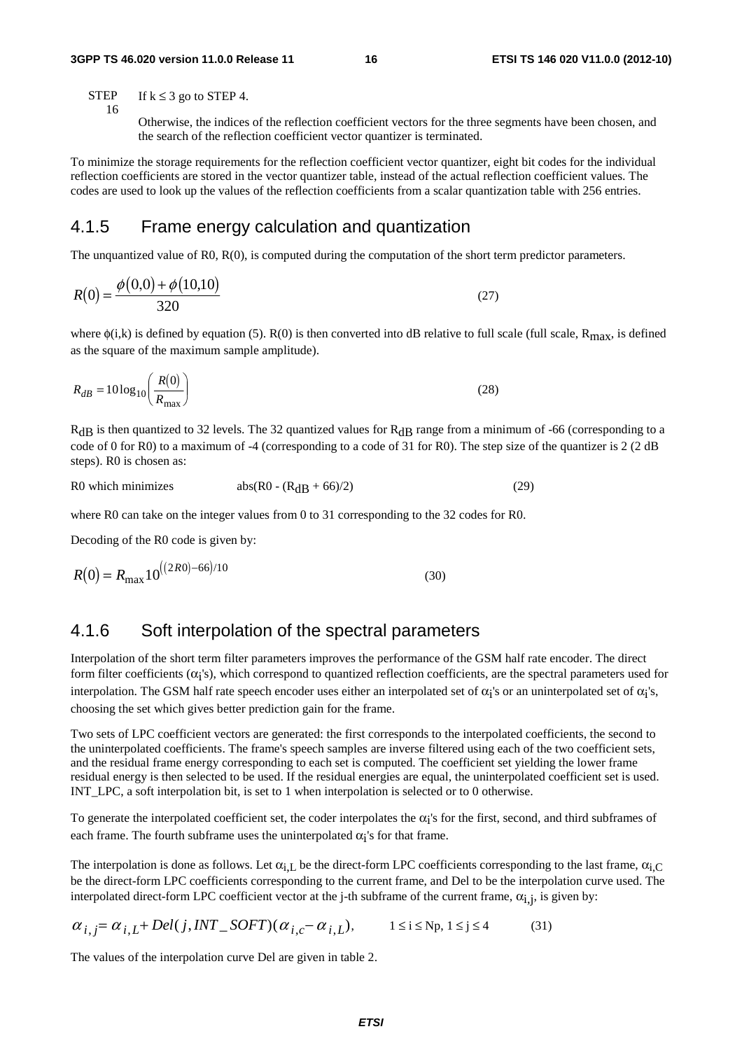STEP 16 If $k \le 3$ go to STEP 4.

Otherwise, the indices of the reflection coefficient vectors for the three segments have been chosen, and the search of the reflection coefficient vector quantizer is terminated.

To minimize the storage requirements for the reflection coefficient vector quantizer, eight bit codes for the individual reflection coefficients are stored in the vector quantizer table, instead of the actual reflection coefficient values. The codes are used to look up the values of the reflection coefficients from a scalar quantization table with 256 entries.

### 4.1.5 Frame energy calculation and quantization

The unquantized value of R0, R(0), is computed during the computation of the short term predictor parameters.

$$R(0) = \frac{\phi(0,0) + \phi(10,10)}{320} \tag{27}$$

where $\phi(i,k)$ is defined by equation (5). R(0) is then converted into dB relative to full scale (full scale, $R_{max}$, is defined as the square of the maximum sample amplitude).

$$R_{dB} = 10\log_{10}\left(\frac{R(0)}{R_{max}}\right) \tag{28}$$

$R_{dB}$ is then quantized to 32 levels. The 32 quantized values for $R_{dB}$ range from a minimum of -66 (corresponding to a code of 0 for R0) to a maximum of -4 (corresponding to a code of 31 for R0). The step size of the quantizer is 2 (2 dB steps). R0 is chosen as:

R0 which minimizes $\quad \text{abs}(R0 - (R_{dB} + 66)/2) \quad$ (29)

where R0 can take on the integer values from 0 to 31 corresponding to the 32 codes for R0.

Decoding of the R0 code is given by:

$$R(0) = R_{max}10^{((2R0)-66)/10} \tag{30}$$

### 4.1.6 Soft interpolation of the spectral parameters

Interpolation of the short term filter parameters improves the performance of the GSM half rate encoder. The direct form filter coefficients ($\alpha_i$'s), which correspond to quantized reflection coefficients, are the spectral parameters used for interpolation. The GSM half rate speech encoder uses either an interpolated set of $\alpha_i$'s or an uninterpolated set of $\alpha_i$'s, choosing the set which gives better prediction gain for the frame.

Two sets of LPC coefficient vectors are generated: the first corresponds to the interpolated coefficients, the second to the uninterpolated coefficients. The frame's speech samples are inverse filtered using each of the two coefficient sets, and the residual frame energy corresponding to each set is computed. The coefficient set yielding the lower frame residual energy is then selected to be used. If the residual energies are equal, the uninterpolated coefficient set is used. INT_LPC, a soft interpolation bit, is set to 1 when interpolation is selected or to 0 otherwise.

To generate the interpolated coefficient set, the coder interpolates the $\alpha_i$'s for the first, second, and third subframes of each frame. The fourth subframe uses the uninterpolated $\alpha_i$'s for that frame.

The interpolation is done as follows. Let $\alpha_{i,L}$ be the direct-form LPC coefficients corresponding to the last frame, $\alpha_{i,C}$ be the direct-form LPC coefficients corresponding to the current frame, and Del to be the interpolation curve used. The interpolated direct-form LPC coefficient vector at the j-th subframe of the current frame, $\alpha_{i,j}$, is given by:

$$\alpha_{i,j} = \alpha_{i,L} + Del(j, INT\_SOFT)(\alpha_{i,c} - \alpha_{i,L}), \qquad 1 \le i \le Np,\ 1 \le j \le 4 \tag{31}$$

The values of the interpolation curve Del are given in table 2.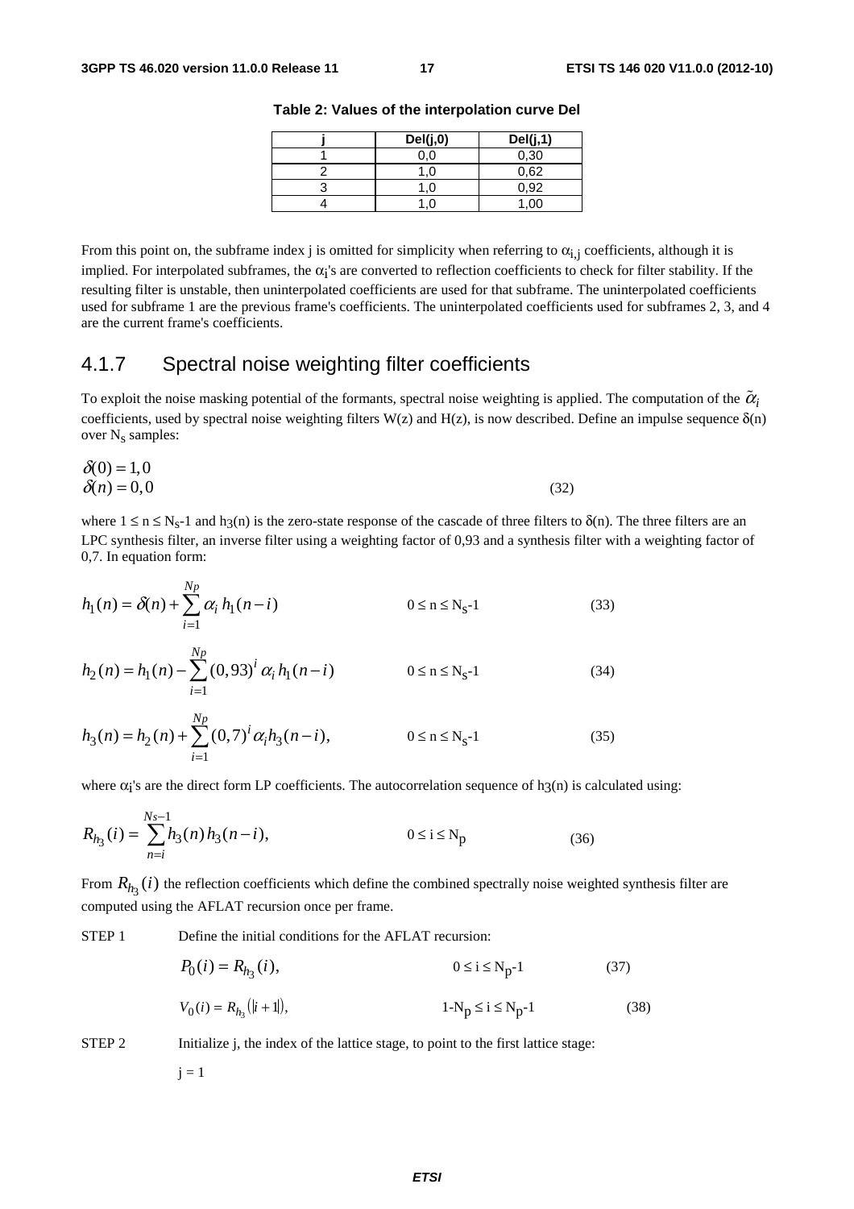**Table 2: Values of the interpolation curve Del**

| j | Del(j,0) | Del(j,1) |
|---|---|---|
| 1 | 0,0 | 0,30 |
| 2 | 1,0 | 0,62 |
| 3 | 1,0 | 0,92 |
| 4 | 1,0 | 1,00 |

From this point on, the subframe index j is omitted for simplicity when referring to $\alpha_{i,j}$ coefficients, although it is implied. For interpolated subframes, the $\alpha_i$'s are converted to reflection coefficients to check for filter stability. If the resulting filter is unstable, then uninterpolated coefficients are used for that subframe. The uninterpolated coefficients used for subframe 1 are the previous frame's coefficients. The uninterpolated coefficients used for subframes 2, 3, and 4 are the current frame's coefficients.

## 4.1.7 Spectral noise weighting filter coefficients

To exploit the noise masking potential of the formants, spectral noise weighting is applied. The computation of the $\tilde{\alpha}_i$ coefficients, used by spectral noise weighting filters W(z) and H(z), is now described. Define an impulse sequence $\delta(n)$ over $N_s$ samples:

$$\begin{aligned} \delta(0) &= 1,0 \\ \delta(n) &= 0,0 \end{aligned} \tag{32}$$

where $1 \le n \le N_s-1$ and $h_3(n)$ is the zero-state response of the cascade of three filters to $\delta(n)$. The three filters are an LPC synthesis filter, an inverse filter using a weighting factor of 0,93 and a synthesis filter with a weighting factor of 0,7. In equation form:

$$h_1(n) = \delta(n) + \sum_{i=1}^{Np} \alpha_i \, h_1(n-i) \qquad 0 \le n \le N_s-1 \tag{33}$$

$$h_2(n) = h_1(n) - \sum_{i=1}^{Np} (0,93)^i \, \alpha_i \, h_1(n-i) \qquad 0 \le n \le N_s-1 \tag{34}$$

$$h_3(n) = h_2(n) + \sum_{i=1}^{Np} (0,7)^i \alpha_i h_3(n-i), \qquad 0 \le n \le N_s-1 \tag{35}$$

where $\alpha_i$'s are the direct form LP coefficients. The autocorrelation sequence of $h_3(n)$ is calculated using:

$$R_{h_3}(i) = \sum_{n=i}^{Ns-1} h_3(n) \, h_3(n-i), \qquad 0 \le i \le N_p \tag{36}$$

From $R_{h_3}(i)$ the reflection coefficients which define the combined spectrally noise weighted synthesis filter are computed using the AFLAT recursion once per frame.

STEP 1 Define the initial conditions for the AFLAT recursion:

$$P_0(i) = R_{h_3}(i), \qquad 0 \le i \le N_p-1 \tag{37}$$

$$V_0(i) = R_{h_3}(|i+1|), \qquad 1-N_p \le i \le N_p-1 \tag{38}$$

STEP 2 Initialize j, the index of the lattice stage, to point to the first lattice stage:

j = 1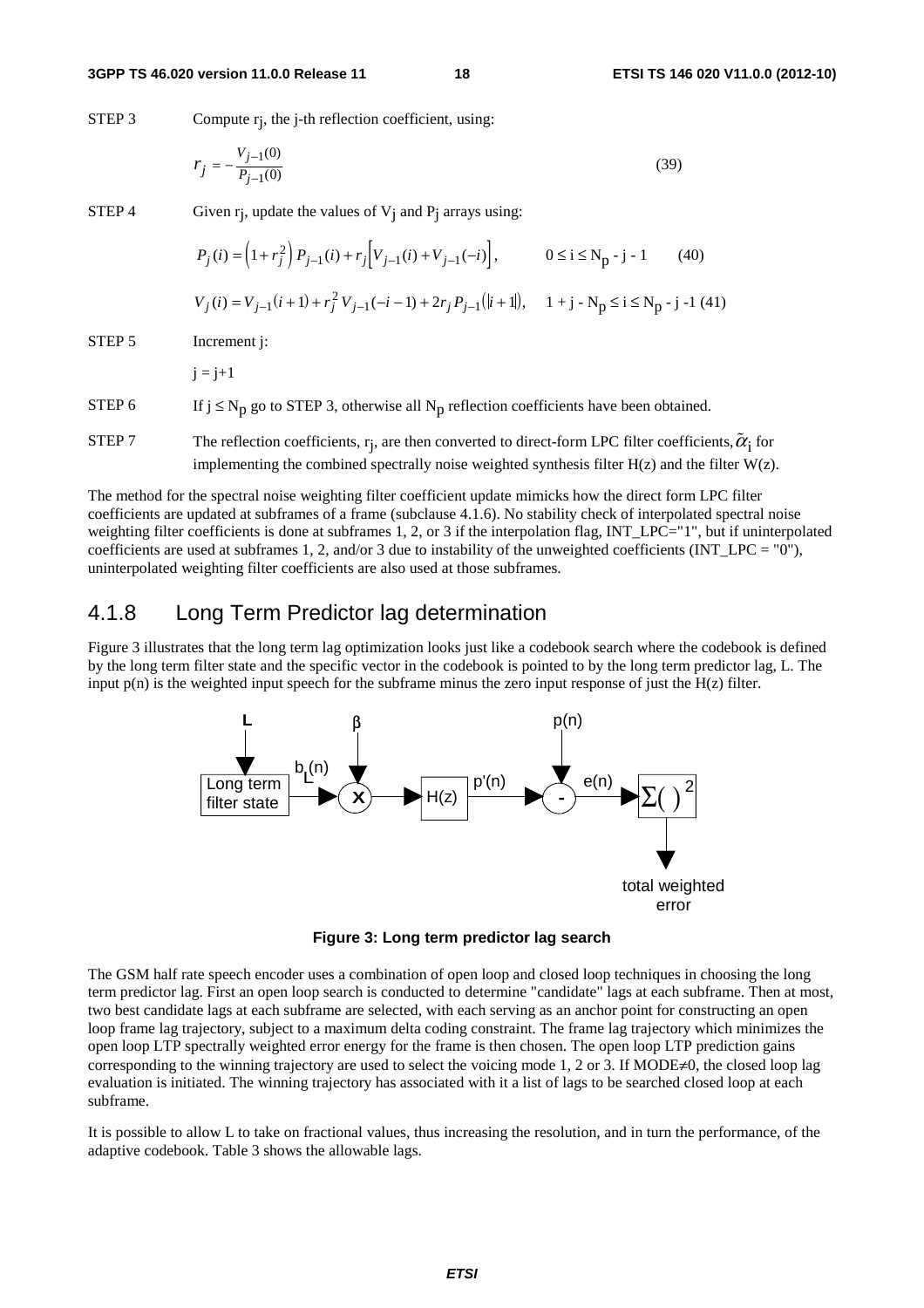STEP 3 Compute $r_j$, the j-th reflection coefficient, using:

$$r_j = -\frac{V_{j-1}(0)}{P_{j-1}(0)} \tag{39}$$

STEP 4 Given $r_j$, update the values of $V_j$ and $P_j$ arrays using:

$$P_j(i) = \left(1 + r_j^2\right) P_{j-1}(i) + r_j\left[V_{j-1}(i) + V_{j-1}(-i)\right], \qquad 0 \le i \le N_p - j - 1 \tag{40}$$

$$V_j(i) = V_{j-1}(i+1) + r_j^2\, V_{j-1}(-i-1) + 2 r_j\, P_{j-1}(|i+1|), \qquad 1 + j - N_p \le i \le N_p - j - 1 \tag{41}$$

STEP 5 Increment j:

$j = j+1$

STEP 6 If $j \le N_p$ go to STEP 3, otherwise all $N_p$ reflection coefficients have been obtained.

STEP 7 The reflection coefficients, $r_j$, are then converted to direct-form LPC filter coefficients, $\tilde{\alpha}_i$ for implementing the combined spectrally noise weighted synthesis filter H(z) and the filter W(z).

The method for the spectral noise weighting filter coefficient update mimicks how the direct form LPC filter coefficients are updated at subframes of a frame (subclause 4.1.6). No stability check of interpolated spectral noise weighting filter coefficients is done at subframes 1, 2, or 3 if the interpolation flag, INT_LPC="1", but if uninterpolated coefficients are used at subframes 1, 2, and/or 3 due to instability of the unweighted coefficients (INT_LPC = "0"), uninterpolated weighting filter coefficients are also used at those subframes.

## 4.1.8 Long Term Predictor lag determination

Figure 3 illustrates that the long term lag optimization looks just like a codebook search where the codebook is defined by the long term filter state and the specific vector in the codebook is pointed to by the long term predictor lag, L. The input p(n) is the weighted input speech for the subframe minus the zero input response of just the H(z) filter.

**Figure 3: Long term predictor lag search**

The GSM half rate speech encoder uses a combination of open loop and closed loop techniques in choosing the long term predictor lag. First an open loop search is conducted to determine "candidate" lags at each subframe. Then at most, two best candidate lags at each subframe are selected, with each serving as an anchor point for constructing an open loop frame lag trajectory, subject to a maximum delta coding constraint. The frame lag trajectory which minimizes the open loop LTP spectrally weighted error energy for the frame is then chosen. The open loop LTP prediction gains corresponding to the winning trajectory are used to select the voicing mode 1, 2 or 3. If MODE≠0, the closed loop lag evaluation is initiated. The winning trajectory has associated with it a list of lags to be searched closed loop at each subframe.

It is possible to allow L to take on fractional values, thus increasing the resolution, and in turn the performance, of the adaptive codebook. Table 3 shows the allowable lags.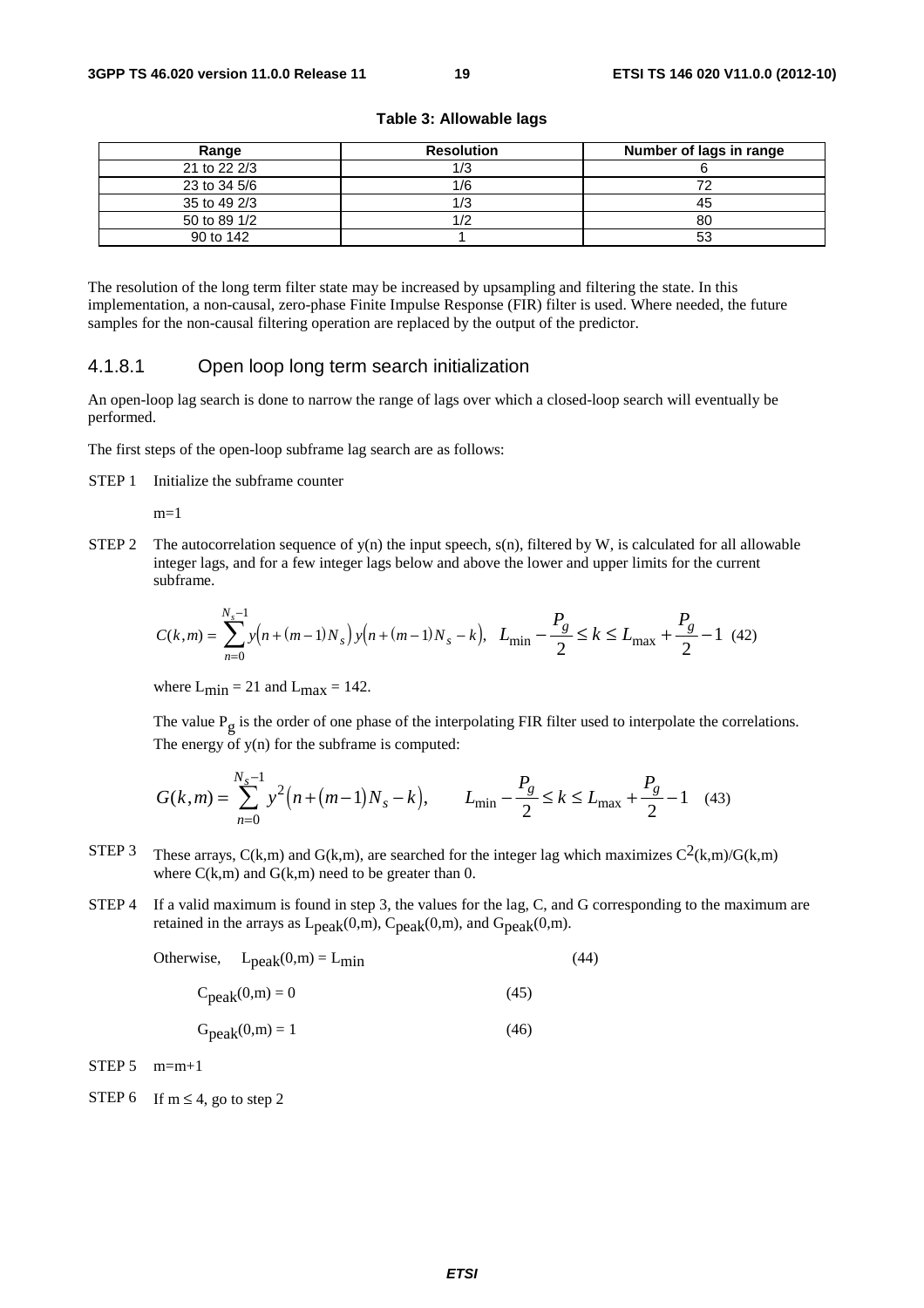**Table 3: Allowable lags**

| Range | Resolution | Number of lags in range |
|---|---|---|
| 21 to 22 2/3 | 1/3 | 6 |
| 23 to 34 5/6 | 1/6 | 72 |
| 35 to 49 2/3 | 1/3 | 45 |
| 50 to 89 1/2 | 1/2 | 80 |
| 90 to 142 | 1 | 53 |

The resolution of the long term filter state may be increased by upsampling and filtering the state. In this implementation, a non-causal, zero-phase Finite Impulse Response (FIR) filter is used. Where needed, the future samples for the non-causal filtering operation are replaced by the output of the predictor.

### 4.1.8.1 Open loop long term search initialization

An open-loop lag search is done to narrow the range of lags over which a closed-loop search will eventually be performed.

The first steps of the open-loop subframe lag search are as follows:

STEP 1 Initialize the subframe counter

m=1

STEP 2 The autocorrelation sequence of y(n) the input speech, s(n), filtered by W, is calculated for all allowable integer lags, and for a few integer lags below and above the lower and upper limits for the current subframe.

$$C(k,m) = \sum_{n=0}^{N_s-1} y\left(n+(m-1)N_s\right) y\left(n+(m-1)N_s-k\right), \quad L_{\min} - \frac{P_g}{2} \le k \le L_{\max} + \frac{P_g}{2} - 1 \quad (42)$$

where $L_{\min} = 21$ and $L_{\max} = 142$.

The value $P_g$ is the order of one phase of the interpolating FIR filter used to interpolate the correlations. The energy of y(n) for the subframe is computed:

$$G(k,m) = \sum_{n=0}^{N_s-1} y^2\left(n+(m-1)N_s-k\right), \qquad L_{\min} - \frac{P_g}{2} \le k \le L_{\max} + \frac{P_g}{2} - 1 \quad (43)$$

STEP 3 These arrays, C(k,m) and G(k,m), are searched for the integer lag which maximizes $C^2(k,m)/G(k,m)$ where C(k,m) and G(k,m) need to be greater than 0.

STEP 4 If a valid maximum is found in step 3, the values for the lag, C, and G corresponding to the maximum are retained in the arrays as $L_{peak}(0,m)$, $C_{peak}(0,m)$, and $G_{peak}(0,m)$.

Otherwise, $L_{peak}(0,m) = L_{min}$ (44)

$C_{peak}(0,m) = 0$ (45)

$G_{peak}(0,m) = 1$ (46)

STEP 5 m=m+1

STEP 6 If m ≤ 4, go to step 2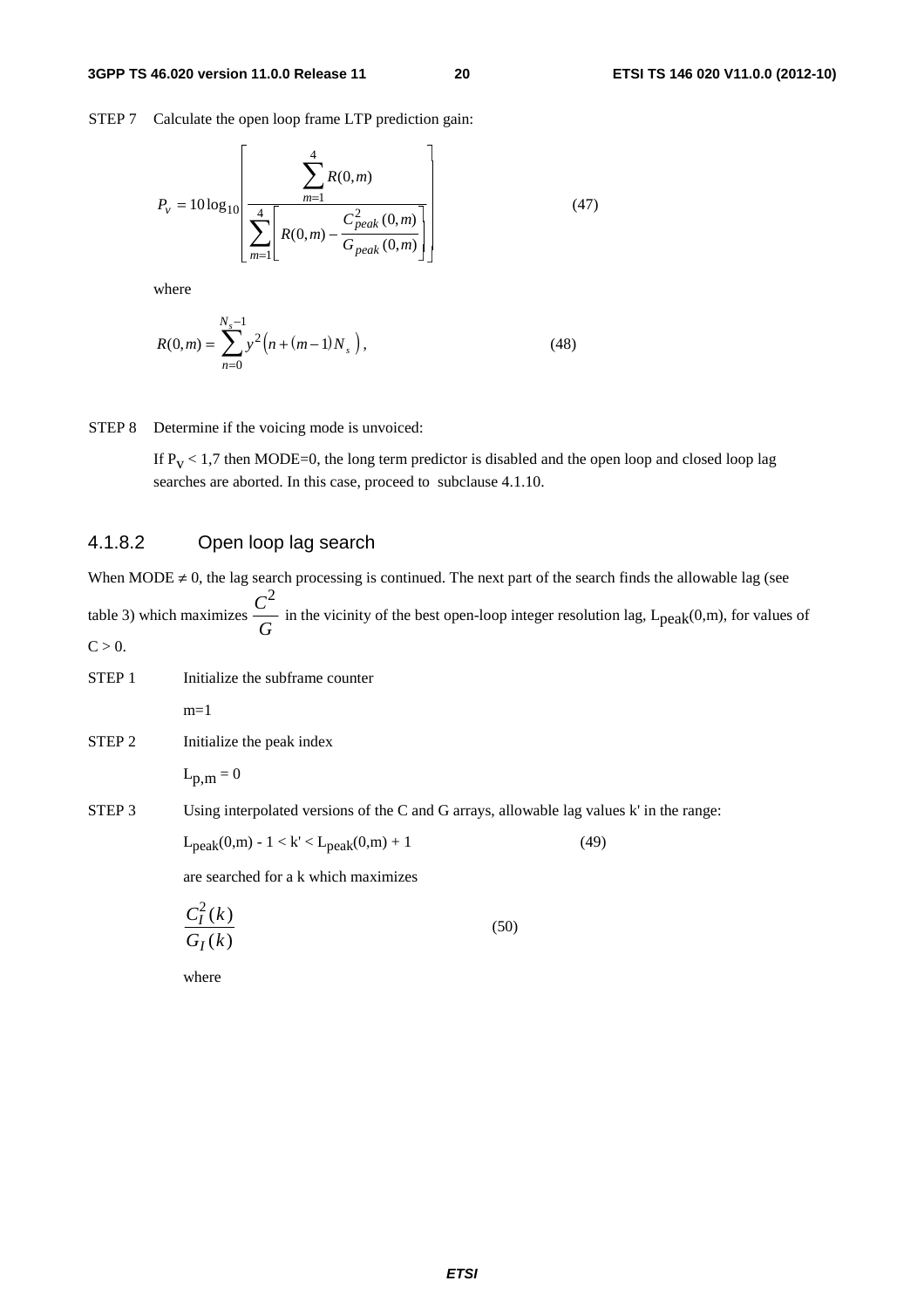STEP 7 Calculate the open loop frame LTP prediction gain:

$$P_V = 10\log_{10}\left[\frac{\sum_{m=1}^{4} R(0,m)}{\sum_{m=1}^{4}\left[R(0,m) - \frac{C_{peak}^2(0,m)}{G_{peak}(0,m)}\right]}\right] \quad (47)$$

where

$$R(0,m) = \sum_{n=0}^{N_s-1} y^2\left(n + (m-1)N_s\right), \quad (48)$$

STEP 8 Determine if the voicing mode is unvoiced:

If $P_V < 1{,}7$ then MODE=0, the long term predictor is disabled and the open loop and closed loop lag searches are aborted. In this case, proceed to subclause 4.1.10.

### 4.1.8.2 Open loop lag search

When MODE $\neq$ 0, the lag search processing is continued. The next part of the search finds the allowable lag (see table 3) which maximizes $\frac{C^2}{G}$ in the vicinity of the best open-loop integer resolution lag, $L_{peak}(0,m)$, for values of $C > 0$.

STEP 1 Initialize the subframe counter

m=1

STEP 2 Initialize the peak index

$L_{p,m} = 0$

STEP 3 Using interpolated versions of the C and G arrays, allowable lag values k' in the range:

$$L_{peak}(0,m) - 1 < k' < L_{peak}(0,m) + 1 \quad (49)$$

are searched for a k which maximizes

$$\frac{C_I^2(k)}{G_I(k)} \quad (50)$$

where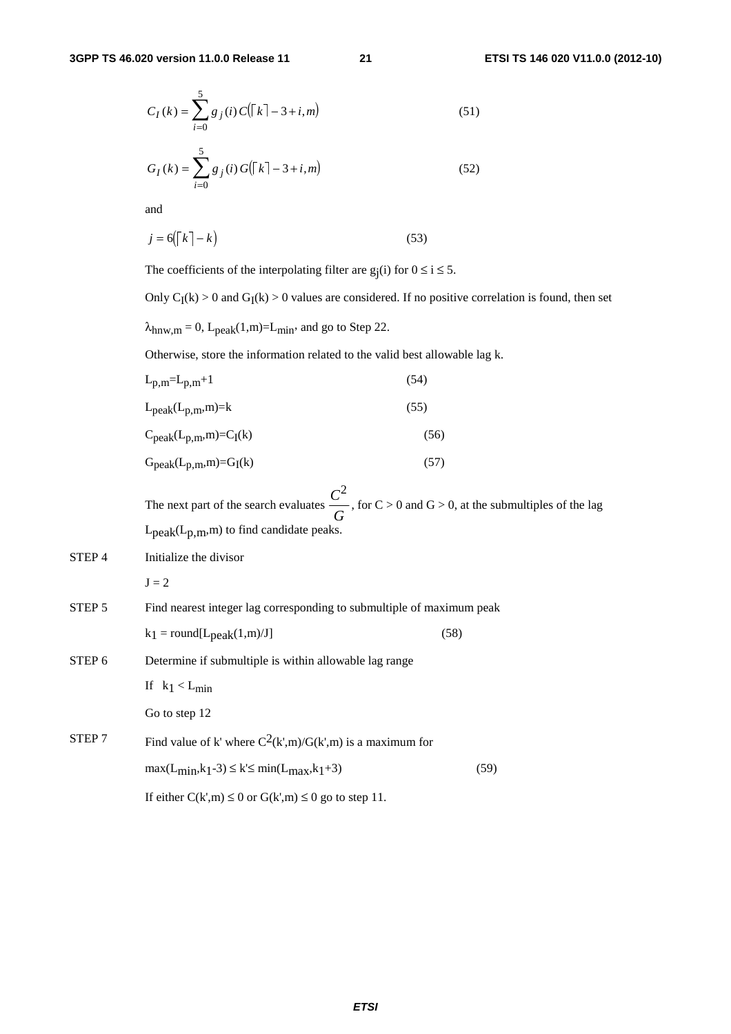$$C_I(k) = \sum_{i=0}^{5} g_j(i)\, C(\lceil k \rceil - 3 + i, m) \quad (51)$$

$$G_I(k) = \sum_{i=0}^{5} g_j(i)\, G(\lceil k \rceil - 3 + i, m) \quad (52)$$

and

$$j = 6(\lceil k \rceil - k) \quad (53)$$

The coefficients of the interpolating filter are $g_j(i)$ for $0 \le i \le 5$.

Only $C_I(k) > 0$ and $G_I(k) > 0$ values are considered. If no positive correlation is found, then set

$\lambda_{hnw,m} = 0$, $L_{peak}(1,m)=L_{min}$, and go to Step 22.

Otherwise, store the information related to the valid best allowable lag k.

$L_{p,m}=L_{p,m}+1$ (54)

$L_{peak}(L_{p,m},m)=k$ (55)

$C_{peak}(L_{p,m},m)=C_I(k)$ (56)

$G_{peak}(L_{p,m},m)=G_I(k)$ (57)

The next part of the search evaluates $\frac{C^2}{G}$, for $C > 0$ and $G > 0$, at the submultiples of the lag $L_{peak}(L_{p,m},m)$ to find candidate peaks.

STEP 4 Initialize the divisor

$J = 2$

STEP 5 Find nearest integer lag corresponding to submultiple of maximum peak

$k_1 = \text{round}[L_{peak}(1,m)/J]$ (58)

STEP 6 Determine if submultiple is within allowable lag range

If $k_1 < L_{min}$

Go to step 12

STEP 7 Find value of k' where $C^2(k',m)/G(k',m)$ is a maximum for

$\max(L_{min},k_1-3) \le k' \le \min(L_{max},k_1+3)$ (59)

If either $C(k',m) \le 0$ or $G(k',m) \le 0$ go to step 11.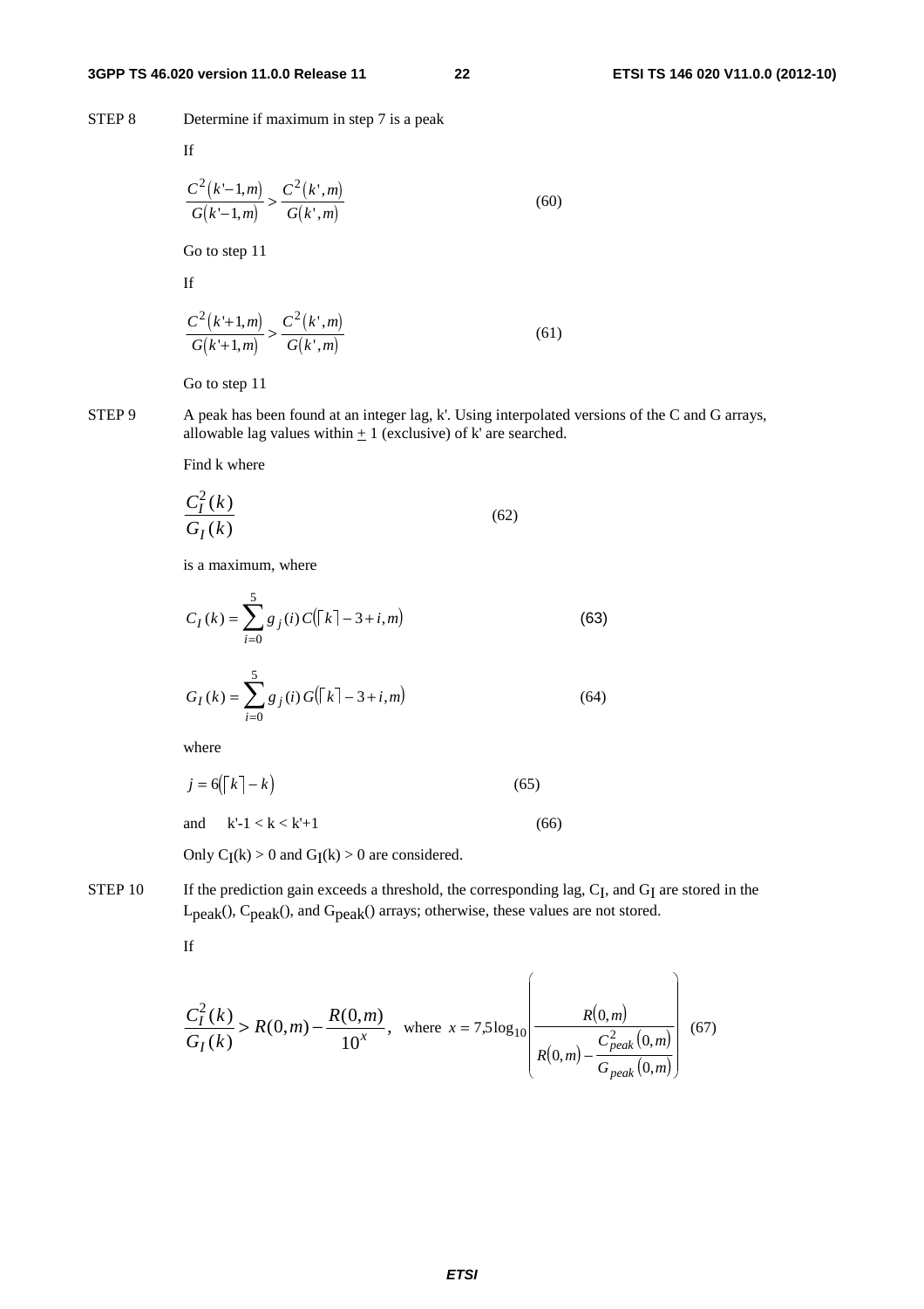STEP 8 Determine if maximum in step 7 is a peak

If

$$\frac{C^2(k'-1,m)}{G(k'-1,m)} > \frac{C^2(k',m)}{G(k',m)} \quad (60)$$

Go to step 11

If

$$\frac{C^2(k'+1,m)}{G(k'+1,m)} > \frac{C^2(k',m)}{G(k',m)} \quad (61)$$

Go to step 11

STEP 9 A peak has been found at an integer lag, k'. Using interpolated versions of the C and G arrays, allowable lag values within $\pm$ 1 (exclusive) of k' are searched.

Find k where

$$\frac{C_I^2(k)}{G_I(k)} \quad (62)$$

is a maximum, where

$$C_I(k) = \sum_{i=0}^{5} g_j(i)\, C(\lceil k \rceil - 3 + i, m) \quad (63)$$

$$G_I(k) = \sum_{i=0}^{5} g_j(i)\, G(\lceil k \rceil - 3 + i, m) \quad (64)$$

where

$$j = 6(\lceil k \rceil - k) \quad (65)$$

and $k'-1 < k < k'+1$ (66)

Only $C_I(k) > 0$ and $G_I(k) > 0$ are considered.

STEP 10 If the prediction gain exceeds a threshold, the corresponding lag, $C_I$, and $G_I$ are stored in the $L_{peak}()$, $C_{peak}()$, and $G_{peak}()$ arrays; otherwise, these values are not stored.

If

$$\frac{C_I^2(k)}{G_I(k)} > R(0,m) - \frac{R(0,m)}{10^x}, \quad \text{where } x = 7{,}5\log_{10}\left(\frac{R(0,m)}{R(0,m) - \frac{C_{peak}^2(0,m)}{G_{peak}(0,m)}}\right) \quad (67)$$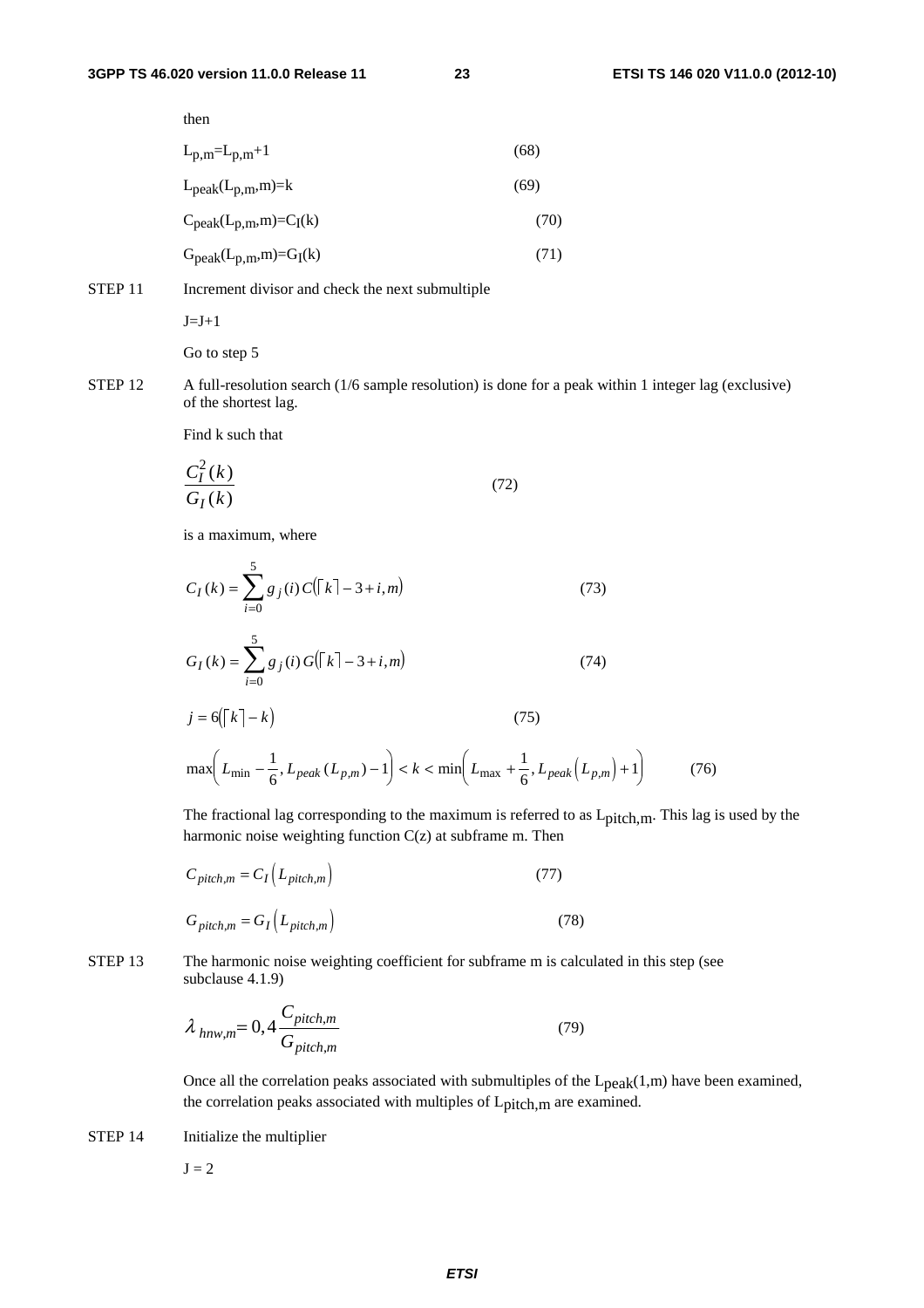then

$L_{p,m}=L_{p,m}+1$ (68)

$L_{peak}(L_{p,m},m)=k$ (69)

$C_{peak}(L_{p,m},m)=C_I(k)$ (70)

$G_{peak}(L_{p,m},m)=G_I(k)$ (71)

STEP 11 Increment divisor and check the next submultiple

J=J+1

Go to step 5

STEP 12 A full-resolution search (1/6 sample resolution) is done for a peak within 1 integer lag (exclusive) of the shortest lag.

Find k such that

$$\frac{C_I^2(k)}{G_I(k)} \tag{72}$$

is a maximum, where

$$C_I(k) = \sum_{i=0}^{5} g_j(i)\, C(\lceil k \rceil - 3 + i, m) \tag{73}$$

$$G_I(k) = \sum_{i=0}^{5} g_j(i)\, G(\lceil k \rceil - 3 + i, m) \tag{74}$$

$$j = 6(\lceil k \rceil - k) \tag{75}$$

$$\max\left( L_{\min} - \frac{1}{6}, L_{peak}(L_{p,m}) - 1 \right) < k < \min\left( L_{\max} + \frac{1}{6}, L_{peak}\left(L_{p,m}\right) + 1 \right) \tag{76}$$

The fractional lag corresponding to the maximum is referred to as $L_{pitch,m}$. This lag is used by the harmonic noise weighting function C(z) at subframe m. Then

$$C_{pitch,m} = C_I\left(L_{pitch,m}\right) \tag{77}$$

$$G_{pitch,m} = G_I\left(L_{pitch,m}\right) \tag{78}$$

STEP 13 The harmonic noise weighting coefficient for subframe m is calculated in this step (see subclause 4.1.9)

$$\lambda_{hnw,m} = 0,4 \frac{C_{pitch,m}}{G_{pitch,m}} \tag{79}$$

Once all the correlation peaks associated with submultiples of the $L_{peak}(1,m)$ have been examined, the correlation peaks associated with multiples of $L_{pitch,m}$ are examined.

STEP 14 Initialize the multiplier

J = 2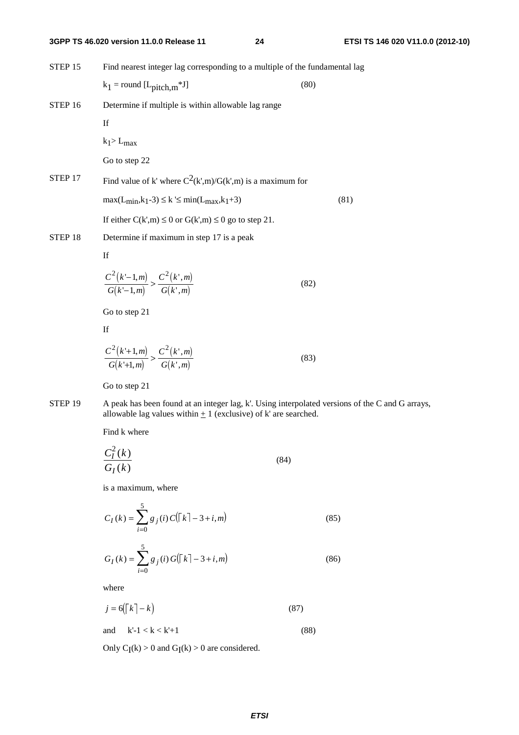STEP 15 Find nearest integer lag corresponding to a multiple of the fundamental lag

$$k_1 = \text{round}\,[L_{pitch,m} * J] \quad (80)$$

STEP 16 Determine if multiple is within allowable lag range

If

$k_1 > L_{max}$

Go to step 22

STEP 17 Find value of k' where $C^2(k',m)/G(k',m)$ is a maximum for

$$\max(L_{min}, k_1\text{-}3) \le k' \le \min(L_{max}, k_1\text{+}3) \quad (81)$$

If either $C(k',m) \le 0$ or $G(k',m) \le 0$ go to step 21.

STEP 18 Determine if maximum in step 17 is a peak

If

$$\frac{C^2(k'-1,m)}{G(k'-1,m)} > \frac{C^2(k',m)}{G(k',m)} \quad (82)$$

Go to step 21

If

$$\frac{C^2(k'+1,m)}{G(k'+1,m)} > \frac{C^2(k',m)}{G(k',m)} \quad (83)$$

Go to step 21

STEP 19 A peak has been found at an integer lag, k'. Using interpolated versions of the C and G arrays, allowable lag values within $\pm$ 1 (exclusive) of k' are searched.

Find k where

$$\frac{C_I^2(k)}{G_I(k)} \quad (84)$$

is a maximum, where

$$C_I(k) = \sum_{i=0}^{5} g_j(i)\, C(\lceil k \rceil - 3 + i, m) \quad (85)$$

$$G_I(k) = \sum_{i=0}^{5} g_j(i)\, G(\lceil k \rceil - 3 + i, m) \quad (86)$$

where

$$j = 6(\lceil k \rceil - k) \quad (87)$$

and $k'-1 < k < k'+1$ (88)

Only $C_I(k) > 0$ and $G_I(k) > 0$ are considered.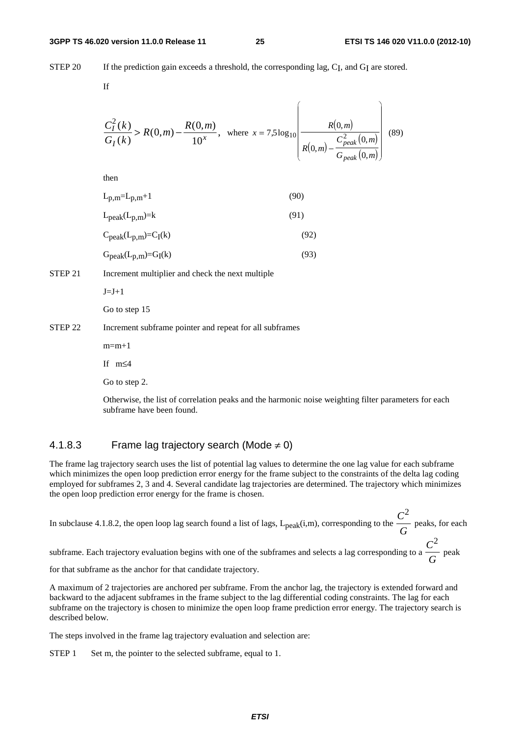STEP 20 If the prediction gain exceeds a threshold, the corresponding lag, $C_I$, and $G_I$ are stored.

If

$$\frac{C_I^2(k)}{G_I(k)} > R(0,m) - \frac{R(0,m)}{10^x}, \quad \text{where } x = 7{,}5\log_{10}\left(\frac{R(0,m)}{R(0,m) - \dfrac{C_{peak}^2(0,m)}{G_{peak}(0,m)}}\right) \quad (89)$$

then

$$L_{p,m} = L_{p,m} + 1 \quad (90)$$

$$L_{peak}(L_{p,m}) = k \quad (91)$$

$$C_{peak}(L_{p,m}) = C_I(k) \quad (92)$$

$$G_{peak}(L_{p,m}) = G_I(k) \quad (93)$$

STEP 21 Increment multiplier and check the next multiple

J=J+1

Go to step 15

STEP 22 Increment subframe pointer and repeat for all subframes

m=m+1

If m≤4

Go to step 2.

Otherwise, the list of correlation peaks and the harmonic noise weighting filter parameters for each subframe have been found.

### 4.1.8.3 Frame lag trajectory search (Mode ≠ 0)

The frame lag trajectory search uses the list of potential lag values to determine the one lag value for each subframe which minimizes the open loop prediction error energy for the frame subject to the constraints of the delta lag coding employed for subframes 2, 3 and 4. Several candidate lag trajectories are determined. The trajectory which minimizes the open loop prediction error energy for the frame is chosen.

In subclause 4.1.8.2, the open loop lag search found a list of lags, $L_{peak}(i,m)$, corresponding to the $\frac{C^2}{G}$ peaks, for each subframe. Each trajectory evaluation begins with one of the subframes and selects a lag corresponding to a $\frac{C^2}{G}$ peak for that subframe as the anchor for that candidate trajectory.

A maximum of 2 trajectories are anchored per subframe. From the anchor lag, the trajectory is extended forward and backward to the adjacent subframes in the frame subject to the lag differential coding constraints. The lag for each subframe on the trajectory is chosen to minimize the open loop frame prediction error energy. The trajectory search is described below.

The steps involved in the frame lag trajectory evaluation and selection are:

STEP 1 Set m, the pointer to the selected subframe, equal to 1.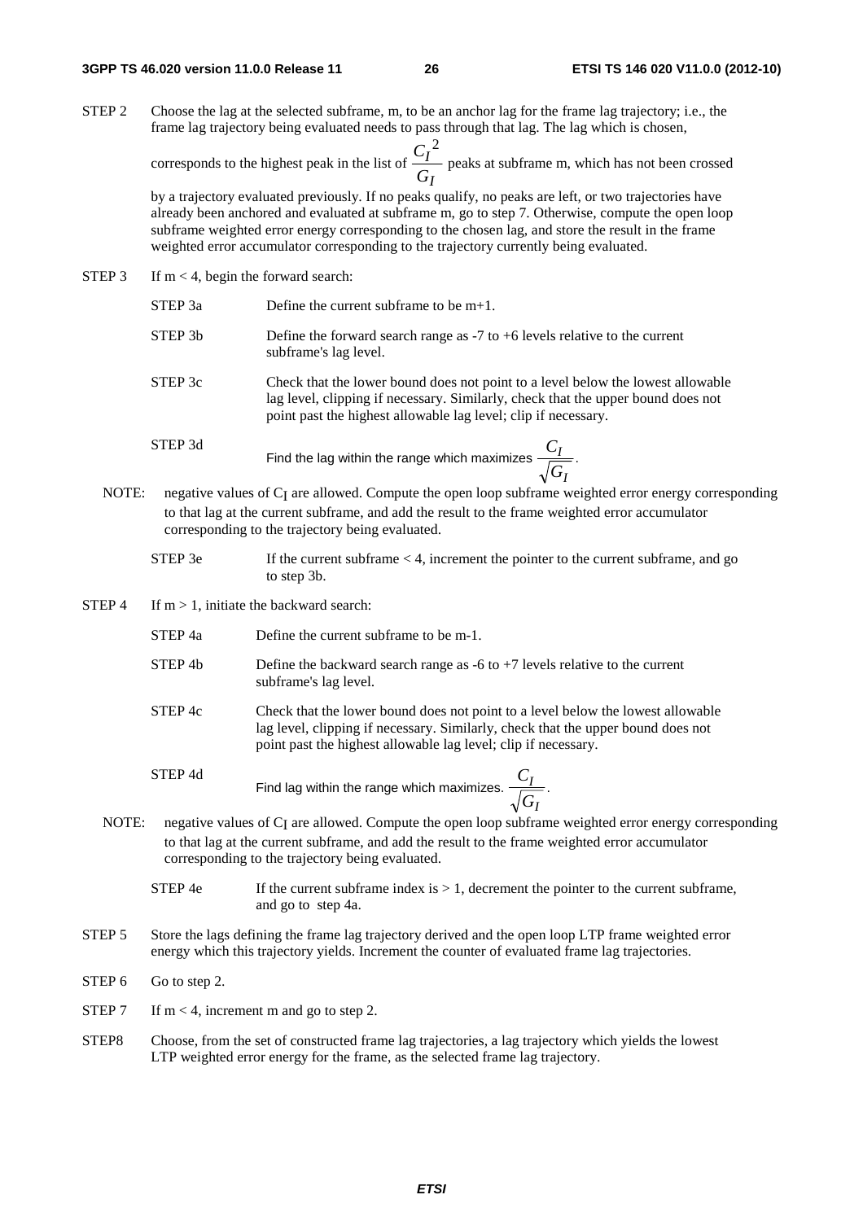STEP 2 Choose the lag at the selected subframe, m, to be an anchor lag for the frame lag trajectory; i.e., the frame lag trajectory being evaluated needs to pass through that lag. The lag which is chosen, corresponds to the highest peak in the list of $\frac{C_I^2}{G_I}$ peaks at subframe m, which has not been crossed by a trajectory evaluated previously. If no peaks qualify, no peaks are left, or two trajectories have already been anchored and evaluated at subframe m, go to step 7. Otherwise, compute the open loop subframe weighted error energy corresponding to the chosen lag, and store the result in the frame weighted error accumulator corresponding to the trajectory currently being evaluated.

STEP 3 If m < 4, begin the forward search:

STEP 3a Define the current subframe to be m+1.

STEP 3b Define the forward search range as -7 to +6 levels relative to the current subframe's lag level.

STEP 3c Check that the lower bound does not point to a level below the lowest allowable lag level, clipping if necessary. Similarly, check that the upper bound does not point past the highest allowable lag level; clip if necessary.

STEP 3d Find the lag within the range which maximizes $\frac{C_I}{\sqrt{G_I}}$.

NOTE: negative values of $C_I$ are allowed. Compute the open loop subframe weighted error energy corresponding to that lag at the current subframe, and add the result to the frame weighted error accumulator corresponding to the trajectory being evaluated.

STEP 3e If the current subframe < 4, increment the pointer to the current subframe, and go to step 3b.

STEP 4 If m > 1, initiate the backward search:

STEP 4a Define the current subframe to be m-1.

STEP 4b Define the backward search range as -6 to +7 levels relative to the current subframe's lag level.

STEP 4c Check that the lower bound does not point to a level below the lowest allowable lag level, clipping if necessary. Similarly, check that the upper bound does not point past the highest allowable lag level; clip if necessary.

STEP 4d Find lag within the range which maximizes. $\frac{C_I}{\sqrt{G_I}}$.

NOTE: negative values of $C_I$ are allowed. Compute the open loop subframe weighted error energy corresponding to that lag at the current subframe, and add the result to the frame weighted error accumulator corresponding to the trajectory being evaluated.

STEP 4e If the current subframe index is > 1, decrement the pointer to the current subframe, and go to step 4a.

STEP 5 Store the lags defining the frame lag trajectory derived and the open loop LTP frame weighted error energy which this trajectory yields. Increment the counter of evaluated frame lag trajectories.

STEP 6 Go to step 2.

STEP 7 If m < 4, increment m and go to step 2.

STEP8 Choose, from the set of constructed frame lag trajectories, a lag trajectory which yields the lowest LTP weighted error energy for the frame, as the selected frame lag trajectory.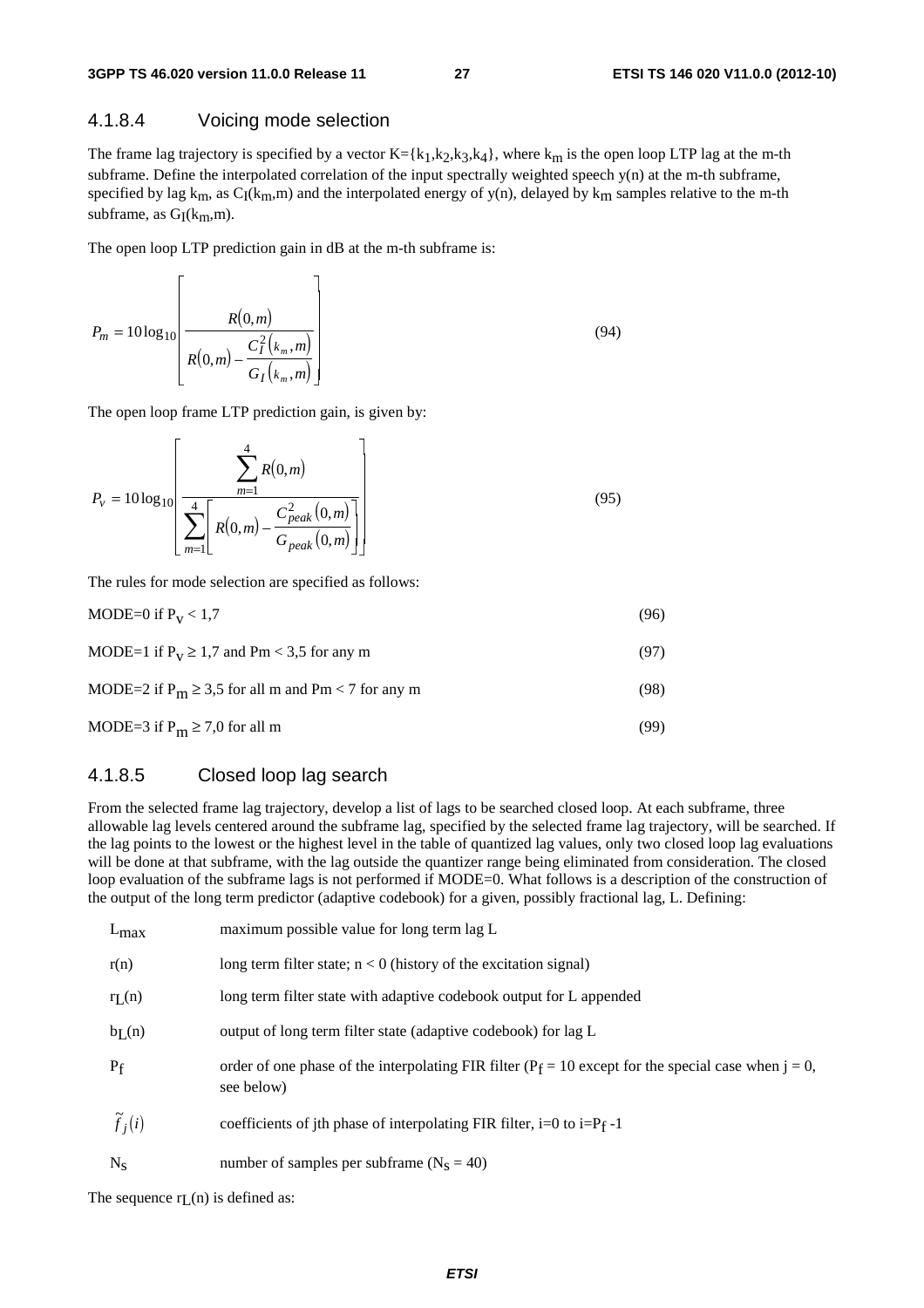### 4.1.8.4 Voicing mode selection

The frame lag trajectory is specified by a vector $K=\{k_1,k_2,k_3,k_4\}$, where $k_m$ is the open loop LTP lag at the m-th subframe. Define the interpolated correlation of the input spectrally weighted speech y(n) at the m-th subframe, specified by lag $k_m$, as $C_I(k_m,m)$ and the interpolated energy of y(n), delayed by $k_m$ samples relative to the m-th subframe, as $G_I(k_m,m)$.

The open loop LTP prediction gain in dB at the m-th subframe is:

$$P_m = 10\log_{10}\left[\frac{R(0,m)}{R(0,m)-\dfrac{C_I^2(k_m,m)}{G_I(k_m,m)}}\right] \tag{94}$$

The open loop frame LTP prediction gain, is given by:

$$P_v = 10\log_{10}\left[\frac{\sum_{m=1}^{4}R(0,m)}{\sum_{m=1}^{4}\left[R(0,m)-\dfrac{C_{peak}^2(0,m)}{G_{peak}(0,m)}\right]}\right] \tag{95}$$

The rules for mode selection are specified as follows:

MODE=0 if $P_v < 1{,}7$ (96)

MODE=1 if $P_v \geq 1{,}7$ and $P_m < 3{,}5$ for any m (97)

MODE=2 if $P_m \geq 3{,}5$ for all m and $P_m < 7$ for any m (98)

MODE=3 if $P_m \geq 7{,}0$ for all m (99)

### 4.1.8.5 Closed loop lag search

From the selected frame lag trajectory, develop a list of lags to be searched closed loop. At each subframe, three allowable lag levels centered around the subframe lag, specified by the selected frame lag trajectory, will be searched. If the lag points to the lowest or the highest level in the table of quantized lag values, only two closed loop lag evaluations will be done at that subframe, with the lag outside the quantizer range being eliminated from consideration. The closed loop evaluation of the subframe lags is not performed if MODE=0. What follows is a description of the construction of the output of the long term predictor (adaptive codebook) for a given, possibly fractional lag, L. Defining:

| | |
|---|---|
| $L_{max}$ | maximum possible value for long term lag L |
| $r(n)$ | long term filter state; $n < 0$ (history of the excitation signal) |
| $r_L(n)$ | long term filter state with adaptive codebook output for L appended |
| $b_L(n)$ | output of long term filter state (adaptive codebook) for lag L |
| $P_f$ | order of one phase of the interpolating FIR filter ($P_f = 10$ except for the special case when $j = 0$, see below) |
| $\tilde{f}_j(i)$ | coefficients of jth phase of interpolating FIR filter, i=0 to $i=P_f -1$ |
| $N_S$ | number of samples per subframe ($N_S = 40$) |

The sequence $r_L(n)$ is defined as: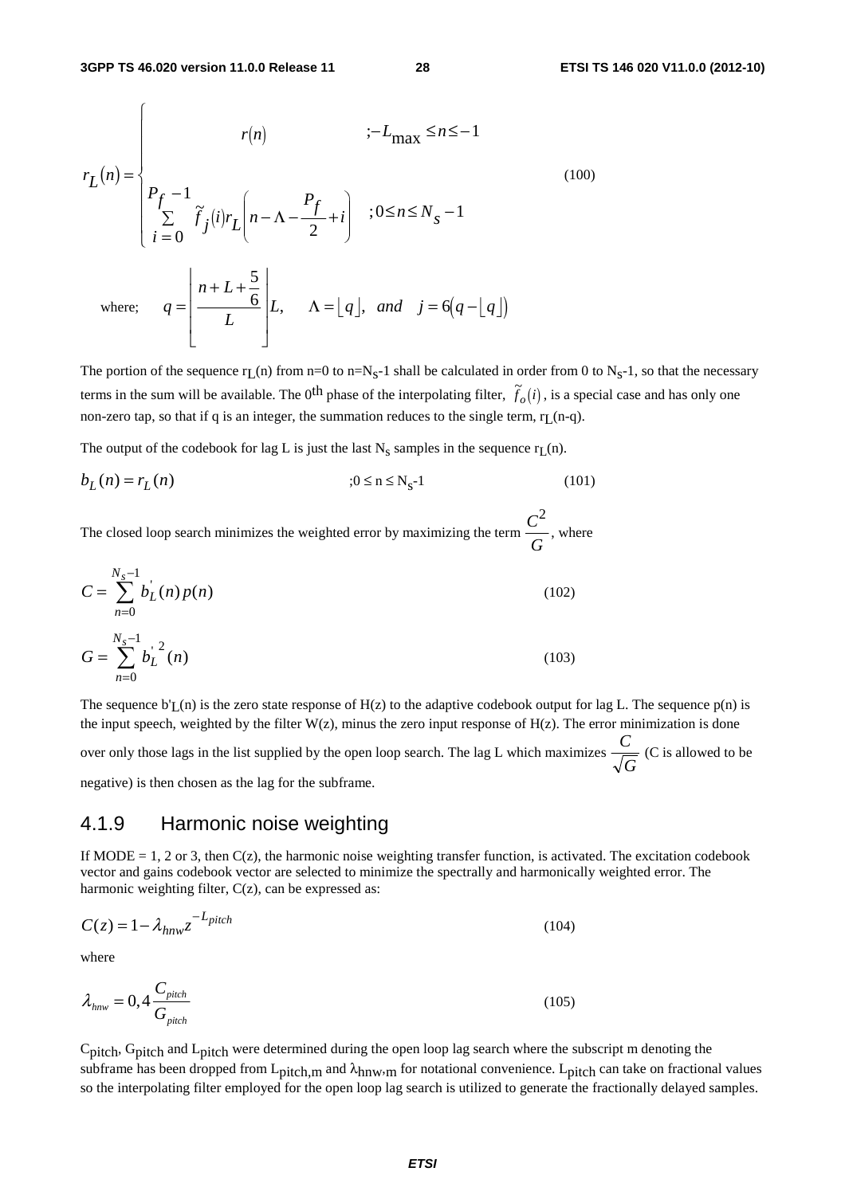$$r_L(n) = \begin{cases} r(n) & ; -L_{\max} \le n \le -1 \\ \sum_{i=0}^{P_f - 1} \tilde{f}_j(i) r_L\left(n - \Lambda - \frac{P_f}{2} + i\right) & ; 0 \le n \le N_S - 1 \end{cases} \tag{100}$$

where; $q = \left\lfloor \dfrac{n + L + \frac{5}{6}}{L} \right\rfloor L, \quad \Lambda = \lfloor q \rfloor, \quad and \quad j = 6(q - \lfloor q \rfloor)$

The portion of the sequence $r_L(n)$ from n=0 to n=$N_S$-1 shall be calculated in order from 0 to $N_S$-1, so that the necessary terms in the sum will be available. The 0th phase of the interpolating filter, $\tilde{f}_o(i)$, is a special case and has only one non-zero tap, so that if q is an integer, the summation reduces to the single term, $r_L(n-q)$.

The output of the codebook for lag L is just the last $N_S$ samples in the sequence $r_L(n)$.

$$b_L(n) = r_L(n) \qquad ;0 \le n \le N_S - 1 \tag{101}$$

The closed loop search minimizes the weighted error by maximizing the term $\frac{C^2}{G}$, where

$$C = \sum_{n=0}^{N_s - 1} b_L^{'}(n)\, p(n) \tag{102}$$

$$G = \sum_{n=0}^{N_s - 1} b_L^{'\,2}(n) \tag{103}$$

The sequence $b'_L(n)$ is the zero state response of H(z) to the adaptive codebook output for lag L. The sequence p(n) is the input speech, weighted by the filter W(z), minus the zero input response of H(z). The error minimization is done over only those lags in the list supplied by the open loop search. The lag L which maximizes $\frac{C}{\sqrt{G}}$ (C is allowed to be negative) is then chosen as the lag for the subframe.

### 4.1.9 Harmonic noise weighting

If MODE = 1, 2 or 3, then C(z), the harmonic noise weighting transfer function, is activated. The excitation codebook vector and gains codebook vector are selected to minimize the spectrally and harmonically weighted error. The harmonic weighting filter, C(z), can be expressed as:

$$C(z) = 1 - \lambda_{hnw} z^{-L_{pitch}} \tag{104}$$

where

$$\lambda_{hnw} = 0{,}4 \frac{C_{pitch}}{G_{pitch}} \tag{105}$$

$C_{pitch}$, $G_{pitch}$ and $L_{pitch}$ were determined during the open loop lag search where the subscript m denoting the subframe has been dropped from $L_{pitch,m}$ and $\lambda_{hnw,m}$ for notational convenience. $L_{pitch}$ can take on fractional values so the interpolating filter employed for the open loop lag search is utilized to generate the fractionally delayed samples.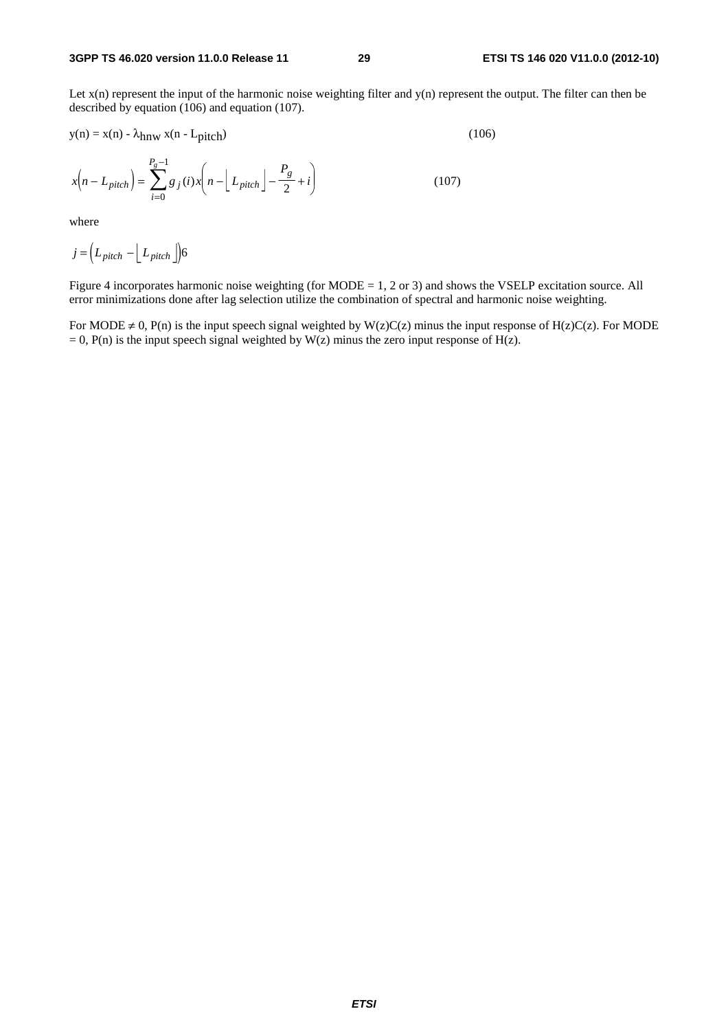Let x(n) represent the input of the harmonic noise weighting filter and y(n) represent the output. The filter can then be described by equation (106) and equation (107).

$$y(n) = x(n) - \lambda_{hnw}\, x(n - L_{pitch}) \qquad (106)$$

$$x\left(n - L_{pitch}\right) = \sum_{i=0}^{P_g - 1} g_j(i)\, x\left(n - \left\lfloor L_{pitch} \right\rfloor - \frac{P_g}{2} + i\right) \qquad (107)$$

where

$$j = \left(L_{pitch} - \left\lfloor L_{pitch} \right\rfloor\right) 6$$

Figure 4 incorporates harmonic noise weighting (for MODE = 1, 2 or 3) and shows the VSELP excitation source. All error minimizations done after lag selection utilize the combination of spectral and harmonic noise weighting.

For MODE $\neq$ 0, P(n) is the input speech signal weighted by W(z)C(z) minus the input response of H(z)C(z). For MODE = 0, P(n) is the input speech signal weighted by W(z) minus the zero input response of H(z).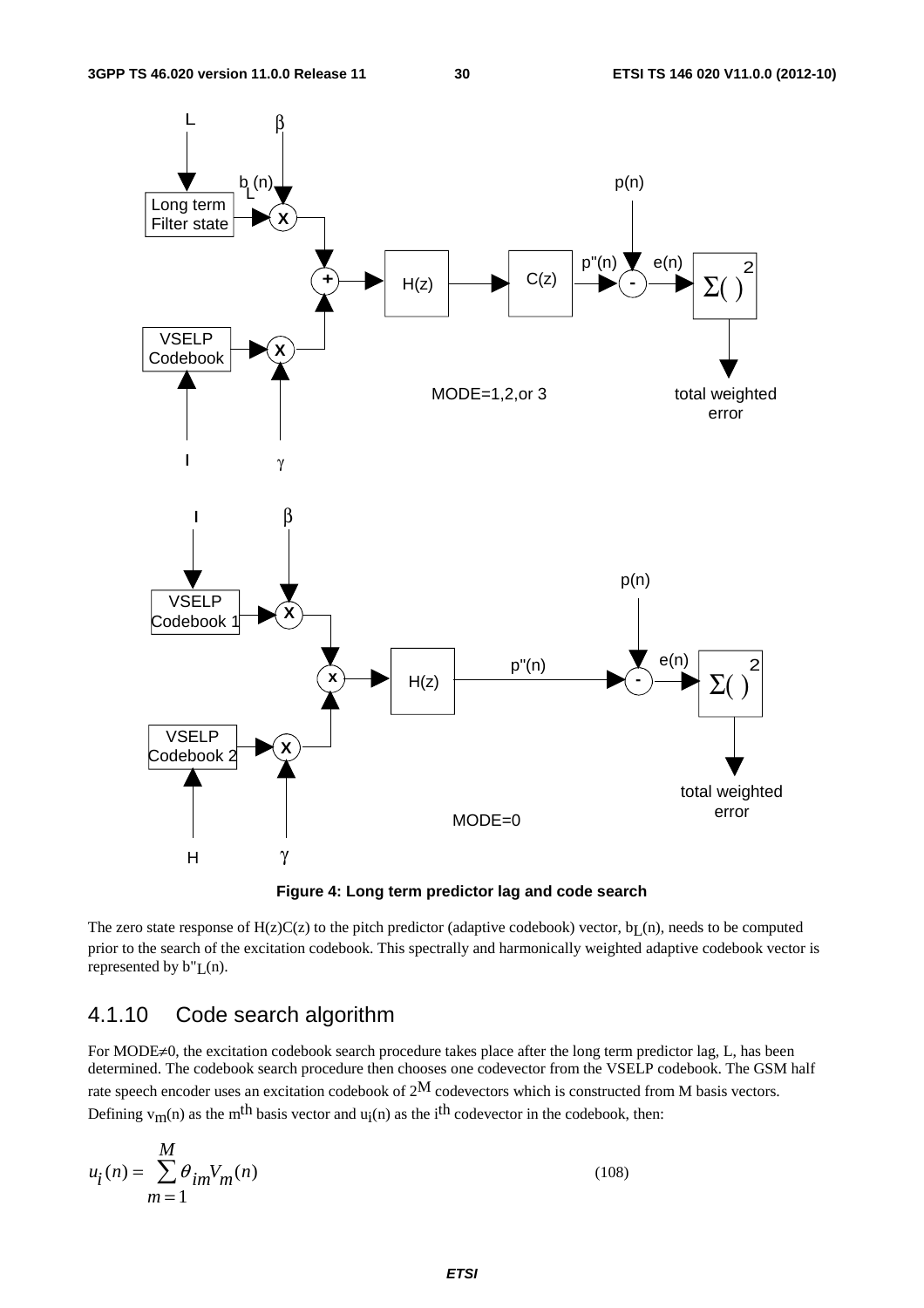Figure 4: Long term predictor lag and code search

The zero state response of $H(z)C(z)$ to the pitch predictor (adaptive codebook) vector, $b_L(n)$, needs to be computed prior to the search of the excitation codebook. This spectrally and harmonically weighted adaptive codebook vector is represented by $b''_L(n)$.

### 4.1.10 Code search algorithm

For MODE≠0, the excitation codebook search procedure takes place after the long term predictor lag, L, has been determined. The codebook search procedure then chooses one codevector from the VSELP codebook. The GSM half rate speech encoder uses an excitation codebook of $2^M$ codevectors which is constructed from M basis vectors. Defining $v_m(n)$ as the $m^{th}$ basis vector and $u_i(n)$ as the $i^{th}$ codevector in the codebook, then:

$$u_i(n) = \sum_{m=1}^{M} \theta_{im} V_m(n) \tag{108}$$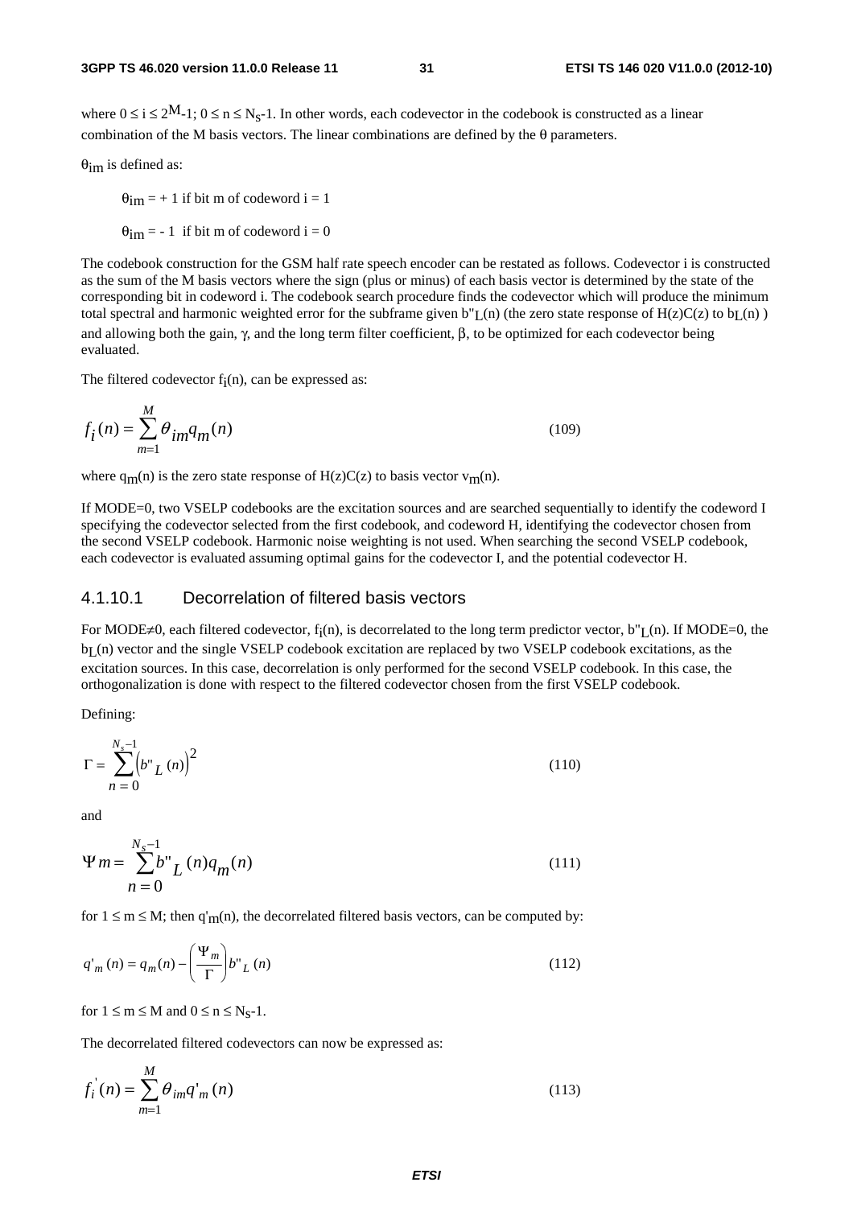where $0 \le i \le 2^M-1$; $0 \le n \le N_s-1$. In other words, each codevector in the codebook is constructed as a linear combination of the M basis vectors. The linear combinations are defined by the θ parameters.

$\theta_{im}$ is defined as:

$\theta_{im} = +1$ if bit m of codeword i = 1

$\theta_{im} = -1$ if bit m of codeword i = 0

The codebook construction for the GSM half rate speech encoder can be restated as follows. Codevector i is constructed as the sum of the M basis vectors where the sign (plus or minus) of each basis vector is determined by the state of the corresponding bit in codeword i. The codebook search procedure finds the codevector which will produce the minimum total spectral and harmonic weighted error for the subframe given $b''_L(n)$ (the zero state response of $H(z)C(z)$ to $b_L(n)$ ) and allowing both the gain, γ, and the long term filter coefficient, β, to be optimized for each codevector being evaluated.

The filtered codevector $f_i(n)$, can be expressed as:

$$f_i(n) = \sum_{m=1}^{M} \theta_{im} q_m(n) \tag{109}$$

where $q_m(n)$ is the zero state response of $H(z)C(z)$ to basis vector $v_m(n)$.

If MODE=0, two VSELP codebooks are the excitation sources and are searched sequentially to identify the codeword I specifying the codevector selected from the first codebook, and codeword H, identifying the codevector chosen from the second VSELP codebook. Harmonic noise weighting is not used. When searching the second VSELP codebook, each codevector is evaluated assuming optimal gains for the codevector I, and the potential codevector H.

#### 4.1.10.1 Decorrelation of filtered basis vectors

For MODE≠0, each filtered codevector, $f_i(n)$, is decorrelated to the long term predictor vector, $b''_L(n)$. If MODE=0, the $b_L(n)$ vector and the single VSELP codebook excitation are replaced by two VSELP codebook excitations, as the excitation sources. In this case, decorrelation is only performed for the second VSELP codebook. In this case, the orthogonalization is done with respect to the filtered codevector chosen from the first VSELP codebook.

Defining:

$$\Gamma = \sum_{n=0}^{N_s-1} \left(b''_L(n)\right)^2 \tag{110}$$

and

$$\Psi m = \sum_{n=0}^{N_s-1} b''_L(n) q_m(n) \tag{111}$$

for $1 \le m \le M$; then $q'_m(n)$, the decorrelated filtered basis vectors, can be computed by:

$$q'_m(n) = q_m(n) - \left(\frac{\Psi_m}{\Gamma}\right) b''_L(n) \tag{112}$$

for $1 \le m \le M$ and $0 \le n \le N_s-1$.

The decorrelated filtered codevectors can now be expressed as:

$$f_i'(n) = \sum_{m=1}^{M} \theta_{im} q'_m(n) \tag{113}$$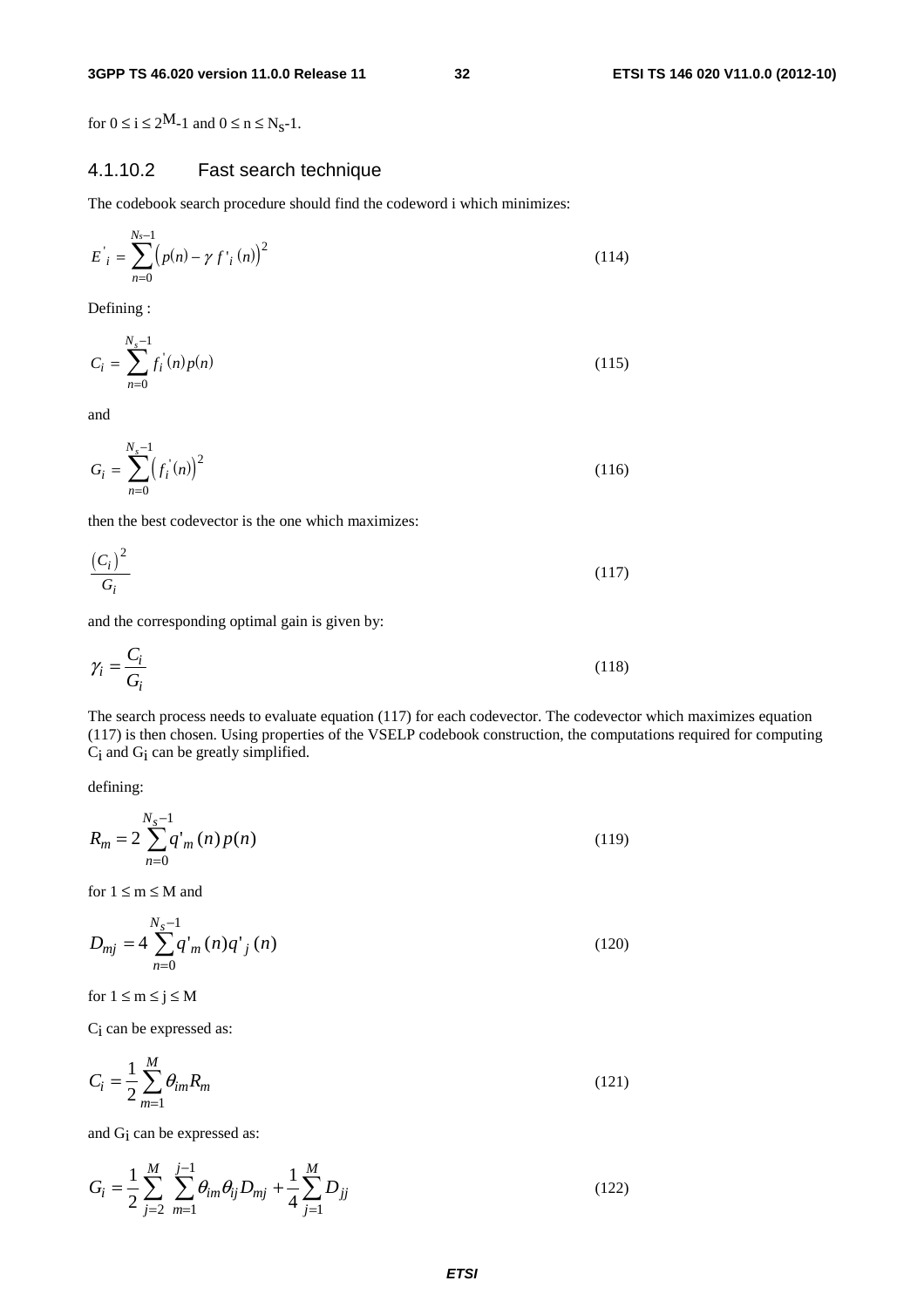for $0 \le i \le 2^M-1$ and $0 \le n \le N_S-1$.

### 4.1.10.2 Fast search technique

The codebook search procedure should find the codeword i which minimizes:

$$E'_i = \sum_{n=0}^{Ns-1} \left( p(n) - \gamma f'_i(n) \right)^2 \tag{114}$$

Defining :

$$C_i = \sum_{n=0}^{N_s-1} f_i'(n) p(n) \tag{115}$$

and

$$G_i = \sum_{n=0}^{N_s-1} \left( f_i'(n) \right)^2 \tag{116}$$

then the best codevector is the one which maximizes:

$$\frac{(C_i)^2}{G_i} \tag{117}$$

and the corresponding optimal gain is given by:

$$\gamma_i = \frac{C_i}{G_i} \tag{118}$$

The search process needs to evaluate equation (117) for each codevector. The codevector which maximizes equation (117) is then chosen. Using properties of the VSELP codebook construction, the computations required for computing $C_i$ and $G_i$ can be greatly simplified.

defining:

$$R_m = 2 \sum_{n=0}^{N_s-1} q'_m(n) p(n) \tag{119}$$

for $1 \le m \le M$ and

$$D_{mj} = 4 \sum_{n=0}^{N_s-1} q'_m(n) q'_j(n) \tag{120}$$

for $1 \le m \le j \le M$

$C_i$ can be expressed as:

$$C_i = \frac{1}{2} \sum_{m=1}^{M} \theta_{im} R_m \tag{121}$$

and $G_i$ can be expressed as:

$$G_i = \frac{1}{2} \sum_{j=2}^{M} \sum_{m=1}^{j-1} \theta_{im} \theta_{ij} D_{mj} + \frac{1}{4} \sum_{j=1}^{M} D_{jj} \tag{122}$$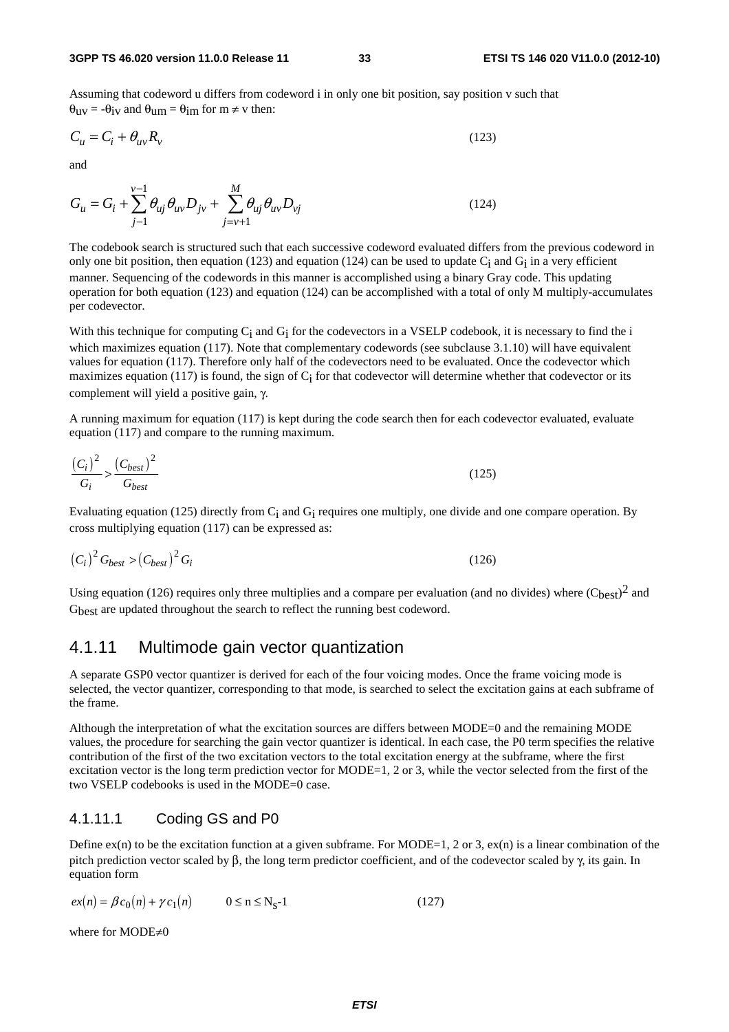Assuming that codeword u differs from codeword i in only one bit position, say position v such that $\theta_{uv} = -\theta_{iv}$ and $\theta_{um} = \theta_{im}$ for $m \neq v$ then:

$$C_u = C_i + \theta_{uv} R_v \tag{123}$$

and

$$G_u = G_i + \sum_{j-1}^{v-1} \theta_{uj} \theta_{uv} D_{jv} + \sum_{j=v+1}^{M} \theta_{uj} \theta_{uv} D_{vj} \tag{124}$$

The codebook search is structured such that each successive codeword evaluated differs from the previous codeword in only one bit position, then equation (123) and equation (124) can be used to update $C_i$ and $G_i$ in a very efficient manner. Sequencing of the codewords in this manner is accomplished using a binary Gray code. This updating operation for both equation (123) and equation (124) can be accomplished with a total of only M multiply-accumulates per codevector.

With this technique for computing $C_i$ and $G_i$ for the codevectors in a VSELP codebook, it is necessary to find the i which maximizes equation (117). Note that complementary codewords (see subclause 3.1.10) will have equivalent values for equation (117). Therefore only half of the codevectors need to be evaluated. Once the codevector which maximizes equation (117) is found, the sign of $C_i$ for that codevector will determine whether that codevector or its complement will yield a positive gain, $\gamma$.

A running maximum for equation (117) is kept during the code search then for each codevector evaluated, evaluate equation (117) and compare to the running maximum.

$$\frac{(C_i)^2}{G_i} > \frac{(C_{best})^2}{G_{best}} \tag{125}$$

Evaluating equation (125) directly from $C_i$ and $G_i$ requires one multiply, one divide and one compare operation. By cross multiplying equation (117) can be expressed as:

$$(C_i)^2 G_{best} > (C_{best})^2 G_i \tag{126}$$

Using equation (126) requires only three multiplies and a compare per evaluation (and no divides) where $(C_{best})^2$ and $G_{best}$ are updated throughout the search to reflect the running best codeword.

## 4.1.11 Multimode gain vector quantization

A separate GSP0 vector quantizer is derived for each of the four voicing modes. Once the frame voicing mode is selected, the vector quantizer, corresponding to that mode, is searched to select the excitation gains at each subframe of the frame.

Although the interpretation of what the excitation sources are differs between MODE=0 and the remaining MODE values, the procedure for searching the gain vector quantizer is identical. In each case, the P0 term specifies the relative contribution of the first of the two excitation vectors to the total excitation energy at the subframe, where the first excitation vector is the long term prediction vector for MODE=1, 2 or 3, while the vector selected from the first of the two VSELP codebooks is used in the MODE=0 case.

### 4.1.11.1 Coding GS and P0

Define ex(n) to be the excitation function at a given subframe. For MODE=1, 2 or 3, ex(n) is a linear combination of the pitch prediction vector scaled by $\beta$, the long term predictor coefficient, and of the codevector scaled by $\gamma$, its gain. In equation form

$$ex(n) = \beta c_0(n) + \gamma c_1(n) \qquad 0 \leq n \leq N_s - 1 \tag{127}$$

where for MODE$\neq$0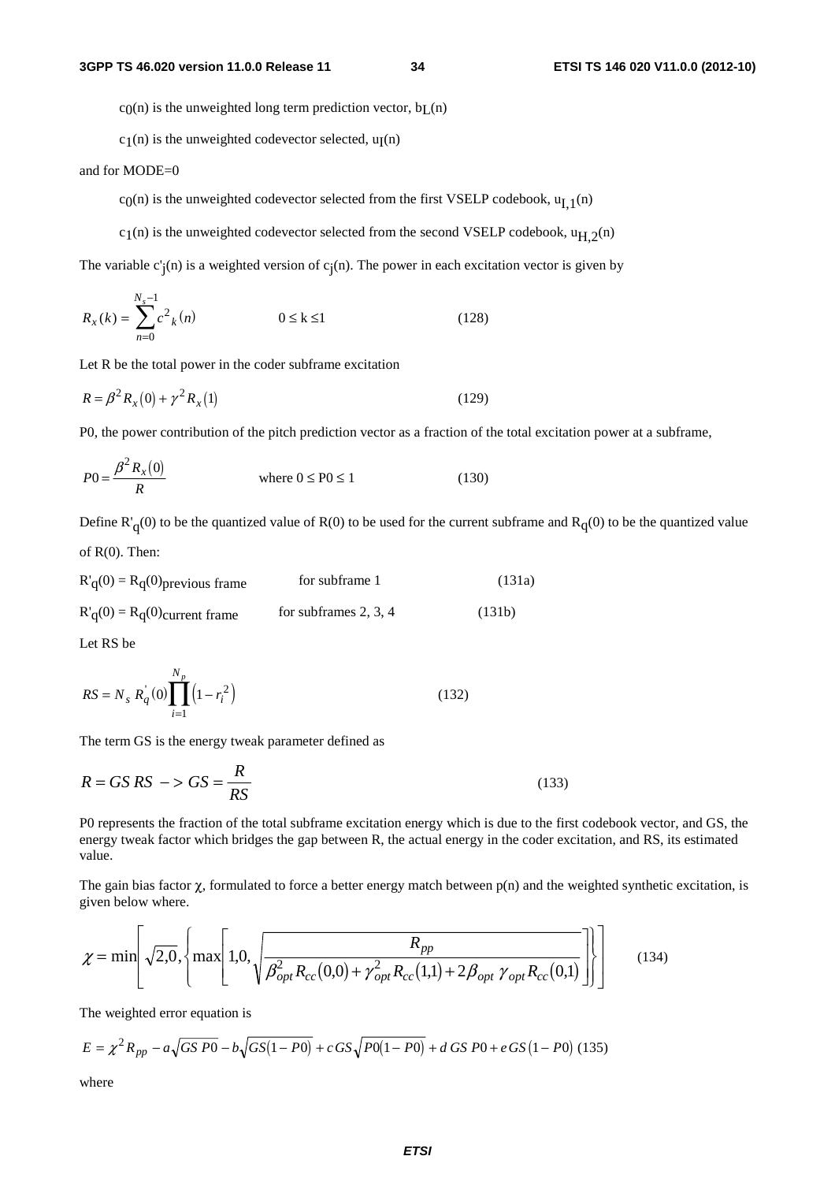$c_0(n)$ is the unweighted long term prediction vector, $b_L(n)$

$c_1(n)$ is the unweighted codevector selected, $u_I(n)$

and for MODE=0

$c_0(n)$ is the unweighted codevector selected from the first VSELP codebook, $u_{I,1}(n)$

$c_1(n)$ is the unweighted codevector selected from the second VSELP codebook, $u_{H,2}(n)$

The variable $c'_j(n)$ is a weighted version of $c_j(n)$. The power in each excitation vector is given by

$$R_x(k) = \sum_{n=0}^{N_s-1} c^2{}_k(n) \qquad 0 \le k \le 1 \qquad (128)$$

Let R be the total power in the coder subframe excitation

$$R = \beta^2 R_x(0) + \gamma^2 R_x(1) \qquad (129)$$

P0, the power contribution of the pitch prediction vector as a fraction of the total excitation power at a subframe,

$$P0 = \frac{\beta^2 R_x(0)}{R} \qquad \text{where } 0 \le P0 \le 1 \qquad (130)$$

Define $R'_q(0)$ to be the quantized value of R(0) to be used for the current subframe and $R_q(0)$ to be the quantized value of R(0). Then:

$R'_q(0) = R_q(0)_{\text{previous frame}}$ for subframe 1 (131a)

$R'_q(0) = R_q(0)_{\text{current frame}}$ for subframes 2, 3, 4 (131b)

Let RS be

$$RS = N_s\, R_q^{'}(0) \prod_{i=1}^{N_p} \left(1 - r_i^2\right) \qquad (132)$$

The term GS is the energy tweak parameter defined as

$$R = GS\, RS \; -> GS = \frac{R}{RS} \qquad (133)$$

P0 represents the fraction of the total subframe excitation energy which is due to the first codebook vector, and GS, the energy tweak factor which bridges the gap between R, the actual energy in the coder excitation, and RS, its estimated value.

The gain bias factor $\chi$, formulated to force a better energy match between p(n) and the weighted synthetic excitation, is given below where.

$$\chi = \min\left[\sqrt{2},0, \left\{ \max\left[1,0, \sqrt{\frac{R_{pp}}{\beta_{opt}^2 R_{cc}(0,0) + \gamma_{opt}^2 R_{cc}(1,1) + 2\beta_{opt}\, \gamma_{opt} R_{cc}(0,1)}}\right]\right\}\right] \qquad (134)$$

The weighted error equation is

$$E = \chi^2 R_{pp} - a\sqrt{GS\, P0} - b\sqrt{GS(1-P0)} + c\, GS \sqrt{P0(1-P0)} + d\; GS\; P0 + e\, GS\,(1-P0) \quad (135)$$

where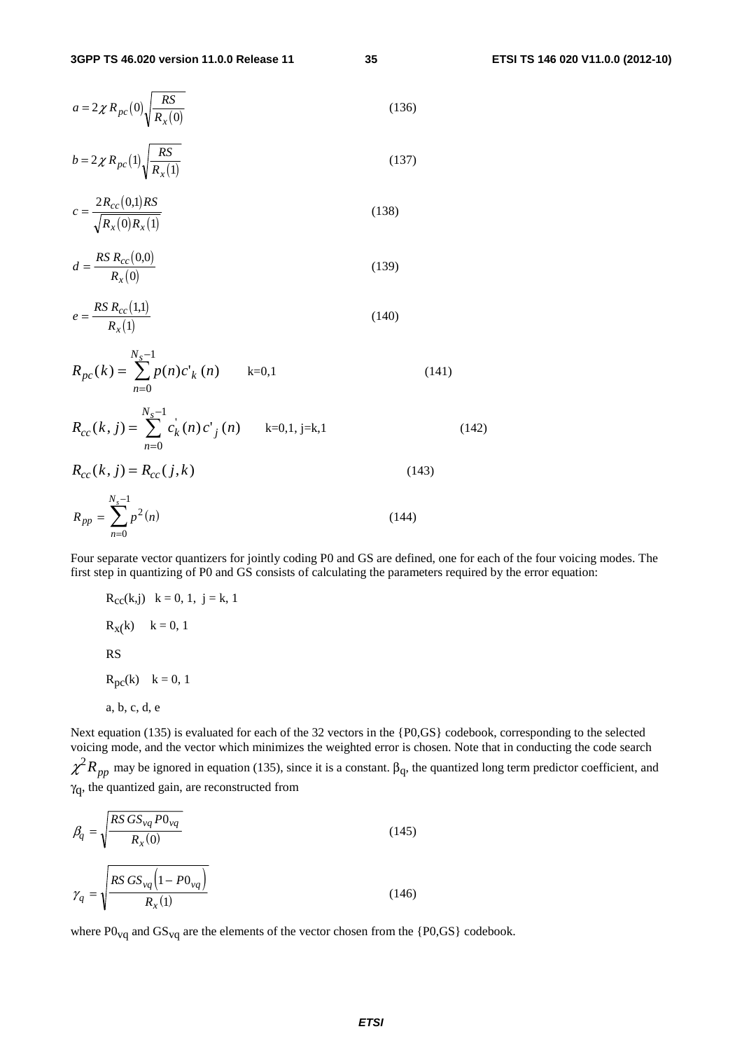$$a = 2\chi R_{pc}(0)\sqrt{\frac{RS}{R_x(0)}} \qquad (136)$$

$$b = 2\chi R_{pc}(1)\sqrt{\frac{RS}{R_x(1)}} \qquad (137)$$

$$c = \frac{2R_{cc}(0,1)RS}{\sqrt{R_x(0)R_x(1)}} \qquad (138)$$

$$d = \frac{RS\, R_{cc}(0,0)}{R_x(0)} \qquad (139)$$

$$e = \frac{RS\, R_{cc}(1,1)}{R_x(1)} \qquad (140)$$

$$R_{pc}(k) = \sum_{n=0}^{N_s-1} p(n)c'_k(n) \qquad k=0,1 \qquad (141)$$

$$R_{cc}(k,j) = \sum_{n=0}^{N_s-1} c'_k(n)c'_j(n) \qquad k=0,1,\ j=k,1 \qquad (142)$$

$$R_{cc}(k,j) = R_{cc}(j,k) \qquad (143)$$

$$R_{pp} = \sum_{n=0}^{N_s-1} p^2(n) \qquad (144)$$

Four separate vector quantizers for jointly coding P0 and GS are defined, one for each of the four voicing modes. The first step in quantizing of P0 and GS consists of calculating the parameters required by the error equation:

$R_{cc}(k,j)$ k = 0, 1, j = k, 1

$R_x(k)$ k = 0, 1

RS

$R_{pc}(k)$ k = 0, 1

a, b, c, d, e

Next equation (135) is evaluated for each of the 32 vectors in the {P0,GS} codebook, corresponding to the selected voicing mode, and the vector which minimizes the weighted error is chosen. Note that in conducting the code search $\chi^2 R_{pp}$ may be ignored in equation (135), since it is a constant. $\beta_q$, the quantized long term predictor coefficient, and $\gamma_q$, the quantized gain, are reconstructed from

$$\beta_q = \sqrt{\frac{RS\, GS_{vq}\, P0_{vq}}{R_x(0)}} \qquad (145)$$

$$\gamma_q = \sqrt{\frac{RS\, GS_{vq}\left(1 - P0_{vq}\right)}{R_x(1)}} \qquad (146)$$

where $P0_{vq}$ and $GS_{vq}$ are the elements of the vector chosen from the {P0,GS} codebook.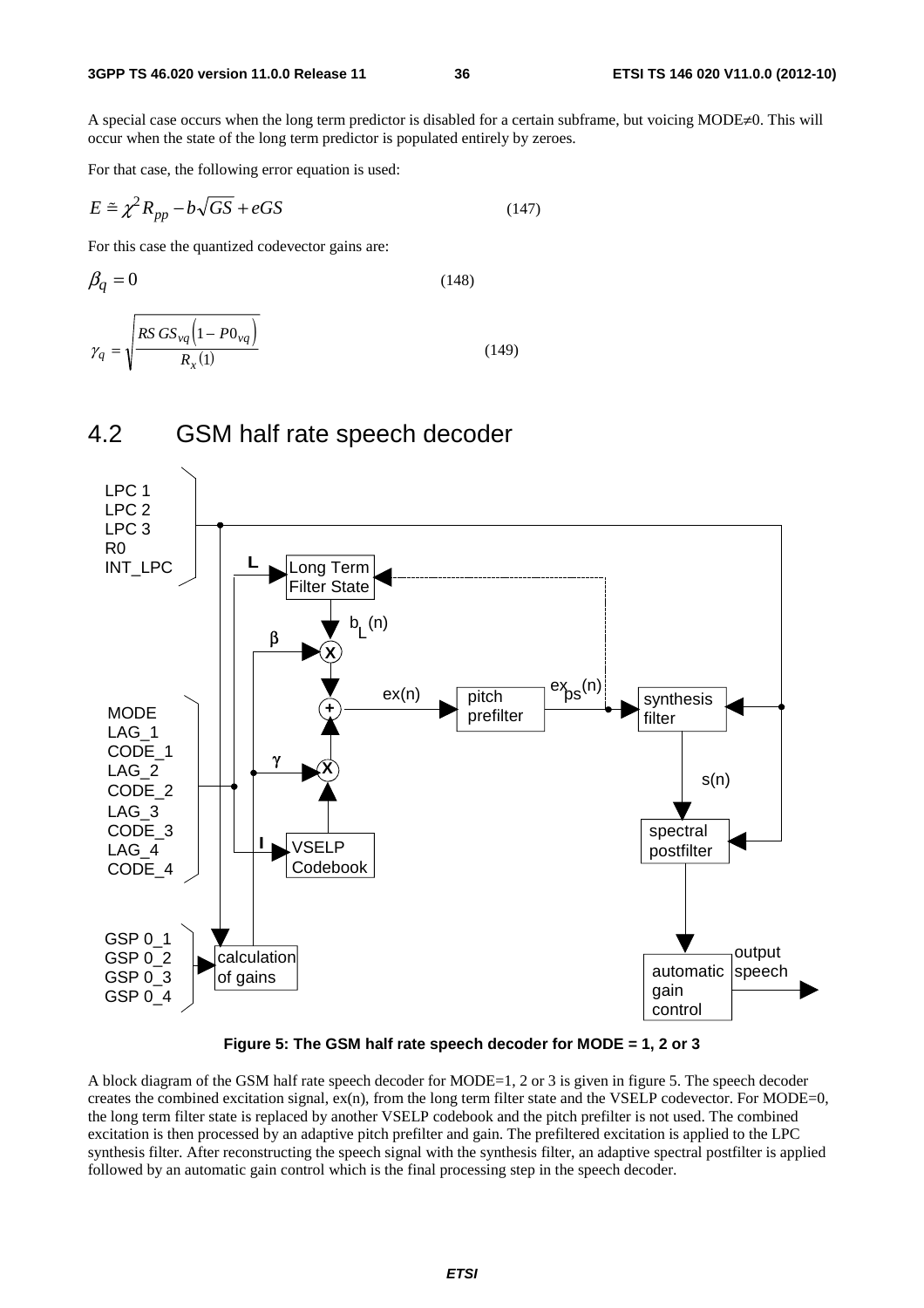A special case occurs when the long term predictor is disabled for a certain subframe, but voicing MODE≠0. This will occur when the state of the long term predictor is populated entirely by zeroes.

For that case, the following error equation is used:

$$E \cong \chi^2 R_{pp} - b\sqrt{GS} + eGS \qquad (147)$$

For this case the quantized codevector gains are:

$$\beta_q = 0 \qquad (148)$$

$$\gamma_q = \sqrt{\frac{RS\,GS_{vq}\left(1 - P0_{vq}\right)}{R_x(1)}} \qquad (149)$$

## 4.2 GSM half rate speech decoder

**Figure 5: The GSM half rate speech decoder for MODE = 1, 2 or 3**

A block diagram of the GSM half rate speech decoder for MODE=1, 2 or 3 is given in figure 5. The speech decoder creates the combined excitation signal, ex(n), from the long term filter state and the VSELP codevector. For MODE=0, the long term filter state is replaced by another VSELP codebook and the pitch prefilter is not used. The combined excitation is then processed by an adaptive pitch prefilter and gain. The prefiltered excitation is applied to the LPC synthesis filter. After reconstructing the speech signal with the synthesis filter, an adaptive spectral postfilter is applied followed by an automatic gain control which is the final processing step in the speech decoder.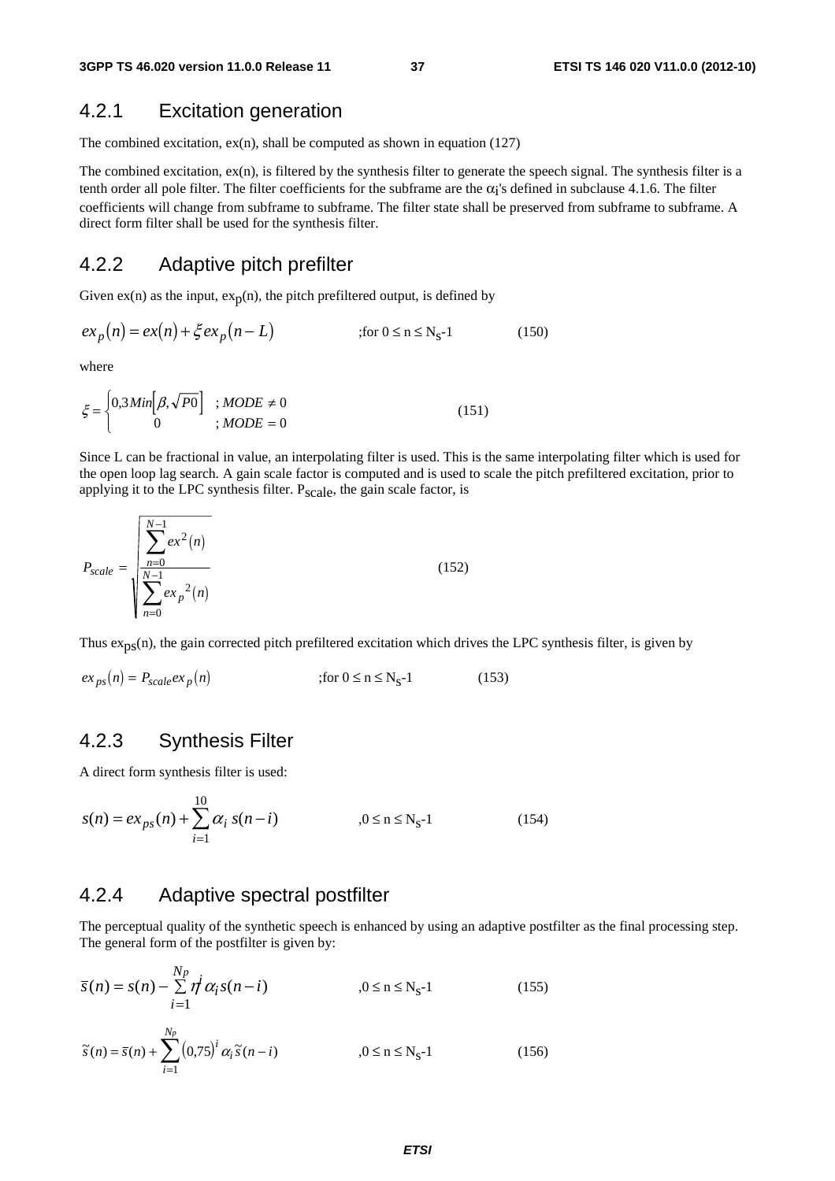### 4.2.1 Excitation generation

The combined excitation, ex(n), shall be computed as shown in equation (127)

The combined excitation, ex(n), is filtered by the synthesis filter to generate the speech signal. The synthesis filter is a tenth order all pole filter. The filter coefficients for the subframe are the $\alpha_i$'s defined in subclause 4.1.6. The filter coefficients will change from subframe to subframe. The filter state shall be preserved from subframe to subframe. A direct form filter shall be used for the synthesis filter.

### 4.2.2 Adaptive pitch prefilter

Given ex(n) as the input, $ex_p(n)$, the pitch prefiltered output, is defined by

$$ex_p(n) = ex(n) + \xi ex_p(n-L) \qquad \text{;for } 0 \le n \le N_S\text{-1} \qquad (150)$$

where

$$\xi = \begin{cases} 0{,}3 Min\left[\beta, \sqrt{P0}\right] & ; MODE \neq 0 \\ 0 & ; MODE = 0 \end{cases} \qquad (151)$$

Since L can be fractional in value, an interpolating filter is used. This is the same interpolating filter which is used for the open loop lag search. A gain scale factor is computed and is used to scale the pitch prefiltered excitation, prior to applying it to the LPC synthesis filter. $P_{scale}$, the gain scale factor, is

$$P_{scale} = \sqrt{\frac{\sum_{n=0}^{N-1} ex^2(n)}{\sum_{n=0}^{N-1} ex_p{}^2(n)}} \qquad (152)$$

Thus $ex_{ps}(n)$, the gain corrected pitch prefiltered excitation which drives the LPC synthesis filter, is given by

$$ex_{ps}(n) = P_{scale} ex_p(n) \qquad \text{;for } 0 \le n \le N_S\text{-1} \qquad (153)$$

### 4.2.3 Synthesis Filter

A direct form synthesis filter is used:

$$s(n) = ex_{ps}(n) + \sum_{i=1}^{10} \alpha_i \, s(n-i) \qquad ,0 \le n \le N_S\text{-1} \qquad (154)$$

### 4.2.4 Adaptive spectral postfilter

The perceptual quality of the synthetic speech is enhanced by using an adaptive postfilter as the final processing step. The general form of the postfilter is given by:

$$\bar{s}(n) = s(n) - \sum_{i=1}^{N_P} \eta^i \alpha_i s(n-i) \qquad ,0 \le n \le N_S\text{-1} \qquad (155)$$

$$\tilde{s}(n) = \bar{s}(n) + \sum_{i=1}^{N_P} (0{,}75)^i \alpha_i \tilde{s}(n-i) \qquad ,0 \le n \le N_S\text{-1} \qquad (156)$$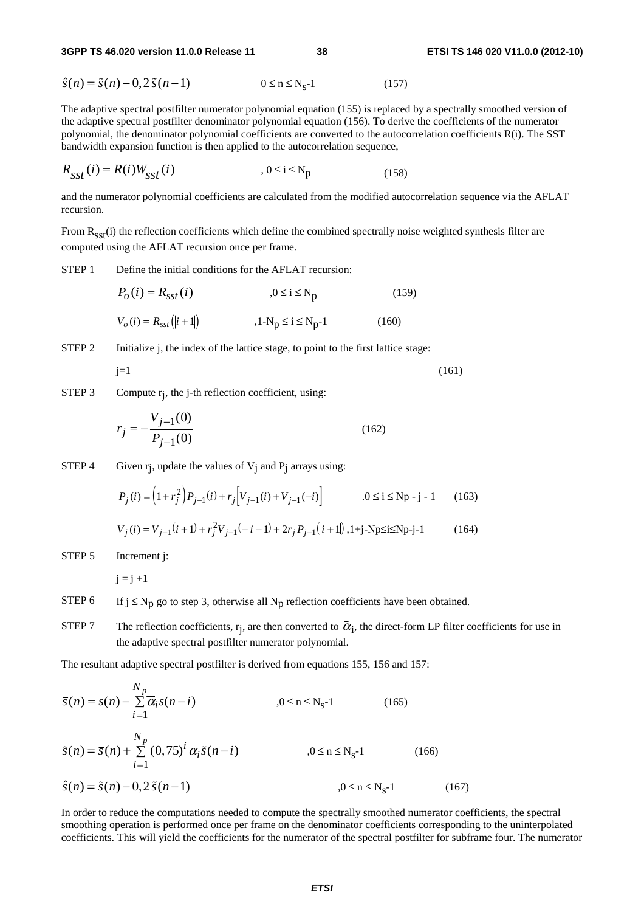$$\hat{s}(n) = \tilde{s}(n) - 0,2\,\tilde{s}(n-1) \qquad 0 \le n \le N_S\text{-}1 \qquad (157)$$

The adaptive spectral postfilter numerator polynomial equation (155) is replaced by a spectrally smoothed version of the adaptive spectral postfilter denominator polynomial equation (156). To derive the coefficients of the numerator polynomial, the denominator polynomial coefficients are converted to the autocorrelation coefficients R(i). The SST bandwidth expansion function is then applied to the autocorrelation sequence,

$$R_{sst}(i) = R(i)W_{sst}(i) \qquad , 0 \le i \le N_p \qquad (158)$$

and the numerator polynomial coefficients are calculated from the modified autocorrelation sequence via the AFLAT recursion.

From $R_{sst}(i)$ the reflection coefficients which define the combined spectrally noise weighted synthesis filter are computed using the AFLAT recursion once per frame.

STEP 1 Define the initial conditions for the AFLAT recursion:

$$P_o(i) = R_{sst}(i) \qquad ,0 \le i \le N_p \qquad (159)$$

$$V_o(i) = R_{sst}(|i+1|) \qquad ,1\text{-}N_p \le i \le N_p\text{-}1 \qquad (160)$$

STEP 2 Initialize j, the index of the lattice stage, to point to the first lattice stage:

$$j=1 \qquad (161)$$

STEP 3 Compute $r_j$, the j-th reflection coefficient, using:

$$r_j = -\frac{V_{j-1}(0)}{P_{j-1}(0)} \qquad (162)$$

STEP 4 Given $r_j$, update the values of $V_j$ and $P_j$ arrays using:

$$P_j(i) = \left(1 + r_j^2\right)P_{j-1}(i) + r_j\left[V_{j-1}(i) + V_{j-1}(-i)\right] \qquad .0 \le i \le Np - j - 1 \qquad (163)$$

$$V_j(i) = V_{j-1}(i+1) + r_j^2 V_{j-1}(-i-1) + 2r_j P_{j-1}(|i+1|) \;,1+j\text{-}Np \le i \le Np\text{-}j\text{-}1 \qquad (164)$$

STEP 5 Increment j:

$j = j + 1$

STEP 6 If $j \le N_p$ go to step 3, otherwise all $N_p$ reflection coefficients have been obtained.

STEP 7 The reflection coefficients, $r_j$, are then converted to $\bar{\alpha}_i$, the direct-form LP filter coefficients for use in the adaptive spectral postfilter numerator polynomial.

The resultant adaptive spectral postfilter is derived from equations 155, 156 and 157:

$$\bar{s}(n) = s(n) - \sum_{i=1}^{N_p} \bar{\alpha}_i s(n-i) \qquad ,0 \le n \le N_S\text{-}1 \qquad (165)$$

$$\tilde{s}(n) = \bar{s}(n) + \sum_{i=1}^{N_p} (0,75)^i \alpha_i \tilde{s}(n-i) \qquad ,0 \le n \le N_S\text{-}1 \qquad (166)$$

$$\hat{s}(n) = \tilde{s}(n) - 0,2\,\tilde{s}(n-1) \qquad ,0 \le n \le N_S\text{-}1 \qquad (167)$$

In order to reduce the computations needed to compute the spectrally smoothed numerator coefficients, the spectral smoothing operation is performed once per frame on the denominator coefficients corresponding to the uninterpolated coefficients. This will yield the coefficients for the numerator of the spectral postfilter for subframe four. The numerator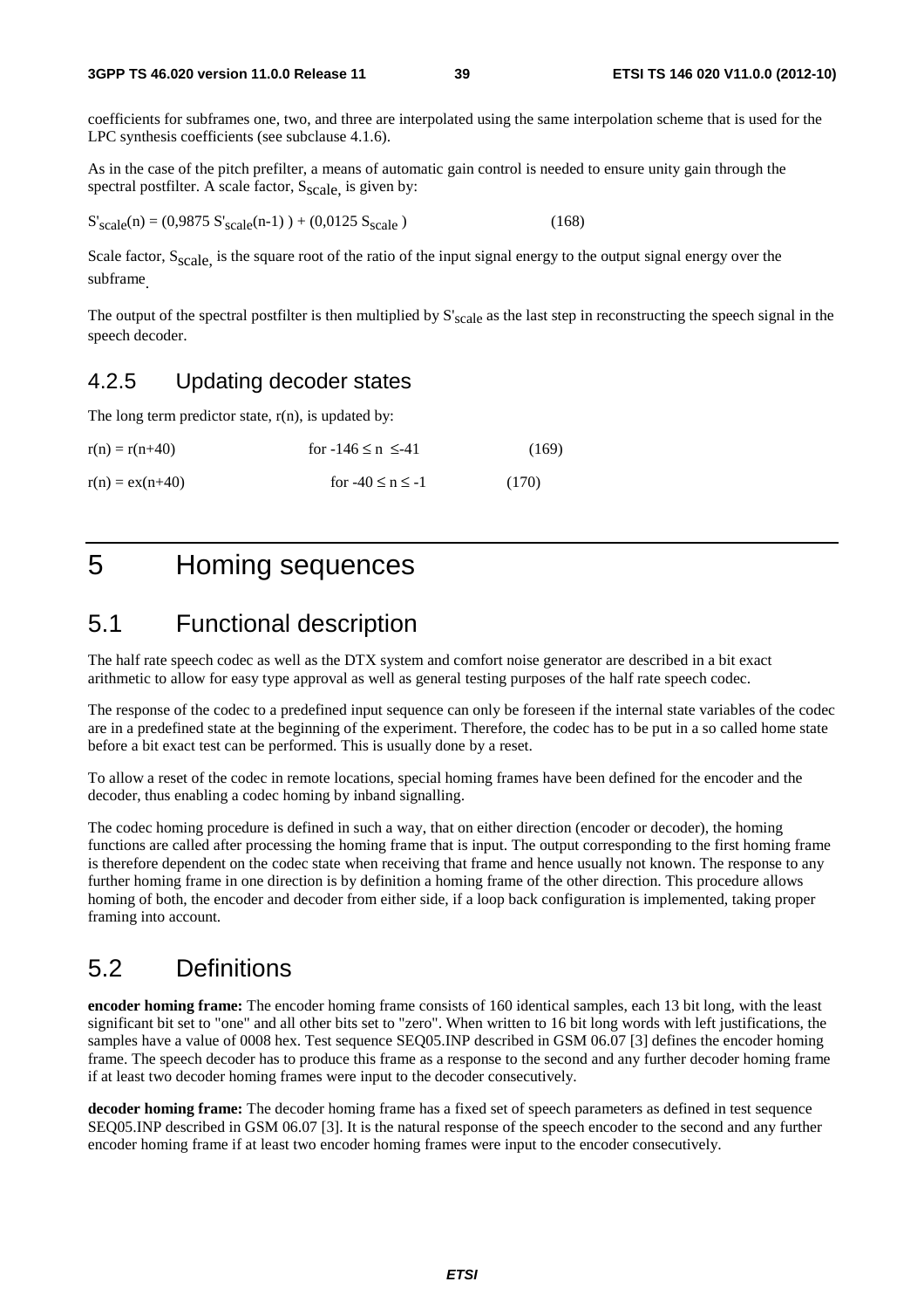coefficients for subframes one, two, and three are interpolated using the same interpolation scheme that is used for the LPC synthesis coefficients (see subclause 4.1.6).

As in the case of the pitch prefilter, a means of automatic gain control is needed to ensure unity gain through the spectral postfilter. A scale factor, $S_{scale}$, is given by:

$$S'_{scale}(n) = (0{,}9875\ S'_{scale}(n-1)\ ) + (0{,}0125\ S_{scale}\ ) \qquad (168)$$

Scale factor, $S_{scale}$, is the square root of the ratio of the input signal energy to the output signal energy over the subframe.

The output of the spectral postfilter is then multiplied by $S'_{scale}$ as the last step in reconstructing the speech signal in the speech decoder.

### 4.2.5 Updating decoder states

The long term predictor state, $r(n)$, is updated by:

$$r(n) = r(n+40) \qquad \text{for } -146 \leq n \leq -41 \qquad (169)$$

$$r(n) = ex(n+40) \qquad \text{for } -40 \leq n \leq -1 \qquad (170)$$

# 5 Homing sequences

## 5.1 Functional description

The half rate speech codec as well as the DTX system and comfort noise generator are described in a bit exact arithmetic to allow for easy type approval as well as general testing purposes of the half rate speech codec.

The response of the codec to a predefined input sequence can only be foreseen if the internal state variables of the codec are in a predefined state at the beginning of the experiment. Therefore, the codec has to be put in a so called home state before a bit exact test can be performed. This is usually done by a reset.

To allow a reset of the codec in remote locations, special homing frames have been defined for the encoder and the decoder, thus enabling a codec homing by inband signalling.

The codec homing procedure is defined in such a way, that on either direction (encoder or decoder), the homing functions are called after processing the homing frame that is input. The output corresponding to the first homing frame is therefore dependent on the codec state when receiving that frame and hence usually not known. The response to any further homing frame in one direction is by definition a homing frame of the other direction. This procedure allows homing of both, the encoder and decoder from either side, if a loop back configuration is implemented, taking proper framing into account.

## 5.2 Definitions

**encoder homing frame:** The encoder homing frame consists of 160 identical samples, each 13 bit long, with the least significant bit set to "one" and all other bits set to "zero". When written to 16 bit long words with left justifications, the samples have a value of 0008 hex. Test sequence SEQ05.INP described in GSM 06.07 [3] defines the encoder homing frame. The speech decoder has to produce this frame as a response to the second and any further decoder homing frame if at least two decoder homing frames were input to the decoder consecutively.

**decoder homing frame:** The decoder homing frame has a fixed set of speech parameters as defined in test sequence SEQ05.INP described in GSM 06.07 [3]. It is the natural response of the speech encoder to the second and any further encoder homing frame if at least two encoder homing frames were input to the encoder consecutively.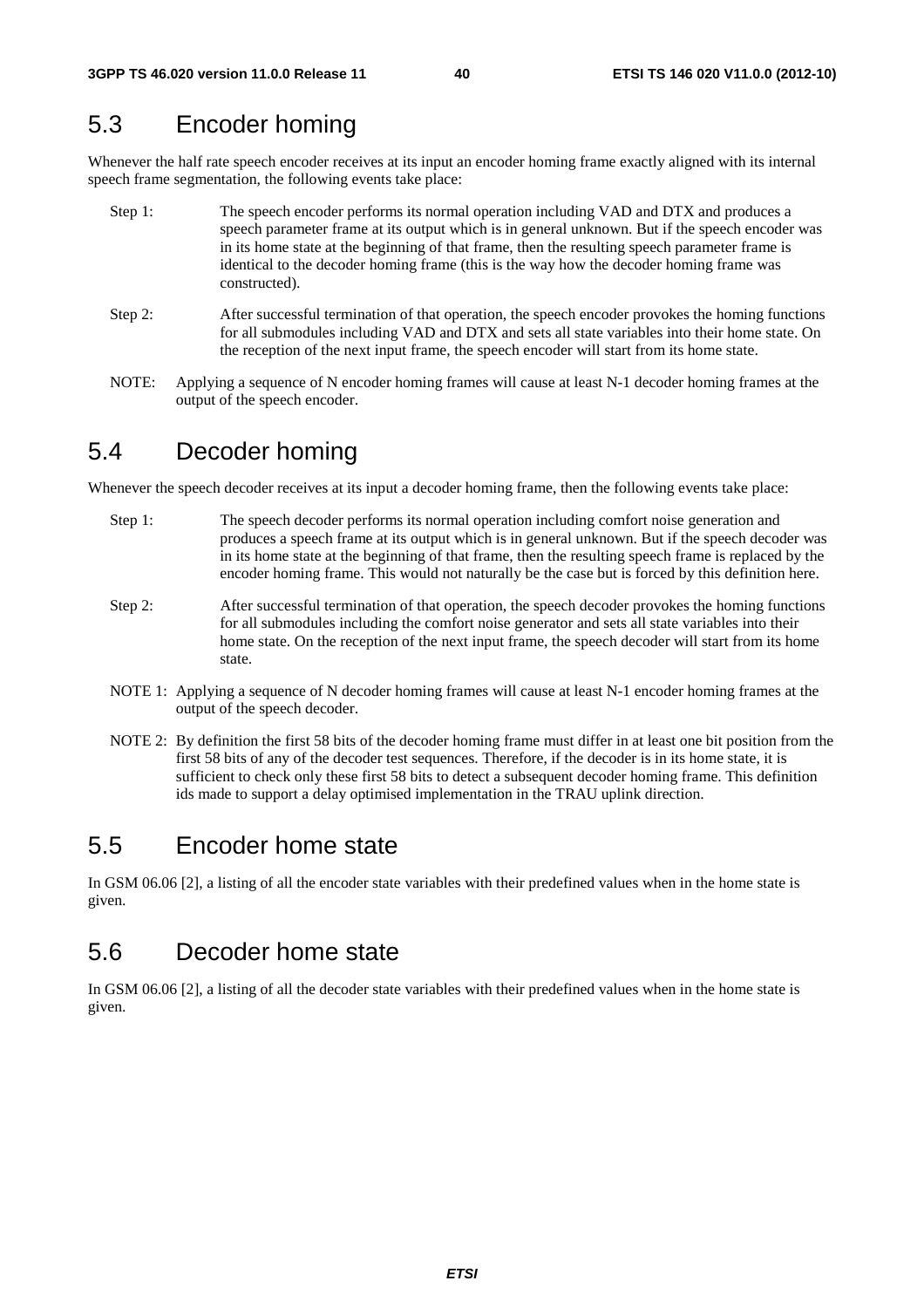## 5.3 Encoder homing

Whenever the half rate speech encoder receives at its input an encoder homing frame exactly aligned with its internal speech frame segmentation, the following events take place:

Step 1: The speech encoder performs its normal operation including VAD and DTX and produces a speech parameter frame at its output which is in general unknown. But if the speech encoder was in its home state at the beginning of that frame, then the resulting speech parameter frame is identical to the decoder homing frame (this is the way how the decoder homing frame was constructed).

Step 2: After successful termination of that operation, the speech encoder provokes the homing functions for all submodules including VAD and DTX and sets all state variables into their home state. On the reception of the next input frame, the speech encoder will start from its home state.

NOTE: Applying a sequence of N encoder homing frames will cause at least N-1 decoder homing frames at the output of the speech encoder.

## 5.4 Decoder homing

Whenever the speech decoder receives at its input a decoder homing frame, then the following events take place:

Step 1: The speech decoder performs its normal operation including comfort noise generation and produces a speech frame at its output which is in general unknown. But if the speech decoder was in its home state at the beginning of that frame, then the resulting speech frame is replaced by the encoder homing frame. This would not naturally be the case but is forced by this definition here.

Step 2: After successful termination of that operation, the speech decoder provokes the homing functions for all submodules including the comfort noise generator and sets all state variables into their home state. On the reception of the next input frame, the speech decoder will start from its home state.

NOTE 1: Applying a sequence of N decoder homing frames will cause at least N-1 encoder homing frames at the output of the speech decoder.

NOTE 2: By definition the first 58 bits of the decoder homing frame must differ in at least one bit position from the first 58 bits of any of the decoder test sequences. Therefore, if the decoder is in its home state, it is sufficient to check only these first 58 bits to detect a subsequent decoder homing frame. This definition ids made to support a delay optimised implementation in the TRAU uplink direction.

## 5.5 Encoder home state

In GSM 06.06 [2], a listing of all the encoder state variables with their predefined values when in the home state is given.

## 5.6 Decoder home state

In GSM 06.06 [2], a listing of all the decoder state variables with their predefined values when in the home state is given.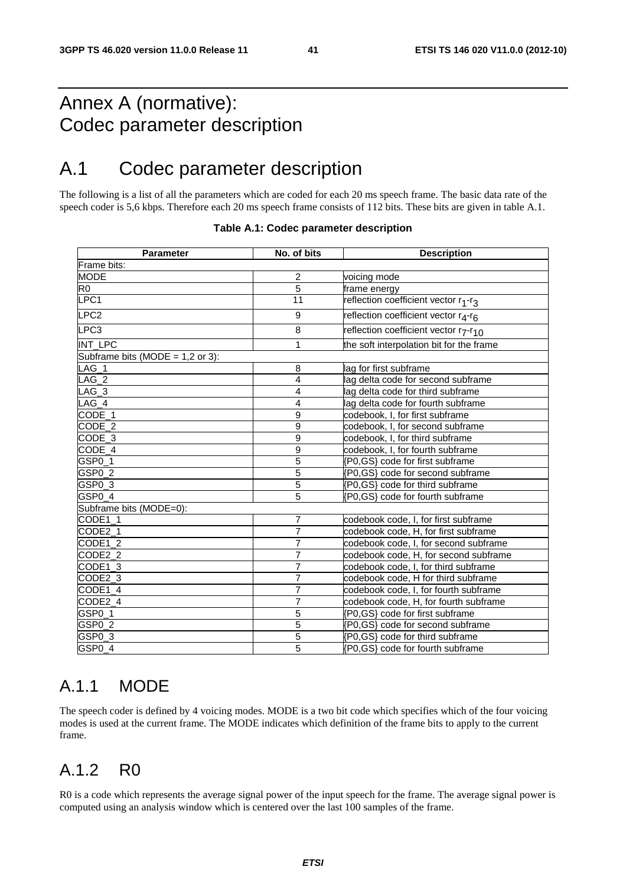# Annex A (normative): Codec parameter description

# A.1 Codec parameter description

The following is a list of all the parameters which are coded for each 20 ms speech frame. The basic data rate of the speech coder is 5,6 kbps. Therefore each 20 ms speech frame consists of 112 bits. These bits are given in table A.1.

**Table A.1: Codec parameter description**

| Parameter | No. of bits | Description |
|---|---|---|
| Frame bits: | | |
| MODE | 2 | voicing mode |
| R0 | 5 | frame energy |
| LPC1 | 11 | reflection coefficient vector $r_1$-$r_3$ |
| LPC2 | 9 | reflection coefficient vector $r_4$-$r_6$ |
| LPC3 | 8 | reflection coefficient vector $r_7$-$r_{10}$ |
| INT_LPC | 1 | the soft interpolation bit for the frame |
| Subframe bits (MODE = 1,2 or 3): | | |
| LAG_1 | 8 | lag for first subframe |
| LAG_2 | 4 | lag delta code for second subframe |
| LAG_3 | 4 | lag delta code for third subframe |
| LAG_4 | 4 | lag delta code for fourth subframe |
| CODE_1 | 9 | codebook, I, for first subframe |
| CODE_2 | 9 | codebook, I, for second subframe |
| CODE_3 | 9 | codebook, I, for third subframe |
| CODE_4 | 9 | codebook, I, for fourth subframe |
| GSP0_1 | 5 | {P0,GS} code for first subframe |
| GSP0_2 | 5 | {P0,GS} code for second subframe |
| GSP0_3 | 5 | {P0,GS} code for third subframe |
| GSP0_4 | 5 | {P0,GS} code for fourth subframe |
| Subframe bits (MODE=0): | | |
| CODE1_1 | 7 | codebook code, I, for first subframe |
| CODE2_1 | 7 | codebook code, H, for first subframe |
| CODE1_2 | 7 | codebook code, I, for second subframe |
| CODE2_2 | 7 | codebook code, H, for second subframe |
| CODE1_3 | 7 | codebook code, I, for third subframe |
| CODE2_3 | 7 | codebook code, H for third subframe |
| CODE1_4 | 7 | codebook code, I, for fourth subframe |
| CODE2_4 | 7 | codebook code, H, for fourth subframe |
| GSP0_1 | 5 | {P0,GS} code for first subframe |
| GSP0_2 | 5 | {P0,GS} code for second subframe |
| GSP0_3 | 5 | {P0,GS} code for third subframe |
| GSP0_4 | 5 | {P0,GS} code for fourth subframe |

## A.1.1 MODE

The speech coder is defined by 4 voicing modes. MODE is a two bit code which specifies which of the four voicing modes is used at the current frame. The MODE indicates which definition of the frame bits to apply to the current frame.

## A.1.2 R0

R0 is a code which represents the average signal power of the input speech for the frame. The average signal power is computed using an analysis window which is centered over the last 100 samples of the frame.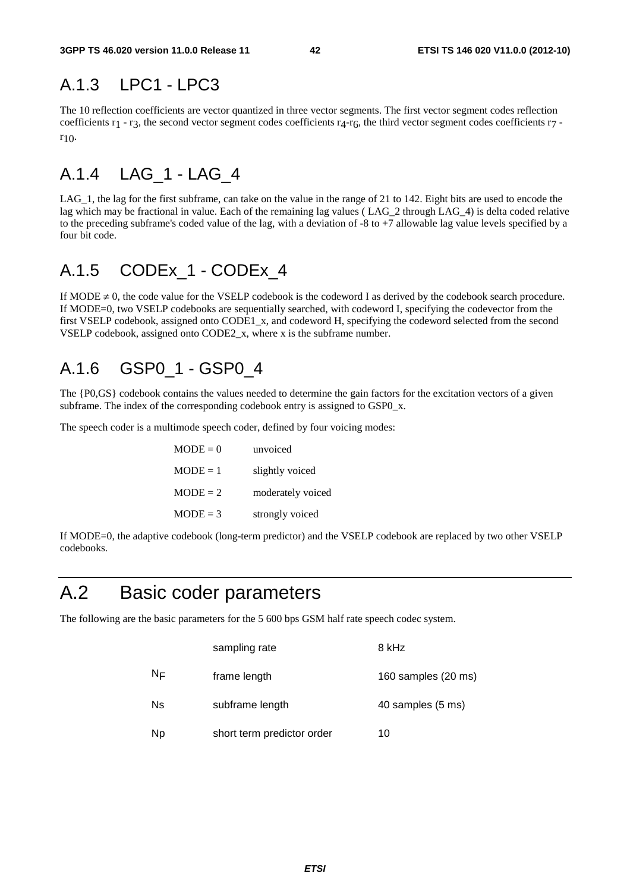## A.1.3 LPC1 - LPC3

The 10 reflection coefficients are vector quantized in three vector segments. The first vector segment codes reflection coefficients $r_1$ - $r_3$, the second vector segment codes coefficients $r_4$-$r_6$, the third vector segment codes coefficients $r_7$ - $r_{10}$.

## A.1.4 LAG_1 - LAG_4

LAG_1, the lag for the first subframe, can take on the value in the range of 21 to 142. Eight bits are used to encode the lag which may be fractional in value. Each of the remaining lag values ( LAG_2 through LAG_4) is delta coded relative to the preceding subframe's coded value of the lag, with a deviation of -8 to +7 allowable lag value levels specified by a four bit code.

## A.1.5 CODEx_1 - CODEx_4

If MODE $\neq$ 0, the code value for the VSELP codebook is the codeword I as derived by the codebook search procedure. If MODE=0, two VSELP codebooks are sequentially searched, with codeword I, specifying the codevector from the first VSELP codebook, assigned onto CODE1_x, and codeword H, specifying the codeword selected from the second VSELP codebook, assigned onto CODE2_x, where x is the subframe number.

## A.1.6 GSP0_1 - GSP0_4

The {P0,GS} codebook contains the values needed to determine the gain factors for the excitation vectors of a given subframe. The index of the corresponding codebook entry is assigned to GSP0_x.

The speech coder is a multimode speech coder, defined by four voicing modes:

| | |
|---|---|
| MODE = 0 | unvoiced |
| MODE = 1 | slightly voiced |
| MODE = 2 | moderately voiced |
| MODE = 3 | strongly voiced |

If MODE=0, the adaptive codebook (long-term predictor) and the VSELP codebook are replaced by two other VSELP codebooks.

# A.2 Basic coder parameters

The following are the basic parameters for the 5 600 bps GSM half rate speech codec system.

| | | |
|---|---|---|
| | sampling rate | 8 kHz |
| $N_F$ | frame length | 160 samples (20 ms) |
| Ns | subframe length | 40 samples (5 ms) |
| Np | short term predictor order | 10 |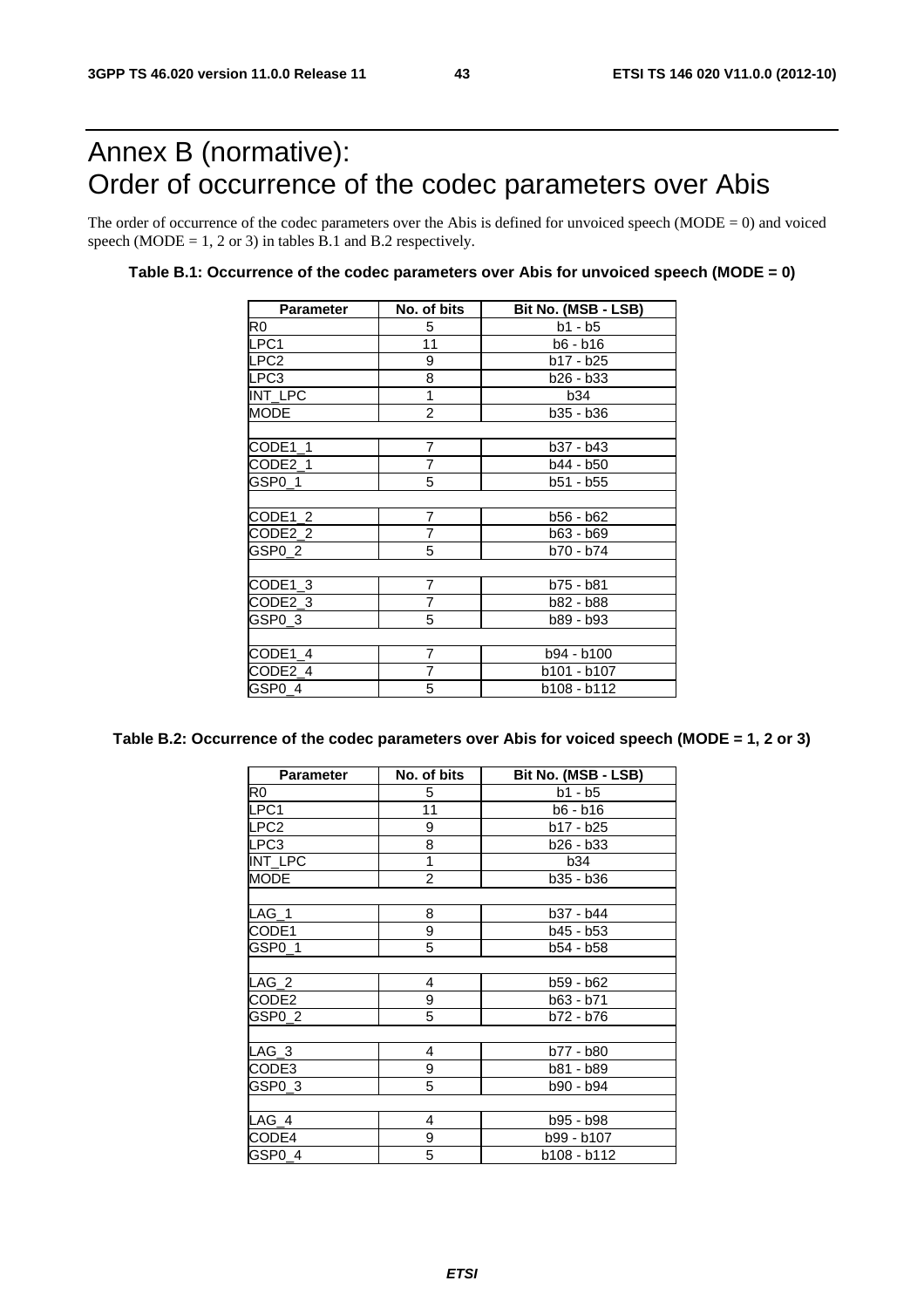# Annex B (normative): Order of occurrence of the codec parameters over Abis

The order of occurrence of the codec parameters over the Abis is defined for unvoiced speech (MODE = 0) and voiced speech (MODE = 1, 2 or 3) in tables B.1 and B.2 respectively.

**Table B.1: Occurrence of the codec parameters over Abis for unvoiced speech (MODE = 0)**

| Parameter | No. of bits | Bit No. (MSB - LSB) |
|---|---|---|
| R0 | 5 | b1 - b5 |
| LPC1 | 11 | b6 - b16 |
| LPC2 | 9 | b17 - b25 |
| LPC3 | 8 | b26 - b33 |
| INT_LPC | 1 | b34 |
| MODE | 2 | b35 - b36 |
| | | |
| CODE1_1 | 7 | b37 - b43 |
| CODE2_1 | 7 | b44 - b50 |
| GSP0_1 | 5 | b51 - b55 |
| | | |
| CODE1_2 | 7 | b56 - b62 |
| CODE2_2 | 7 | b63 - b69 |
| GSP0_2 | 5 | b70 - b74 |
| | | |
| CODE1_3 | 7 | b75 - b81 |
| CODE2_3 | 7 | b82 - b88 |
| GSP0_3 | 5 | b89 - b93 |
| | | |
| CODE1_4 | 7 | b94 - b100 |
| CODE2_4 | 7 | b101 - b107 |
| GSP0_4 | 5 | b108 - b112 |

**Table B.2: Occurrence of the codec parameters over Abis for voiced speech (MODE = 1, 2 or 3)**

| Parameter | No. of bits | Bit No. (MSB - LSB) |
|---|---|---|
| R0 | 5 | b1 - b5 |
| LPC1 | 11 | b6 - b16 |
| LPC2 | 9 | b17 - b25 |
| LPC3 | 8 | b26 - b33 |
| INT_LPC | 1 | b34 |
| MODE | 2 | b35 - b36 |
| | | |
| LAG_1 | 8 | b37 - b44 |
| CODE1 | 9 | b45 - b53 |
| GSP0_1 | 5 | b54 - b58 |
| | | |
| LAG_2 | 4 | b59 - b62 |
| CODE2 | 9 | b63 - b71 |
| GSP0_2 | 5 | b72 - b76 |
| | | |
| LAG_3 | 4 | b77 - b80 |
| CODE3 | 9 | b81 - b89 |
| GSP0_3 | 5 | b90 - b94 |
| | | |
| LAG_4 | 4 | b95 - b98 |
| CODE4 | 9 | b99 - b107 |
| GSP0_4 | 5 | b108 - b112 |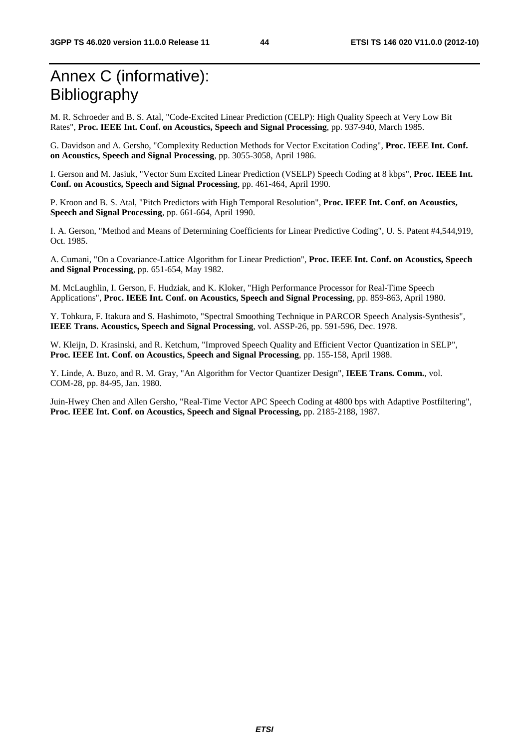# Annex C (informative): Bibliography

M. R. Schroeder and B. S. Atal, "Code-Excited Linear Prediction (CELP): High Quality Speech at Very Low Bit Rates", **Proc. IEEE Int. Conf. on Acoustics, Speech and Signal Processing**, pp. 937-940, March 1985.

G. Davidson and A. Gersho, "Complexity Reduction Methods for Vector Excitation Coding", **Proc. IEEE Int. Conf. on Acoustics, Speech and Signal Processing**, pp. 3055-3058, April 1986.

I. Gerson and M. Jasiuk, "Vector Sum Excited Linear Prediction (VSELP) Speech Coding at 8 kbps", **Proc. IEEE Int. Conf. on Acoustics, Speech and Signal Processing**, pp. 461-464, April 1990.

P. Kroon and B. S. Atal, "Pitch Predictors with High Temporal Resolution", **Proc. IEEE Int. Conf. on Acoustics, Speech and Signal Processing**, pp. 661-664, April 1990.

I. A. Gerson, "Method and Means of Determining Coefficients for Linear Predictive Coding", U. S. Patent #4,544,919, Oct. 1985.

A. Cumani, "On a Covariance-Lattice Algorithm for Linear Prediction", **Proc. IEEE Int. Conf. on Acoustics, Speech and Signal Processing**, pp. 651-654, May 1982.

M. McLaughlin, I. Gerson, F. Hudziak, and K. Kloker, "High Performance Processor for Real-Time Speech Applications", **Proc. IEEE Int. Conf. on Acoustics, Speech and Signal Processing**, pp. 859-863, April 1980.

Y. Tohkura, F. Itakura and S. Hashimoto, "Spectral Smoothing Technique in PARCOR Speech Analysis-Synthesis", **IEEE Trans. Acoustics, Speech and Signal Processing**, vol. ASSP-26, pp. 591-596, Dec. 1978.

W. Kleijn, D. Krasinski, and R. Ketchum, "Improved Speech Quality and Efficient Vector Quantization in SELP", **Proc. IEEE Int. Conf. on Acoustics, Speech and Signal Processing**, pp. 155-158, April 1988.

Y. Linde, A. Buzo, and R. M. Gray, "An Algorithm for Vector Quantizer Design", **IEEE Trans. Comm.**, vol. COM-28, pp. 84-95, Jan. 1980.

Juin-Hwey Chen and Allen Gersho, "Real-Time Vector APC Speech Coding at 4800 bps with Adaptive Postfiltering", **Proc. IEEE Int. Conf. on Acoustics, Speech and Signal Processing,** pp. 2185-2188, 1987.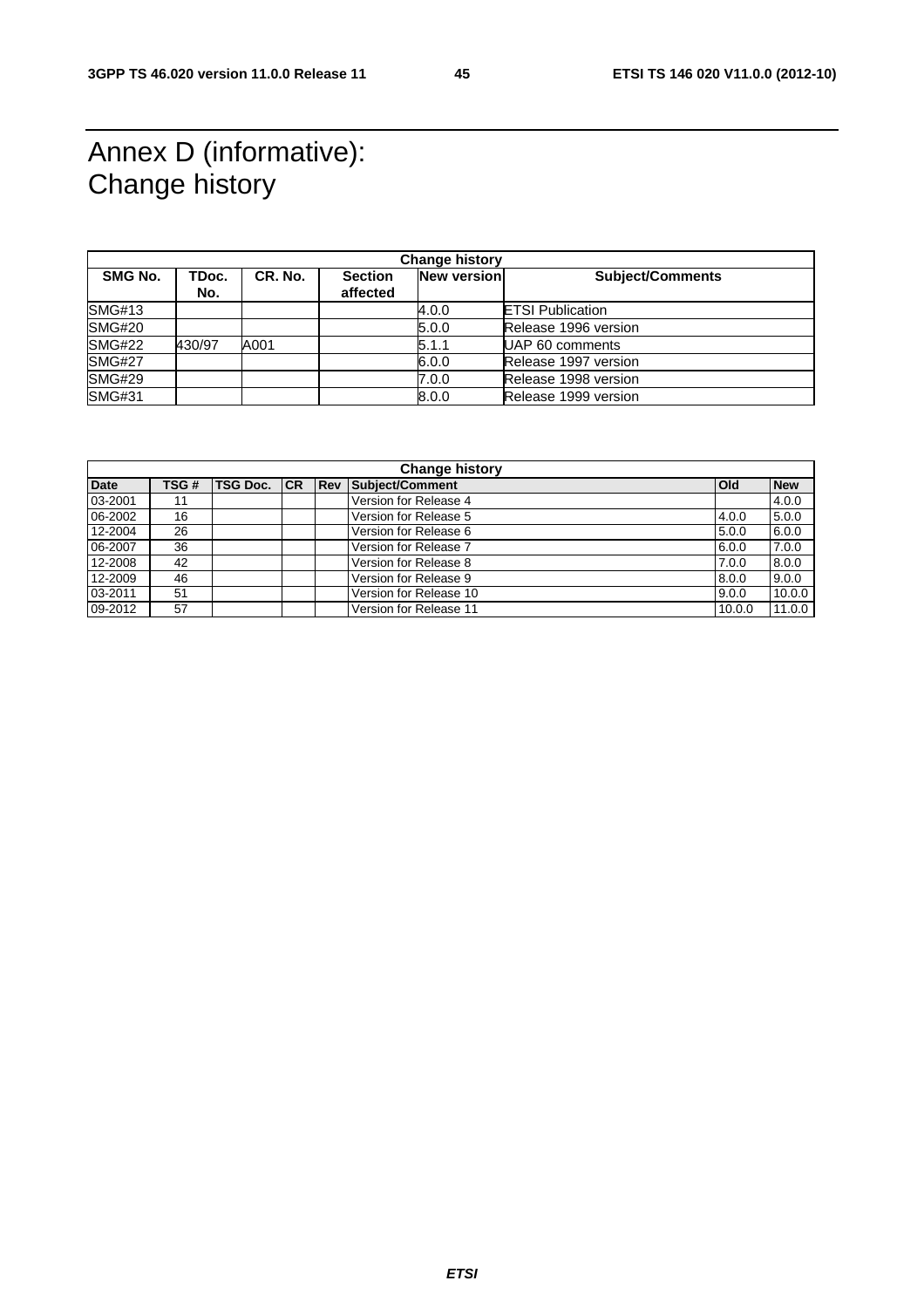# Annex D (informative): Change history

| Change history | | | | | |
|---|---|---|---|---|---|
| **SMG No.** | **TDoc. No.** | **CR. No.** | **Section affected** | **New version** | **Subject/Comments** |
| SMG#13 | | | | 4.0.0 | ETSI Publication |
| SMG#20 | | | | 5.0.0 | Release 1996 version |
| SMG#22 | 430/97 | A001 | | 5.1.1 | UAP 60 comments |
| SMG#27 | | | | 6.0.0 | Release 1997 version |
| SMG#29 | | | | 7.0.0 | Release 1998 version |
| SMG#31 | | | | 8.0.0 | Release 1999 version |

| Change history | | | | | | | |
|---|---|---|---|---|---|---|---|
| **Date** | **TSG #** | **TSG Doc.** | **CR** | **Rev** | **Subject/Comment** | **Old** | **New** |
| 03-2001 | 11 | | | | Version for Release 4 | | 4.0.0 |
| 06-2002 | 16 | | | | Version for Release 5 | 4.0.0 | 5.0.0 |
| 12-2004 | 26 | | | | Version for Release 6 | 5.0.0 | 6.0.0 |
| 06-2007 | 36 | | | | Version for Release 7 | 6.0.0 | 7.0.0 |
| 12-2008 | 42 | | | | Version for Release 8 | 7.0.0 | 8.0.0 |
| 12-2009 | 46 | | | | Version for Release 9 | 8.0.0 | 9.0.0 |
| 03-2011 | 51 | | | | Version for Release 10 | 9.0.0 | 10.0.0 |
| 09-2012 | 57 | | | | Version for Release 11 | 10.0.0 | 11.0.0 |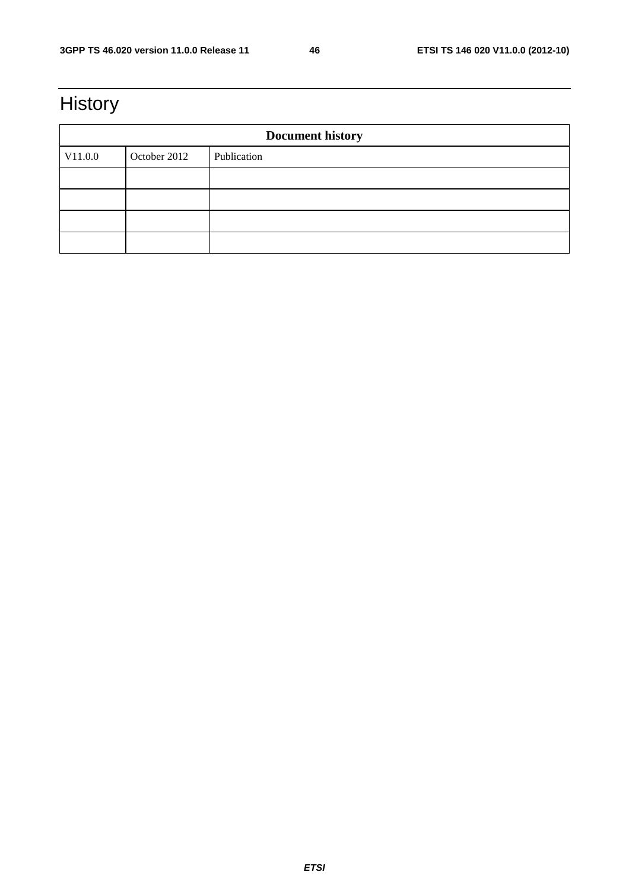# History

| Document history | | |
|---|---|---|
| V11.0.0 | October 2012 | Publication |
| | | |
| | | |
| | | |
| | | |